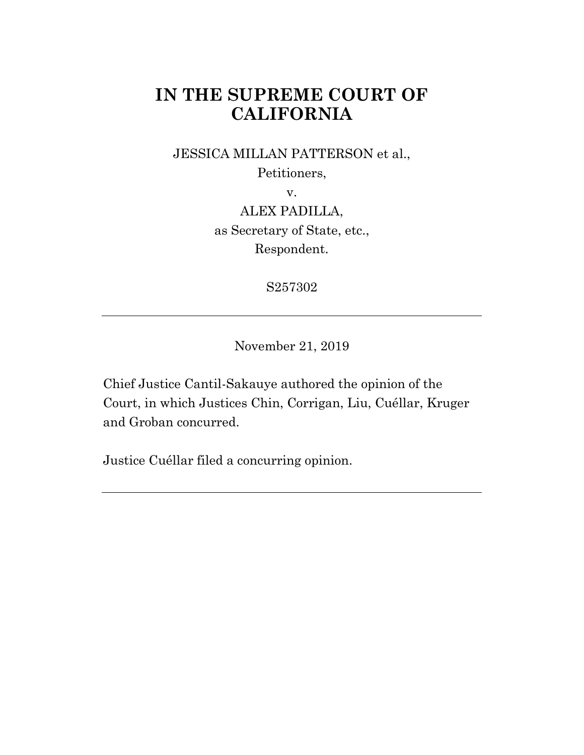# IN THE SUPREME COURT OF CALIFORNIA

JESSICA MILLAN PATTERSON et al.,
Petitioners,
v.
ALEX PADILLA,
as Secretary of State, etc.,
Respondent.

S257302

---

November 21, 2019

Chief Justice Cantil-Sakauye authored the opinion of the Court, in which Justices Chin, Corrigan, Liu, Cuéllar, Kruger and Groban concurred.

Justice Cuéllar filed a concurring opinion.

---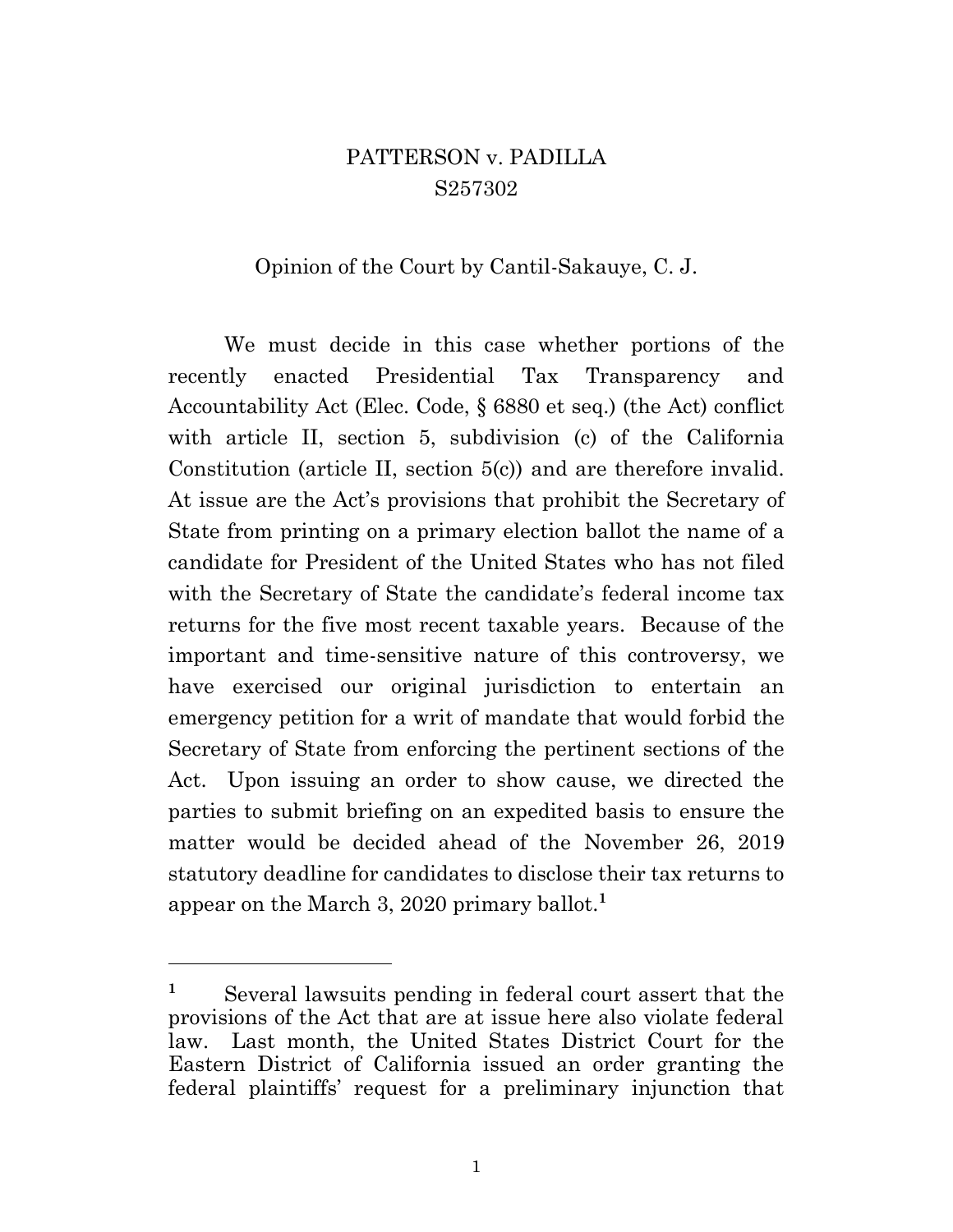PATTERSON v. PADILLA

S257302

Opinion of the Court by Cantil-Sakauye, C. J.

We must decide in this case whether portions of the recently enacted Presidential Tax Transparency and Accountability Act (Elec. Code, § 6880 et seq.) (the Act) conflict with article II, section 5, subdivision (c) of the California Constitution (article II, section 5(c)) and are therefore invalid. At issue are the Act's provisions that prohibit the Secretary of State from printing on a primary election ballot the name of a candidate for President of the United States who has not filed with the Secretary of State the candidate's federal income tax returns for the five most recent taxable years. Because of the important and time-sensitive nature of this controversy, we have exercised our original jurisdiction to entertain an emergency petition for a writ of mandate that would forbid the Secretary of State from enforcing the pertinent sections of the Act. Upon issuing an order to show cause, we directed the parties to submit briefing on an expedited basis to ensure the matter would be decided ahead of the November 26, 2019 statutory deadline for candidates to disclose their tax returns to appear on the March 3, 2020 primary ballot.[1]

---

[1] Several lawsuits pending in federal court assert that the provisions of the Act that are at issue here also violate federal law. Last month, the United States District Court for the Eastern District of California issued an order granting the federal plaintiffs' request for a preliminary injunction that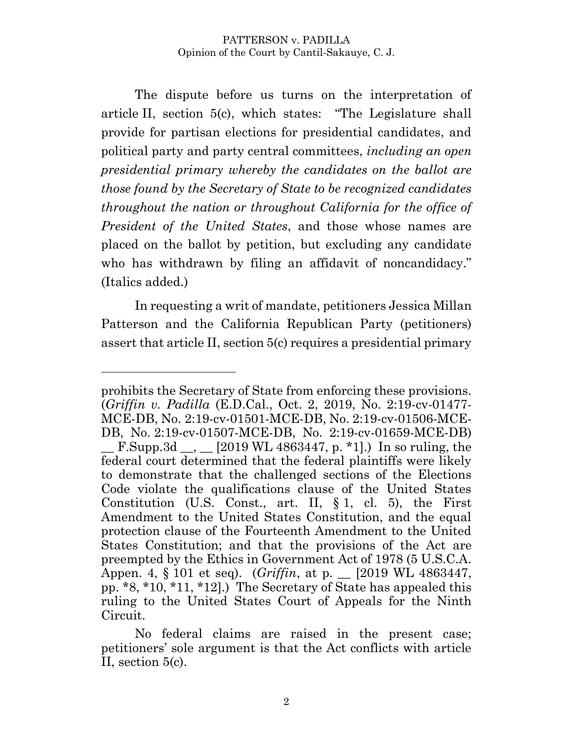The dispute before us turns on the interpretation of article II, section 5(c), which states: "The Legislature shall provide for partisan elections for presidential candidates, and political party and party central committees, *including an open presidential primary whereby the candidates on the ballot are those found by the Secretary of State to be recognized candidates throughout the nation or throughout California for the office of President of the United States*, and those whose names are placed on the ballot by petition, but excluding any candidate who has withdrawn by filing an affidavit of noncandidacy." (Italics added.)

In requesting a writ of mandate, petitioners Jessica Millan Patterson and the California Republican Party (petitioners) assert that article II, section 5(c) requires a presidential primary

---

prohibits the Secretary of State from enforcing these provisions. (*Griffin v. Padilla* (E.D.Cal., Oct. 2, 2019, No. 2:19-cv-01477-MCE-DB, No. 2:19-cv-01501-MCE-DB, No. 2:19-cv-01506-MCE-DB, No. 2:19-cv-01507-MCE-DB, No. 2:19-cv-01659-MCE-DB) __ F.Supp.3d __, __ [2019 WL 4863447, p. *1].) In so ruling, the federal court determined that the federal plaintiffs were likely to demonstrate that the challenged sections of the Elections Code violate the qualifications clause of the United States Constitution (U.S. Const., art. II, § 1, cl. 5), the First Amendment to the United States Constitution, and the equal protection clause of the Fourteenth Amendment to the United States Constitution; and that the provisions of the Act are preempted by the Ethics in Government Act of 1978 (5 U.S.C.A. Appen. 4, § 101 et seq). (*Griffin*, at p. __ [2019 WL 4863447, pp. *8, *10, *11, *12].) The Secretary of State has appealed this ruling to the United States Court of Appeals for the Ninth Circuit.

No federal claims are raised in the present case; petitioners' sole argument is that the Act conflicts with article II, section 5(c).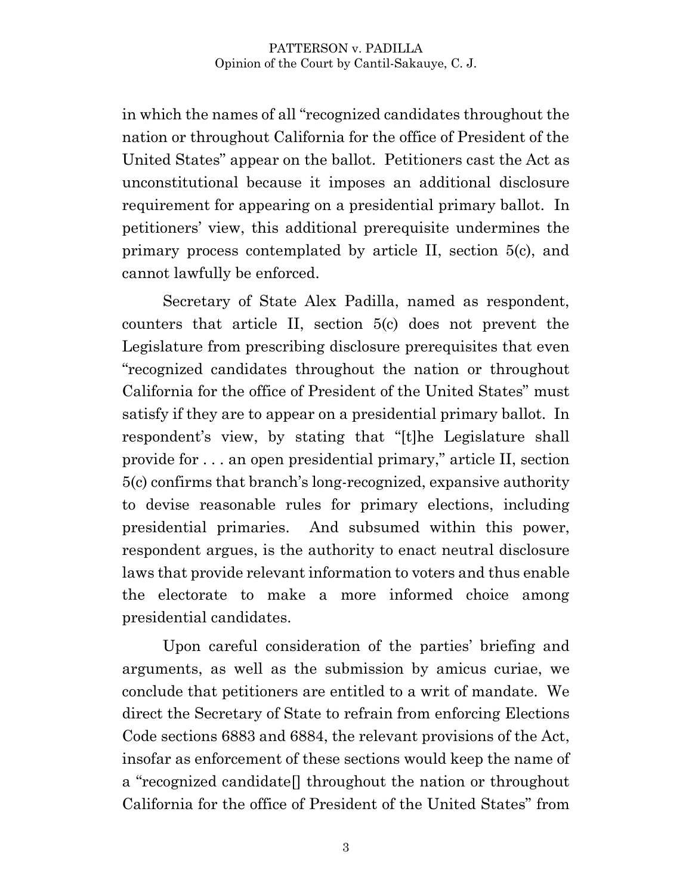in which the names of all "recognized candidates throughout the nation or throughout California for the office of President of the United States" appear on the ballot. Petitioners cast the Act as unconstitutional because it imposes an additional disclosure requirement for appearing on a presidential primary ballot. In petitioners' view, this additional prerequisite undermines the primary process contemplated by article II, section 5(c), and cannot lawfully be enforced.

Secretary of State Alex Padilla, named as respondent, counters that article II, section 5(c) does not prevent the Legislature from prescribing disclosure prerequisites that even "recognized candidates throughout the nation or throughout California for the office of President of the United States" must satisfy if they are to appear on a presidential primary ballot. In respondent's view, by stating that "[t]he Legislature shall provide for . . . an open presidential primary," article II, section 5(c) confirms that branch's long-recognized, expansive authority to devise reasonable rules for primary elections, including presidential primaries. And subsumed within this power, respondent argues, is the authority to enact neutral disclosure laws that provide relevant information to voters and thus enable the electorate to make a more informed choice among presidential candidates.

Upon careful consideration of the parties' briefing and arguments, as well as the submission by amicus curiae, we conclude that petitioners are entitled to a writ of mandate. We direct the Secretary of State to refrain from enforcing Elections Code sections 6883 and 6884, the relevant provisions of the Act, insofar as enforcement of these sections would keep the name of a "recognized candidate[] throughout the nation or throughout California for the office of President of the United States" from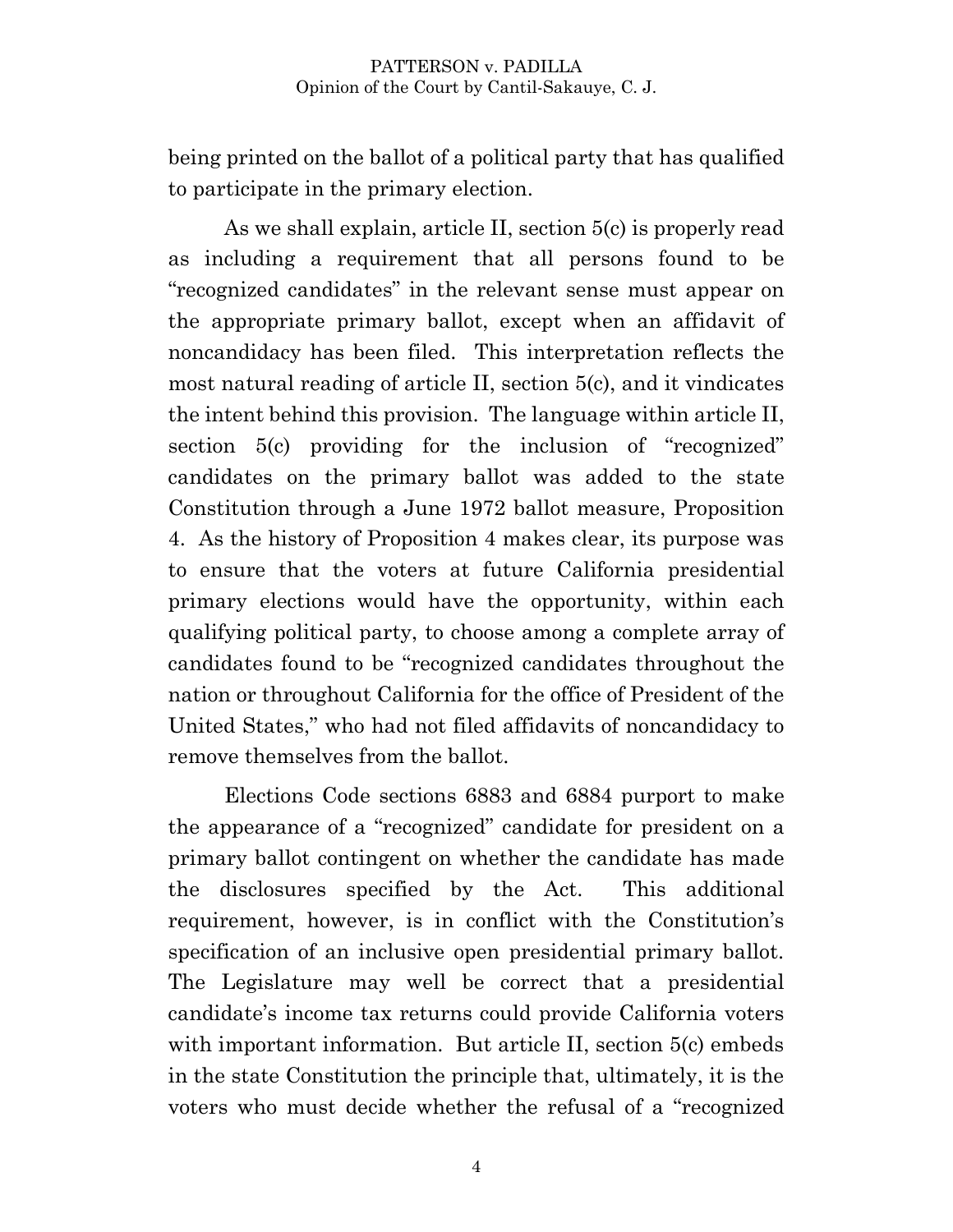being printed on the ballot of a political party that has qualified to participate in the primary election.

As we shall explain, article II, section 5(c) is properly read as including a requirement that all persons found to be "recognized candidates" in the relevant sense must appear on the appropriate primary ballot, except when an affidavit of noncandidacy has been filed. This interpretation reflects the most natural reading of article II, section 5(c), and it vindicates the intent behind this provision. The language within article II, section 5(c) providing for the inclusion of "recognized" candidates on the primary ballot was added to the state Constitution through a June 1972 ballot measure, Proposition 4. As the history of Proposition 4 makes clear, its purpose was to ensure that the voters at future California presidential primary elections would have the opportunity, within each qualifying political party, to choose among a complete array of candidates found to be "recognized candidates throughout the nation or throughout California for the office of President of the United States," who had not filed affidavits of noncandidacy to remove themselves from the ballot.

Elections Code sections 6883 and 6884 purport to make the appearance of a "recognized" candidate for president on a primary ballot contingent on whether the candidate has made the disclosures specified by the Act. This additional requirement, however, is in conflict with the Constitution's specification of an inclusive open presidential primary ballot. The Legislature may well be correct that a presidential candidate's income tax returns could provide California voters with important information. But article II, section 5(c) embeds in the state Constitution the principle that, ultimately, it is the voters who must decide whether the refusal of a "recognized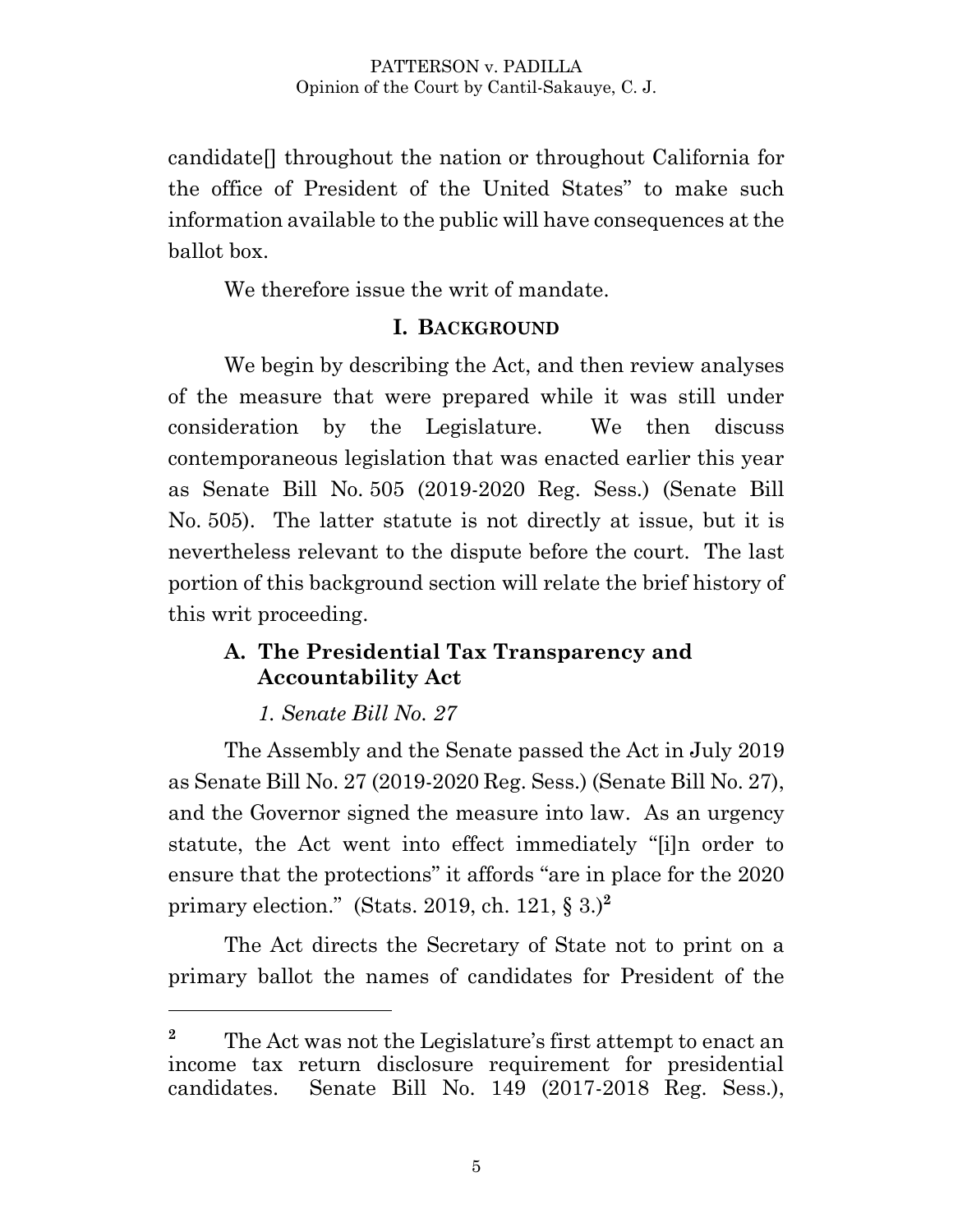candidate[] throughout the nation or throughout California for the office of President of the United States" to make such information available to the public will have consequences at the ballot box.

We therefore issue the writ of mandate.

## I. BACKGROUND

We begin by describing the Act, and then review analyses of the measure that were prepared while it was still under consideration by the Legislature. We then discuss contemporaneous legislation that was enacted earlier this year as Senate Bill No. 505 (2019-2020 Reg. Sess.) (Senate Bill No. 505). The latter statute is not directly at issue, but it is nevertheless relevant to the dispute before the court. The last portion of this background section will relate the brief history of this writ proceeding.

### A. The Presidential Tax Transparency and Accountability Act

#### *1. Senate Bill No. 27*

The Assembly and the Senate passed the Act in July 2019 as Senate Bill No. 27 (2019-2020 Reg. Sess.) (Senate Bill No. 27), and the Governor signed the measure into law. As an urgency statute, the Act went into effect immediately "[i]n order to ensure that the protections" it affords "are in place for the 2020 primary election." (Stats. 2019, ch. 121, § 3.)[2]

The Act directs the Secretary of State not to print on a primary ballot the names of candidates for President of the

---

[2] The Act was not the Legislature's first attempt to enact an income tax return disclosure requirement for presidential candidates. Senate Bill No. 149 (2017-2018 Reg. Sess.),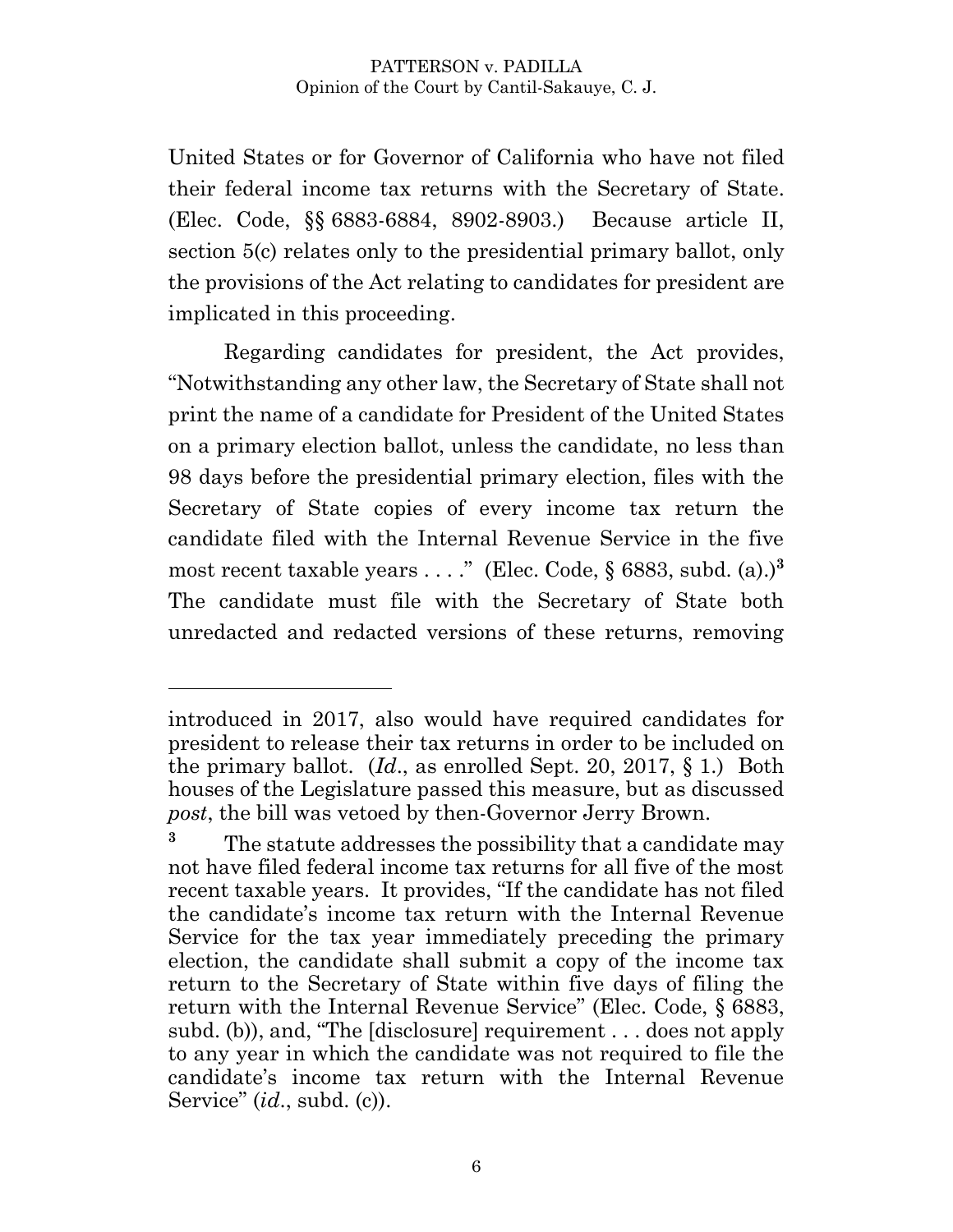United States or for Governor of California who have not filed their federal income tax returns with the Secretary of State. (Elec. Code, §§ 6883-6884, 8902-8903.) Because article II, section 5(c) relates only to the presidential primary ballot, only the provisions of the Act relating to candidates for president are implicated in this proceeding.

Regarding candidates for president, the Act provides, "Notwithstanding any other law, the Secretary of State shall not print the name of a candidate for President of the United States on a primary election ballot, unless the candidate, no less than 98 days before the presidential primary election, files with the Secretary of State copies of every income tax return the candidate filed with the Internal Revenue Service in the five most recent taxable years . . . ." (Elec. Code, § 6883, subd. (a).)[3] The candidate must file with the Secretary of State both unredacted and redacted versions of these returns, removing

---

introduced in 2017, also would have required candidates for president to release their tax returns in order to be included on the primary ballot. (*Id*., as enrolled Sept. 20, 2017, § 1.) Both houses of the Legislature passed this measure, but as discussed *post*, the bill was vetoed by then-Governor Jerry Brown.

[3] The statute addresses the possibility that a candidate may not have filed federal income tax returns for all five of the most recent taxable years. It provides, "If the candidate has not filed the candidate's income tax return with the Internal Revenue Service for the tax year immediately preceding the primary election, the candidate shall submit a copy of the income tax return to the Secretary of State within five days of filing the return with the Internal Revenue Service" (Elec. Code, § 6883, subd. (b)), and, "The [disclosure] requirement . . . does not apply to any year in which the candidate was not required to file the candidate's income tax return with the Internal Revenue Service" (*id*., subd. (c)).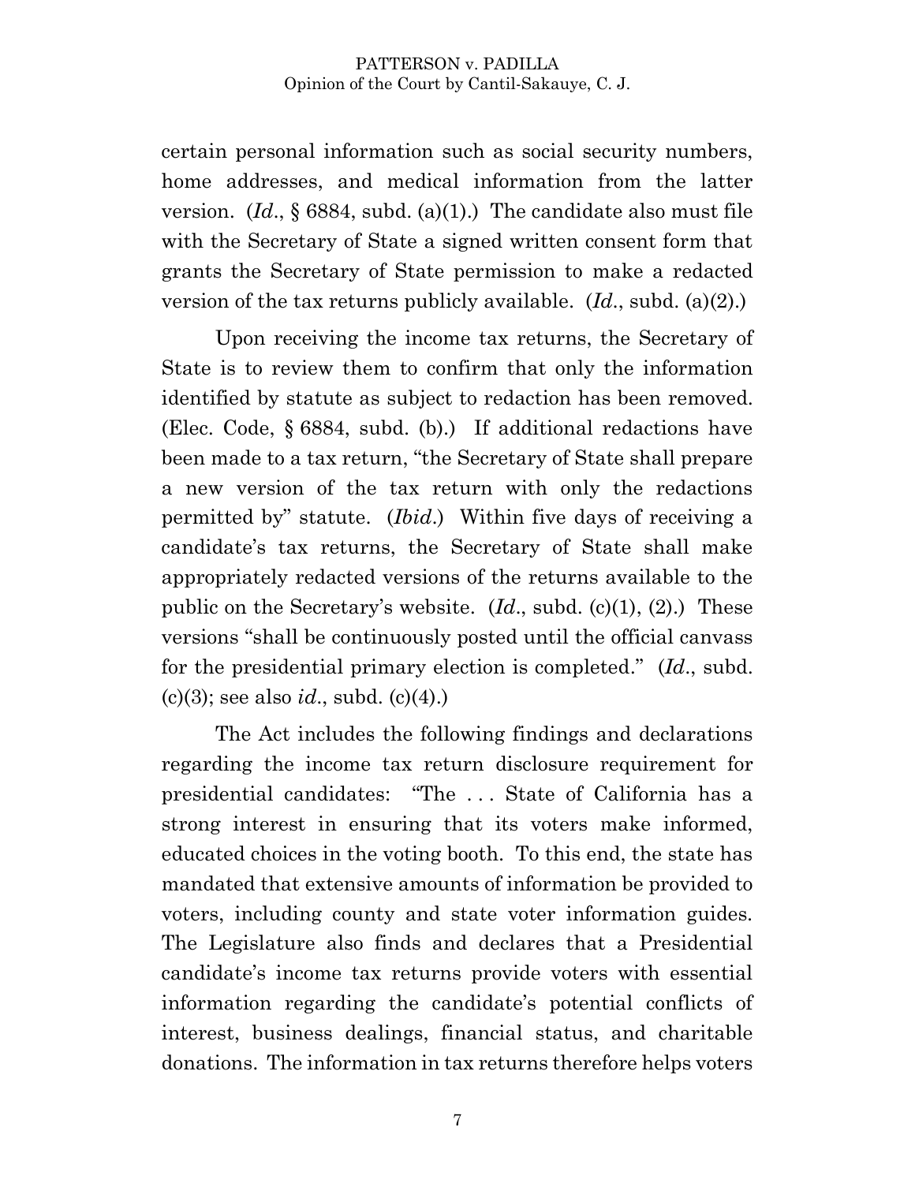certain personal information such as social security numbers, home addresses, and medical information from the latter version. (*Id.*, § 6884, subd. (a)(1).) The candidate also must file with the Secretary of State a signed written consent form that grants the Secretary of State permission to make a redacted version of the tax returns publicly available. (*Id.*, subd. (a)(2).)

Upon receiving the income tax returns, the Secretary of State is to review them to confirm that only the information identified by statute as subject to redaction has been removed. (Elec. Code, § 6884, subd. (b).) If additional redactions have been made to a tax return, "the Secretary of State shall prepare a new version of the tax return with only the redactions permitted by" statute. (*Ibid.*) Within five days of receiving a candidate's tax returns, the Secretary of State shall make appropriately redacted versions of the returns available to the public on the Secretary's website. (*Id.*, subd. (c)(1), (2).) These versions "shall be continuously posted until the official canvass for the presidential primary election is completed." (*Id.*, subd. (c)(3); see also *id.*, subd. (c)(4).)

The Act includes the following findings and declarations regarding the income tax return disclosure requirement for presidential candidates: "The . . . State of California has a strong interest in ensuring that its voters make informed, educated choices in the voting booth. To this end, the state has mandated that extensive amounts of information be provided to voters, including county and state voter information guides. The Legislature also finds and declares that a Presidential candidate's income tax returns provide voters with essential information regarding the candidate's potential conflicts of interest, business dealings, financial status, and charitable donations. The information in tax returns therefore helps voters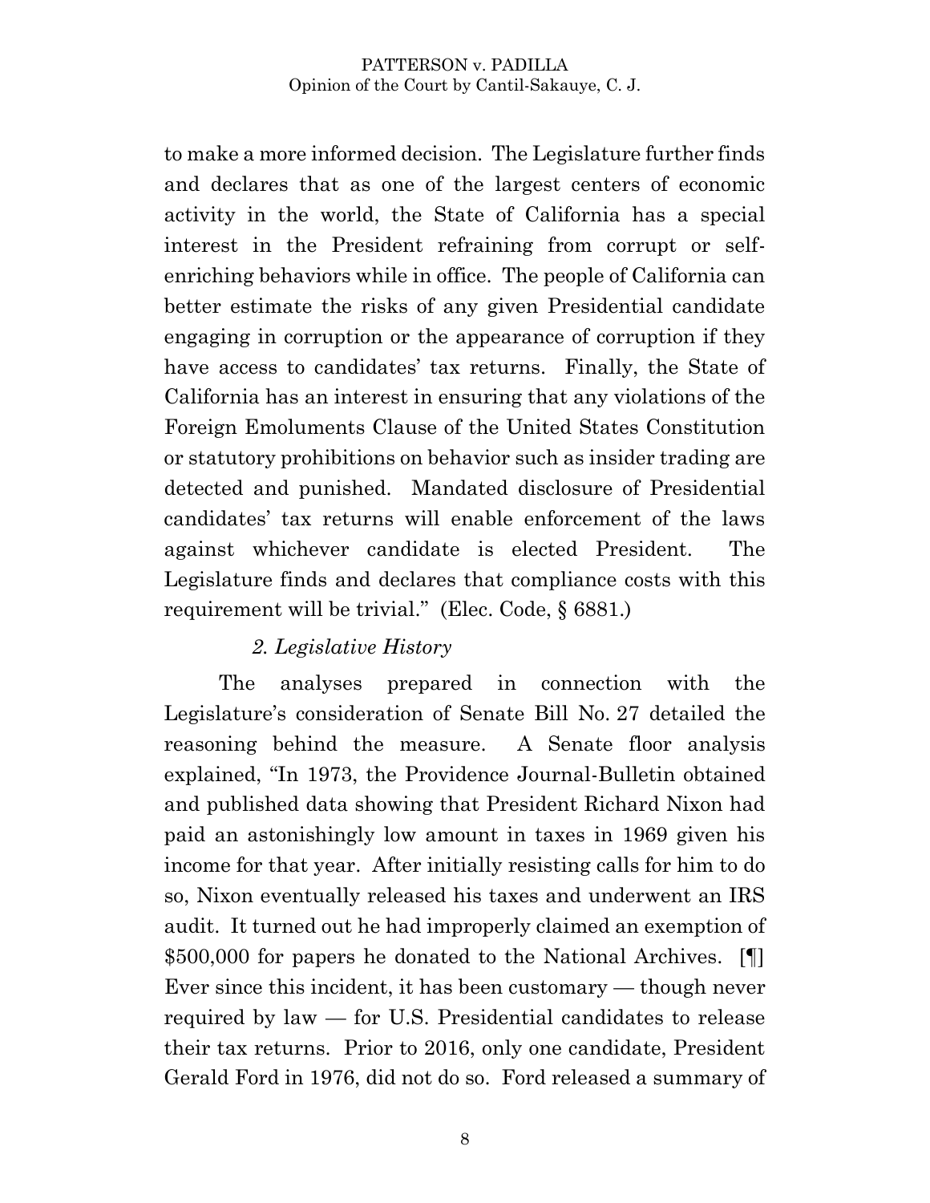to make a more informed decision. The Legislature further finds and declares that as one of the largest centers of economic activity in the world, the State of California has a special interest in the President refraining from corrupt or self-enriching behaviors while in office. The people of California can better estimate the risks of any given Presidential candidate engaging in corruption or the appearance of corruption if they have access to candidates' tax returns. Finally, the State of California has an interest in ensuring that any violations of the Foreign Emoluments Clause of the United States Constitution or statutory prohibitions on behavior such as insider trading are detected and punished. Mandated disclosure of Presidential candidates' tax returns will enable enforcement of the laws against whichever candidate is elected President. The Legislature finds and declares that compliance costs with this requirement will be trivial." (Elec. Code, § 6881.)

### *2. Legislative History*

The analyses prepared in connection with the Legislature's consideration of Senate Bill No. 27 detailed the reasoning behind the measure. A Senate floor analysis explained, "In 1973, the Providence Journal-Bulletin obtained and published data showing that President Richard Nixon had paid an astonishingly low amount in taxes in 1969 given his income for that year. After initially resisting calls for him to do so, Nixon eventually released his taxes and underwent an IRS audit. It turned out he had improperly claimed an exemption of $500,000 for papers he donated to the National Archives. [¶] Ever since this incident, it has been customary — though never required by law — for U.S. Presidential candidates to release their tax returns. Prior to 2016, only one candidate, President Gerald Ford in 1976, did not do so. Ford released a summary of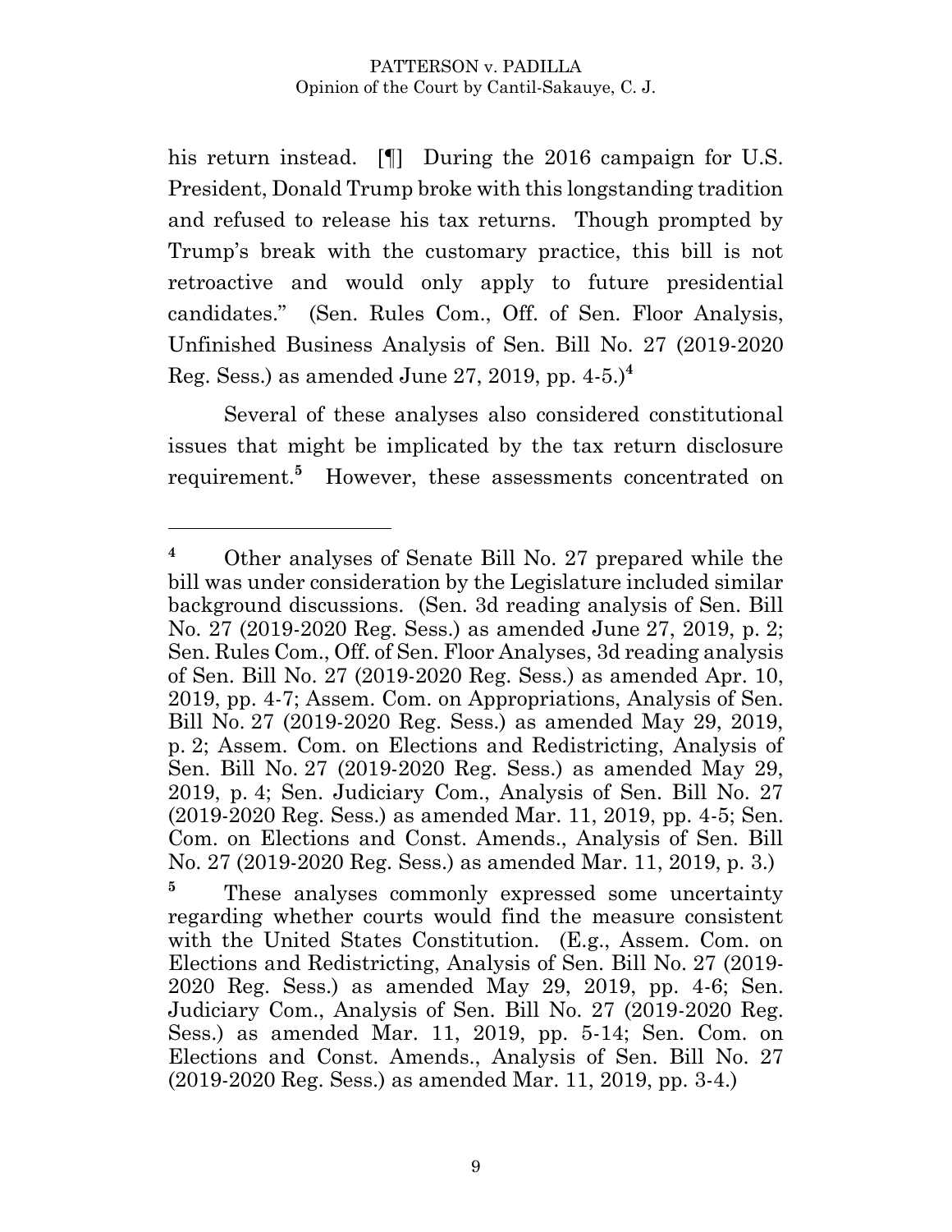his return instead. [¶] During the 2016 campaign for U.S. President, Donald Trump broke with this longstanding tradition and refused to release his tax returns. Though prompted by Trump's break with the customary practice, this bill is not retroactive and would only apply to future presidential candidates." (Sen. Rules Com., Off. of Sen. Floor Analysis, Unfinished Business Analysis of Sen. Bill No. 27 (2019-2020 Reg. Sess.) as amended June 27, 2019, pp. 4-5.)[4]

Several of these analyses also considered constitutional issues that might be implicated by the tax return disclosure requirement.[5] However, these assessments concentrated on

---

[4] Other analyses of Senate Bill No. 27 prepared while the bill was under consideration by the Legislature included similar background discussions. (Sen. 3d reading analysis of Sen. Bill No. 27 (2019-2020 Reg. Sess.) as amended June 27, 2019, p. 2; Sen. Rules Com., Off. of Sen. Floor Analyses, 3d reading analysis of Sen. Bill No. 27 (2019-2020 Reg. Sess.) as amended Apr. 10, 2019, pp. 4-7; Assem. Com. on Appropriations, Analysis of Sen. Bill No. 27 (2019-2020 Reg. Sess.) as amended May 29, 2019, p. 2; Assem. Com. on Elections and Redistricting, Analysis of Sen. Bill No. 27 (2019-2020 Reg. Sess.) as amended May 29, 2019, p. 4; Sen. Judiciary Com., Analysis of Sen. Bill No. 27 (2019-2020 Reg. Sess.) as amended Mar. 11, 2019, pp. 4-5; Sen. Com. on Elections and Const. Amends., Analysis of Sen. Bill No. 27 (2019-2020 Reg. Sess.) as amended Mar. 11, 2019, p. 3.)

[5] These analyses commonly expressed some uncertainty regarding whether courts would find the measure consistent with the United States Constitution. (E.g., Assem. Com. on Elections and Redistricting, Analysis of Sen. Bill No. 27 (2019-2020 Reg. Sess.) as amended May 29, 2019, pp. 4-6; Sen. Judiciary Com., Analysis of Sen. Bill No. 27 (2019-2020 Reg. Sess.) as amended Mar. 11, 2019, pp. 5-14; Sen. Com. on Elections and Const. Amends., Analysis of Sen. Bill No. 27 (2019-2020 Reg. Sess.) as amended Mar. 11, 2019, pp. 3-4.)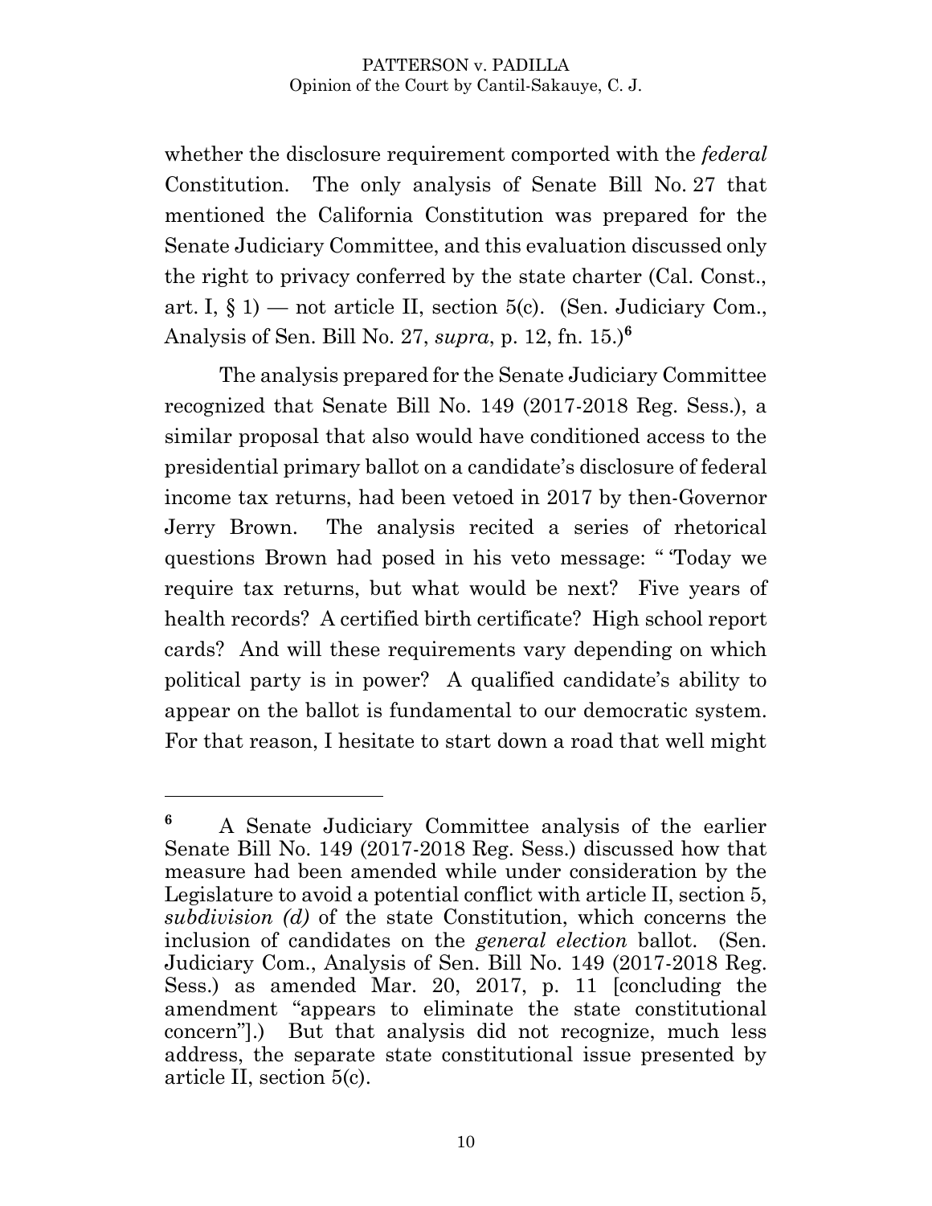whether the disclosure requirement comported with the *federal* Constitution. The only analysis of Senate Bill No. 27 that mentioned the California Constitution was prepared for the Senate Judiciary Committee, and this evaluation discussed only the right to privacy conferred by the state charter (Cal. Const., art. I, § 1) — not article II, section 5(c). (Sen. Judiciary Com., Analysis of Sen. Bill No. 27, *supra*, p. 12, fn. 15.)[6]

The analysis prepared for the Senate Judiciary Committee recognized that Senate Bill No. 149 (2017-2018 Reg. Sess.), a similar proposal that also would have conditioned access to the presidential primary ballot on a candidate's disclosure of federal income tax returns, had been vetoed in 2017 by then-Governor Jerry Brown. The analysis recited a series of rhetorical questions Brown had posed in his veto message: " 'Today we require tax returns, but what would be next? Five years of health records? A certified birth certificate? High school report cards? And will these requirements vary depending on which political party is in power? A qualified candidate's ability to appear on the ballot is fundamental to our democratic system. For that reason, I hesitate to start down a road that well might

---

[6] A Senate Judiciary Committee analysis of the earlier Senate Bill No. 149 (2017-2018 Reg. Sess.) discussed how that measure had been amended while under consideration by the Legislature to avoid a potential conflict with article II, section 5, *subdivision (d)* of the state Constitution, which concerns the inclusion of candidates on the *general election* ballot. (Sen. Judiciary Com., Analysis of Sen. Bill No. 149 (2017-2018 Reg. Sess.) as amended Mar. 20, 2017, p. 11 [concluding the amendment "appears to eliminate the state constitutional concern"].) But that analysis did not recognize, much less address, the separate state constitutional issue presented by article II, section 5(c).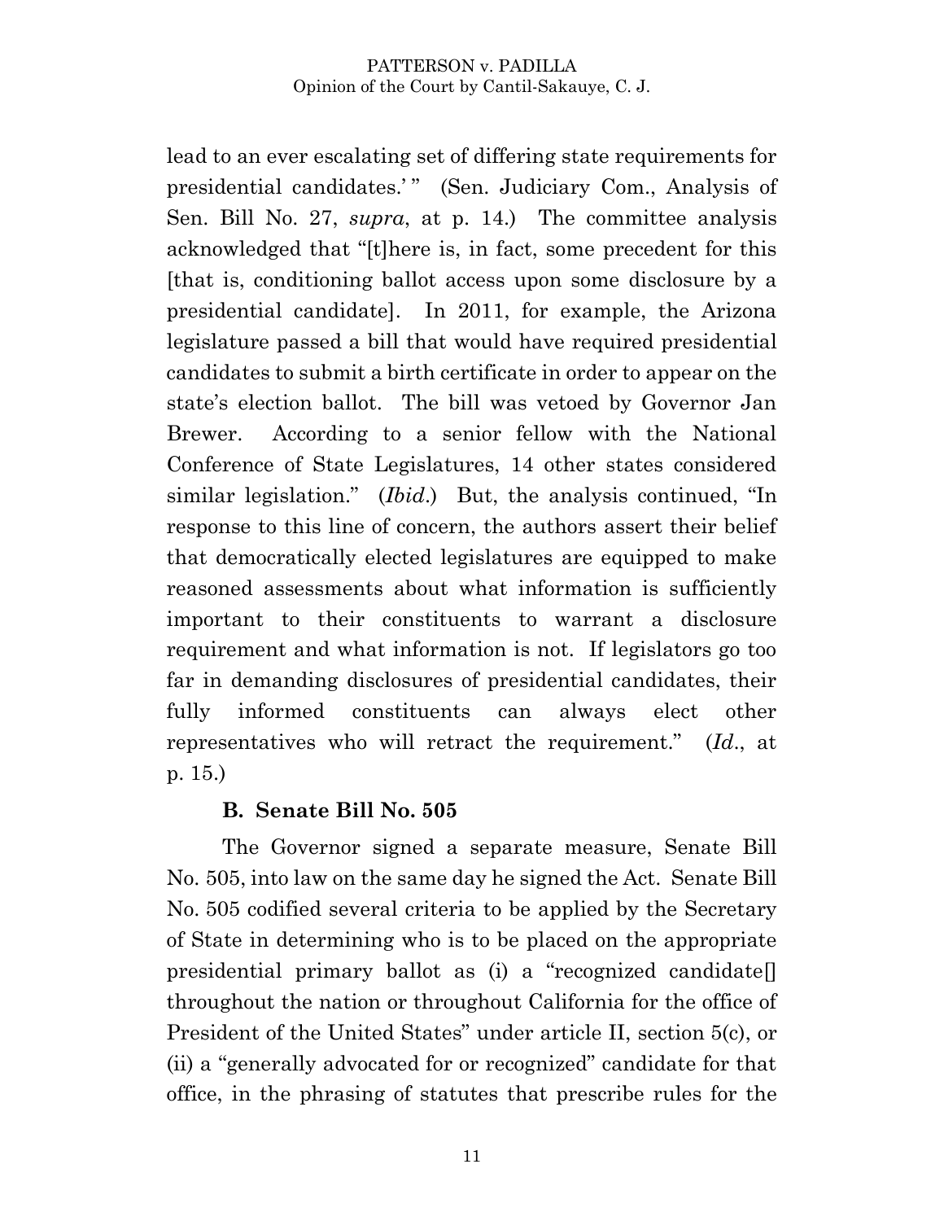lead to an ever escalating set of differing state requirements for presidential candidates.' " (Sen. Judiciary Com., Analysis of Sen. Bill No. 27, *supra*, at p. 14.) The committee analysis acknowledged that "[t]here is, in fact, some precedent for this [that is, conditioning ballot access upon some disclosure by a presidential candidate]. In 2011, for example, the Arizona legislature passed a bill that would have required presidential candidates to submit a birth certificate in order to appear on the state's election ballot. The bill was vetoed by Governor Jan Brewer. According to a senior fellow with the National Conference of State Legislatures, 14 other states considered similar legislation." (*Ibid*.) But, the analysis continued, "In response to this line of concern, the authors assert their belief that democratically elected legislatures are equipped to make reasoned assessments about what information is sufficiently important to their constituents to warrant a disclosure requirement and what information is not. If legislators go too far in demanding disclosures of presidential candidates, their fully informed constituents can always elect other representatives who will retract the requirement." (*Id*., at p. 15.)

### B. Senate Bill No. 505

The Governor signed a separate measure, Senate Bill No. 505, into law on the same day he signed the Act. Senate Bill No. 505 codified several criteria to be applied by the Secretary of State in determining who is to be placed on the appropriate presidential primary ballot as (i) a "recognized candidate[] throughout the nation or throughout California for the office of President of the United States" under article II, section 5(c), or (ii) a "generally advocated for or recognized" candidate for that office, in the phrasing of statutes that prescribe rules for the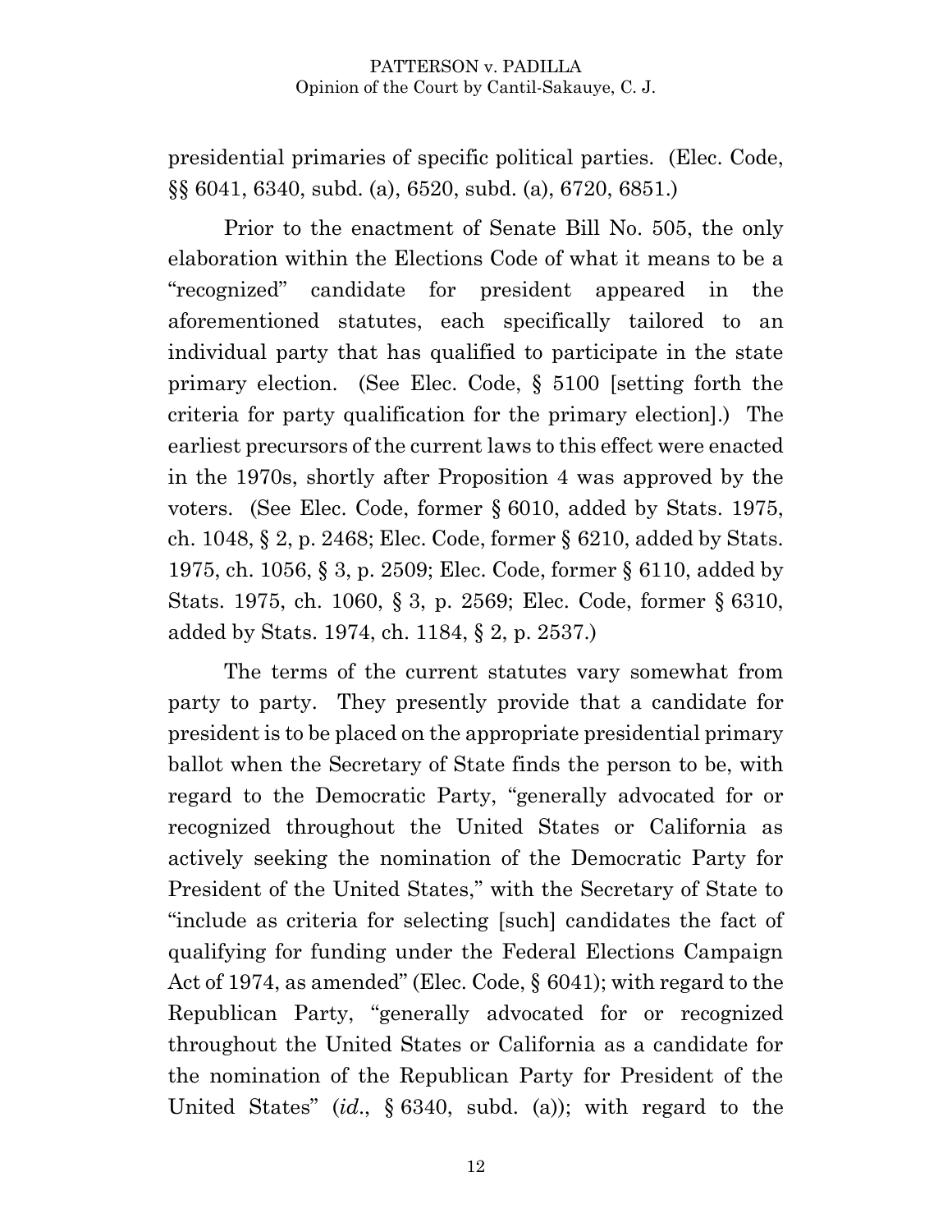presidential primaries of specific political parties. (Elec. Code, §§ 6041, 6340, subd. (a), 6520, subd. (a), 6720, 6851.)

Prior to the enactment of Senate Bill No. 505, the only elaboration within the Elections Code of what it means to be a "recognized" candidate for president appeared in the aforementioned statutes, each specifically tailored to an individual party that has qualified to participate in the state primary election. (See Elec. Code, § 5100 [setting forth the criteria for party qualification for the primary election].) The earliest precursors of the current laws to this effect were enacted in the 1970s, shortly after Proposition 4 was approved by the voters. (See Elec. Code, former § 6010, added by Stats. 1975, ch. 1048, § 2, p. 2468; Elec. Code, former § 6210, added by Stats. 1975, ch. 1056, § 3, p. 2509; Elec. Code, former § 6110, added by Stats. 1975, ch. 1060, § 3, p. 2569; Elec. Code, former § 6310, added by Stats. 1974, ch. 1184, § 2, p. 2537.)

The terms of the current statutes vary somewhat from party to party. They presently provide that a candidate for president is to be placed on the appropriate presidential primary ballot when the Secretary of State finds the person to be, with regard to the Democratic Party, "generally advocated for or recognized throughout the United States or California as actively seeking the nomination of the Democratic Party for President of the United States," with the Secretary of State to "include as criteria for selecting [such] candidates the fact of qualifying for funding under the Federal Elections Campaign Act of 1974, as amended" (Elec. Code, § 6041); with regard to the Republican Party, "generally advocated for or recognized throughout the United States or California as a candidate for the nomination of the Republican Party for President of the United States" (*id.*, § 6340, subd. (a)); with regard to the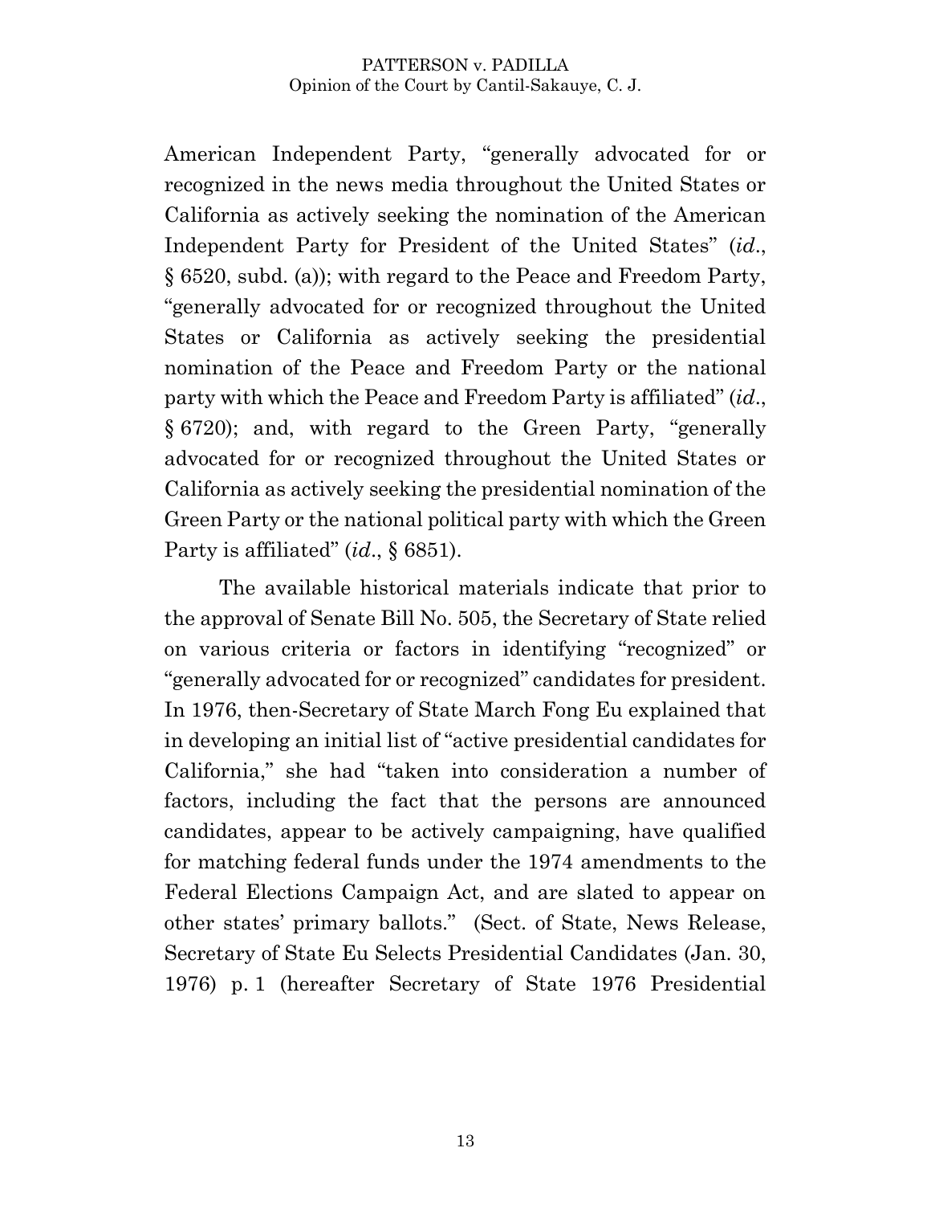American Independent Party, "generally advocated for or recognized in the news media throughout the United States or California as actively seeking the nomination of the American Independent Party for President of the United States" (*id.*, § 6520, subd. (a)); with regard to the Peace and Freedom Party, "generally advocated for or recognized throughout the United States or California as actively seeking the presidential nomination of the Peace and Freedom Party or the national party with which the Peace and Freedom Party is affiliated" (*id.*, § 6720); and, with regard to the Green Party, "generally advocated for or recognized throughout the United States or California as actively seeking the presidential nomination of the Green Party or the national political party with which the Green Party is affiliated" (*id.*, § 6851).

The available historical materials indicate that prior to the approval of Senate Bill No. 505, the Secretary of State relied on various criteria or factors in identifying "recognized" or "generally advocated for or recognized" candidates for president. In 1976, then-Secretary of State March Fong Eu explained that in developing an initial list of "active presidential candidates for California," she had "taken into consideration a number of factors, including the fact that the persons are announced candidates, appear to be actively campaigning, have qualified for matching federal funds under the 1974 amendments to the Federal Elections Campaign Act, and are slated to appear on other states' primary ballots." (Sect. of State, News Release, Secretary of State Eu Selects Presidential Candidates (Jan. 30, 1976) p. 1 (hereafter Secretary of State 1976 Presidential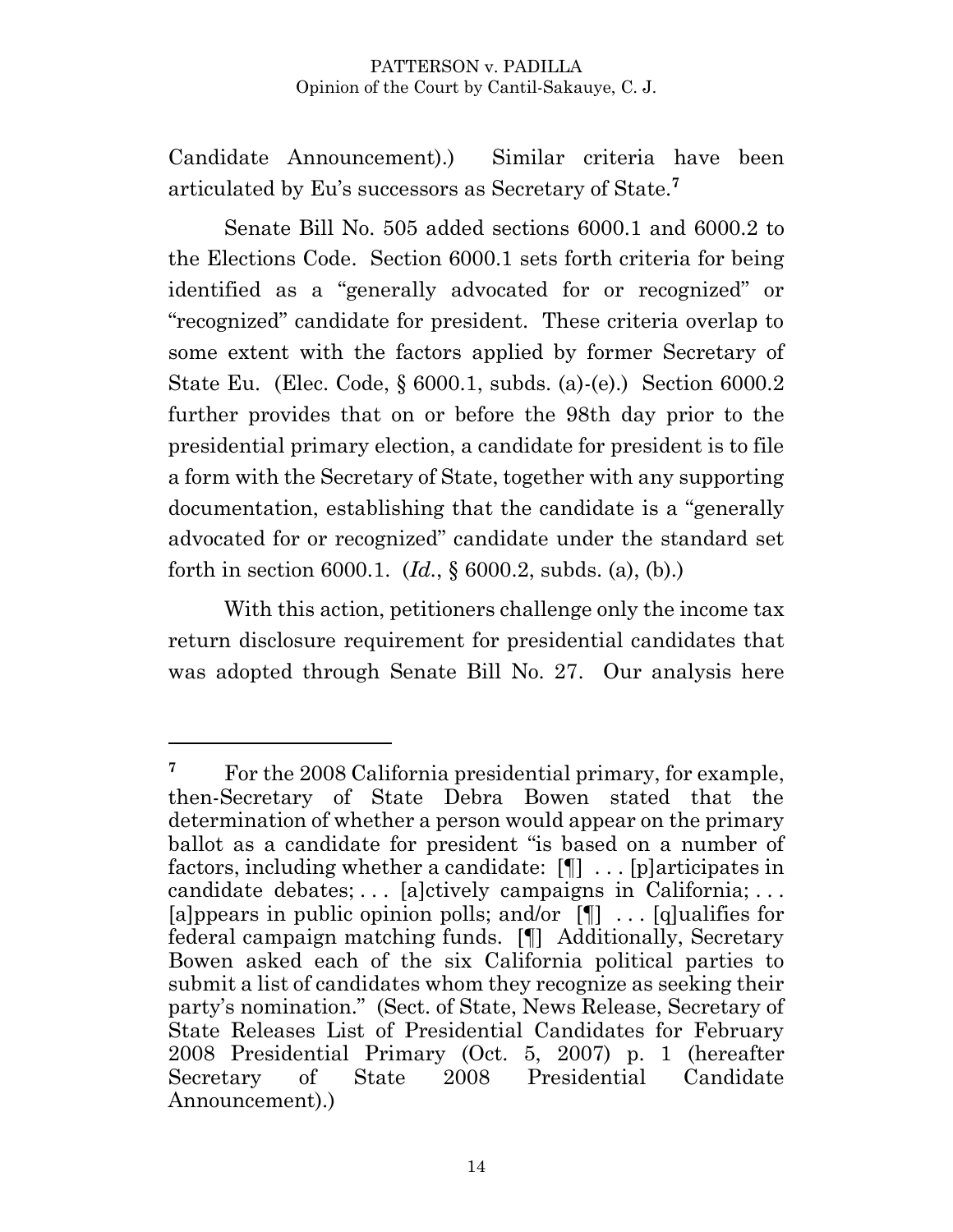Candidate Announcement).) Similar criteria have been articulated by Eu's successors as Secretary of State.[7]

Senate Bill No. 505 added sections 6000.1 and 6000.2 to the Elections Code. Section 6000.1 sets forth criteria for being identified as a "generally advocated for or recognized" or "recognized" candidate for president. These criteria overlap to some extent with the factors applied by former Secretary of State Eu. (Elec. Code, § 6000.1, subds. (a)-(e).) Section 6000.2 further provides that on or before the 98th day prior to the presidential primary election, a candidate for president is to file a form with the Secretary of State, together with any supporting documentation, establishing that the candidate is a "generally advocated for or recognized" candidate under the standard set forth in section 6000.1. (*Id.*, § 6000.2, subds. (a), (b).)

With this action, petitioners challenge only the income tax return disclosure requirement for presidential candidates that was adopted through Senate Bill No. 27. Our analysis here

---

[7] For the 2008 California presidential primary, for example, then-Secretary of State Debra Bowen stated that the determination of whether a person would appear on the primary ballot as a candidate for president "is based on a number of factors, including whether a candidate: [¶] . . . [p]articipates in candidate debates; . . . [a]ctively campaigns in California; . . . [a]ppears in public opinion polls; and/or [¶] . . . [q]ualifies for federal campaign matching funds. [¶] Additionally, Secretary Bowen asked each of the six California political parties to submit a list of candidates whom they recognize as seeking their party's nomination." (Sect. of State, News Release, Secretary of State Releases List of Presidential Candidates for February 2008 Presidential Primary (Oct. 5, 2007) p. 1 (hereafter Secretary of State 2008 Presidential Candidate Announcement).)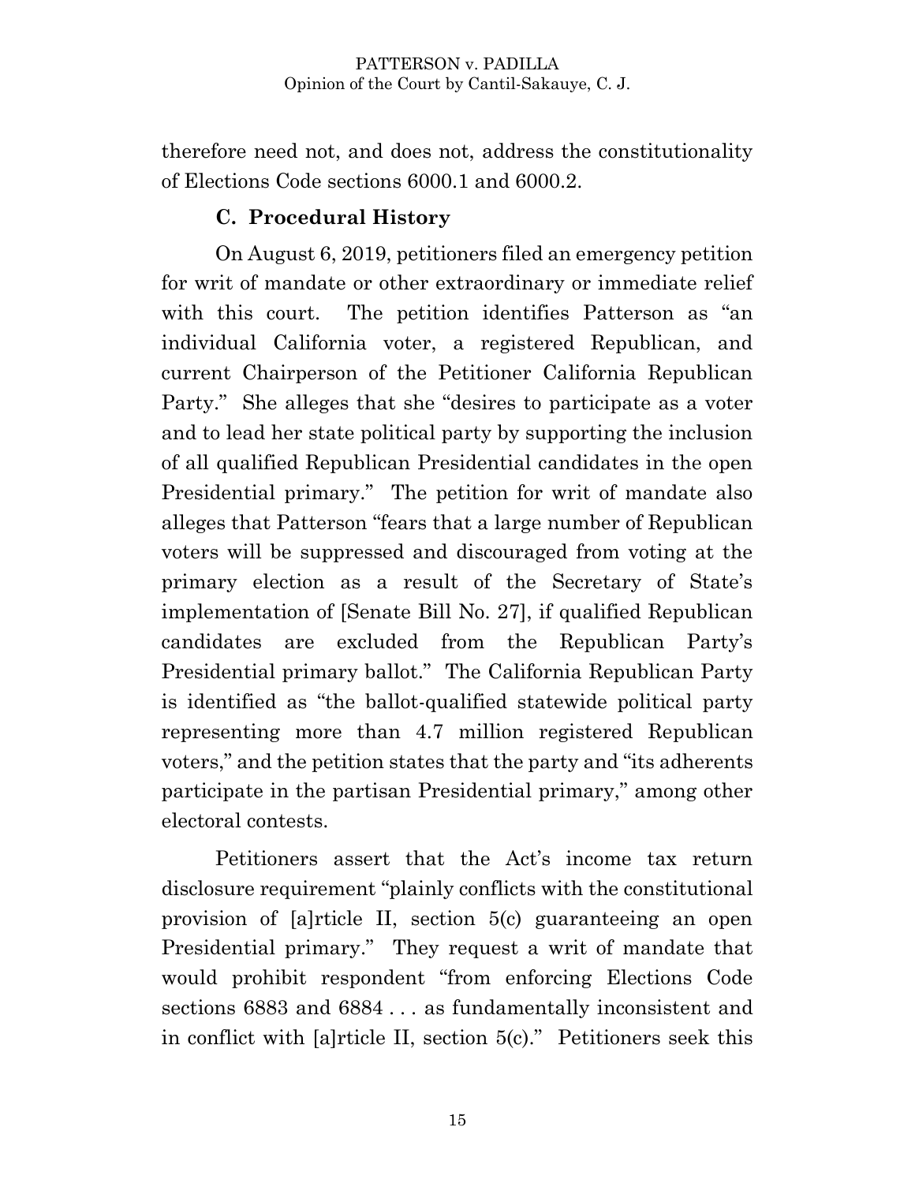therefore need not, and does not, address the constitutionality of Elections Code sections 6000.1 and 6000.2.

### C. Procedural History

On August 6, 2019, petitioners filed an emergency petition for writ of mandate or other extraordinary or immediate relief with this court. The petition identifies Patterson as "an individual California voter, a registered Republican, and current Chairperson of the Petitioner California Republican Party." She alleges that she "desires to participate as a voter and to lead her state political party by supporting the inclusion of all qualified Republican Presidential candidates in the open Presidential primary." The petition for writ of mandate also alleges that Patterson "fears that a large number of Republican voters will be suppressed and discouraged from voting at the primary election as a result of the Secretary of State's implementation of [Senate Bill No. 27], if qualified Republican candidates are excluded from the Republican Party's Presidential primary ballot." The California Republican Party is identified as "the ballot-qualified statewide political party representing more than 4.7 million registered Republican voters," and the petition states that the party and "its adherents participate in the partisan Presidential primary," among other electoral contests.

Petitioners assert that the Act's income tax return disclosure requirement "plainly conflicts with the constitutional provision of [a]rticle II, section 5(c) guaranteeing an open Presidential primary." They request a writ of mandate that would prohibit respondent "from enforcing Elections Code sections 6883 and 6884 . . . as fundamentally inconsistent and in conflict with [a]rticle II, section 5(c)." Petitioners seek this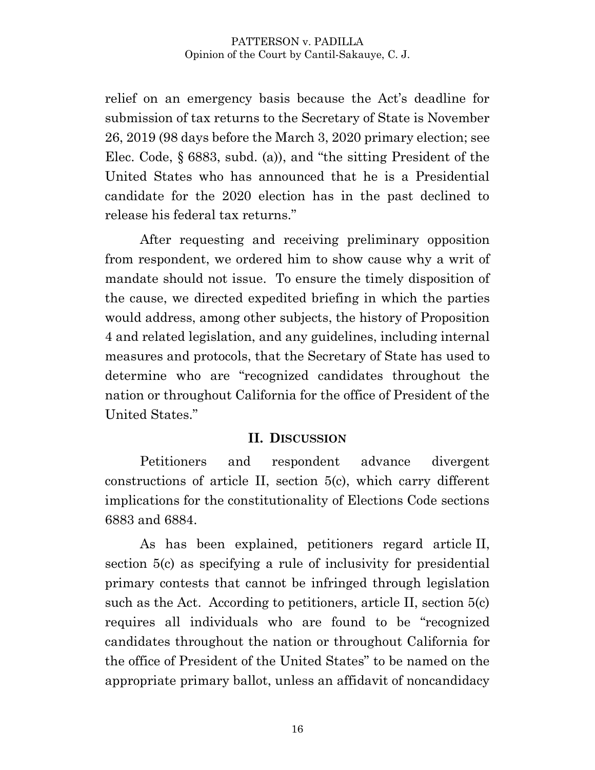relief on an emergency basis because the Act's deadline for submission of tax returns to the Secretary of State is November 26, 2019 (98 days before the March 3, 2020 primary election; see Elec. Code, § 6883, subd. (a)), and "the sitting President of the United States who has announced that he is a Presidential candidate for the 2020 election has in the past declined to release his federal tax returns."

After requesting and receiving preliminary opposition from respondent, we ordered him to show cause why a writ of mandate should not issue. To ensure the timely disposition of the cause, we directed expedited briefing in which the parties would address, among other subjects, the history of Proposition 4 and related legislation, and any guidelines, including internal measures and protocols, that the Secretary of State has used to determine who are "recognized candidates throughout the nation or throughout California for the office of President of the United States."

## II. Discussion

Petitioners and respondent advance divergent constructions of article II, section 5(c), which carry different implications for the constitutionality of Elections Code sections 6883 and 6884.

As has been explained, petitioners regard article II, section 5(c) as specifying a rule of inclusivity for presidential primary contests that cannot be infringed through legislation such as the Act. According to petitioners, article II, section 5(c) requires all individuals who are found to be "recognized candidates throughout the nation or throughout California for the office of President of the United States" to be named on the appropriate primary ballot, unless an affidavit of noncandidacy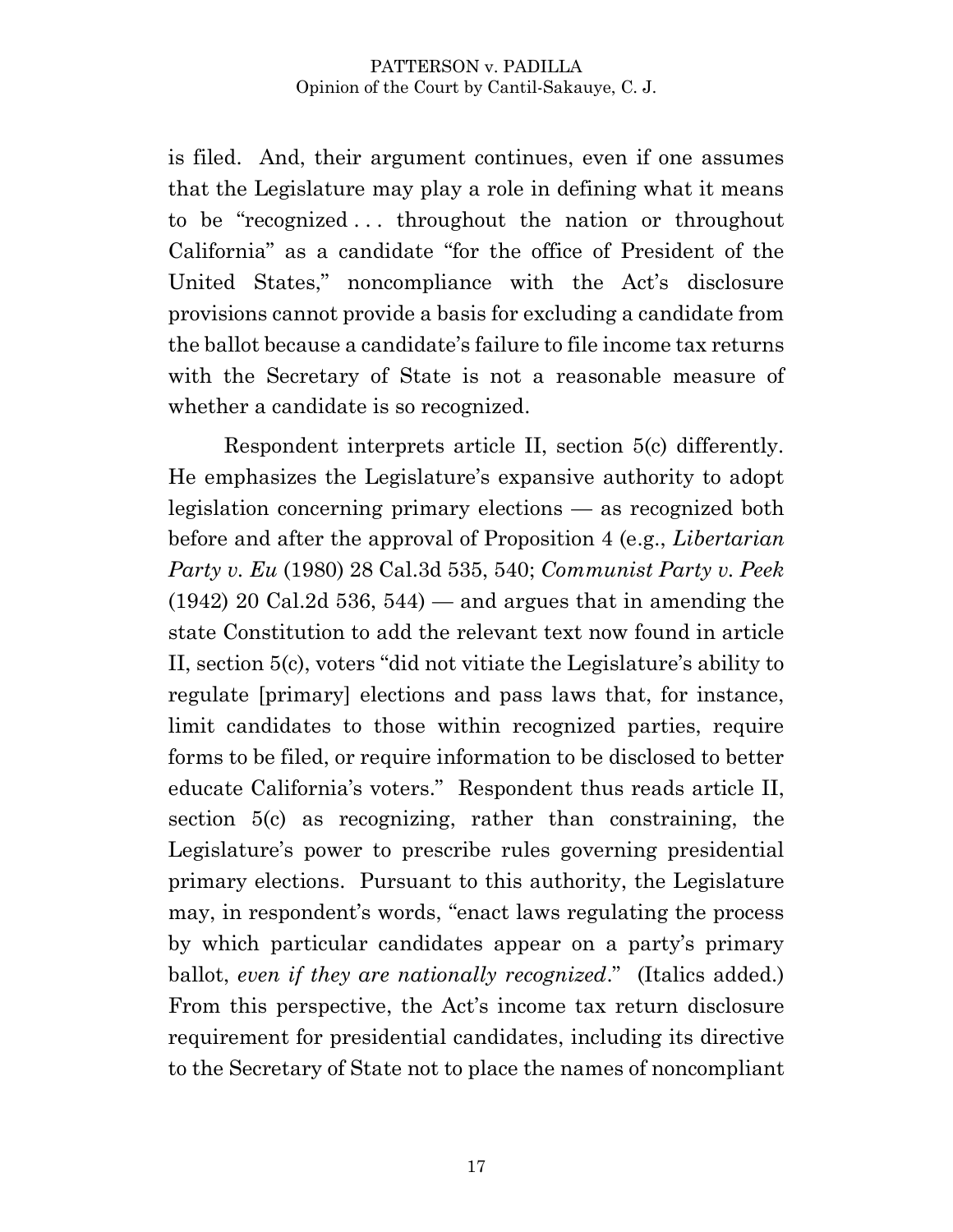is filed. And, their argument continues, even if one assumes that the Legislature may play a role in defining what it means to be "recognized . . . throughout the nation or throughout California" as a candidate "for the office of President of the United States," noncompliance with the Act's disclosure provisions cannot provide a basis for excluding a candidate from the ballot because a candidate's failure to file income tax returns with the Secretary of State is not a reasonable measure of whether a candidate is so recognized.

Respondent interprets article II, section 5(c) differently. He emphasizes the Legislature's expansive authority to adopt legislation concerning primary elections — as recognized both before and after the approval of Proposition 4 (e.g., *Libertarian Party v. Eu* (1980) 28 Cal.3d 535, 540; *Communist Party v. Peek* (1942) 20 Cal.2d 536, 544) — and argues that in amending the state Constitution to add the relevant text now found in article II, section 5(c), voters "did not vitiate the Legislature's ability to regulate [primary] elections and pass laws that, for instance, limit candidates to those within recognized parties, require forms to be filed, or require information to be disclosed to better educate California's voters." Respondent thus reads article II, section 5(c) as recognizing, rather than constraining, the Legislature's power to prescribe rules governing presidential primary elections. Pursuant to this authority, the Legislature may, in respondent's words, "enact laws regulating the process by which particular candidates appear on a party's primary ballot, *even if they are nationally recognized*." (Italics added.) From this perspective, the Act's income tax return disclosure requirement for presidential candidates, including its directive to the Secretary of State not to place the names of noncompliant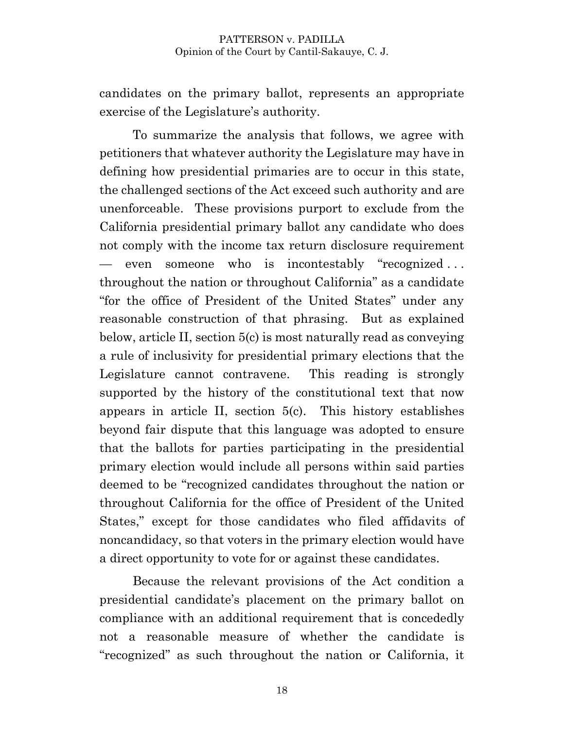candidates on the primary ballot, represents an appropriate exercise of the Legislature's authority.

To summarize the analysis that follows, we agree with petitioners that whatever authority the Legislature may have in defining how presidential primaries are to occur in this state, the challenged sections of the Act exceed such authority and are unenforceable. These provisions purport to exclude from the California presidential primary ballot any candidate who does not comply with the income tax return disclosure requirement — even someone who is incontestably "recognized . . . throughout the nation or throughout California" as a candidate "for the office of President of the United States" under any reasonable construction of that phrasing. But as explained below, article II, section 5(c) is most naturally read as conveying a rule of inclusivity for presidential primary elections that the Legislature cannot contravene. This reading is strongly supported by the history of the constitutional text that now appears in article II, section 5(c). This history establishes beyond fair dispute that this language was adopted to ensure that the ballots for parties participating in the presidential primary election would include all persons within said parties deemed to be "recognized candidates throughout the nation or throughout California for the office of President of the United States," except for those candidates who filed affidavits of noncandidacy, so that voters in the primary election would have a direct opportunity to vote for or against these candidates.

Because the relevant provisions of the Act condition a presidential candidate's placement on the primary ballot on compliance with an additional requirement that is concededly not a reasonable measure of whether the candidate is "recognized" as such throughout the nation or California, it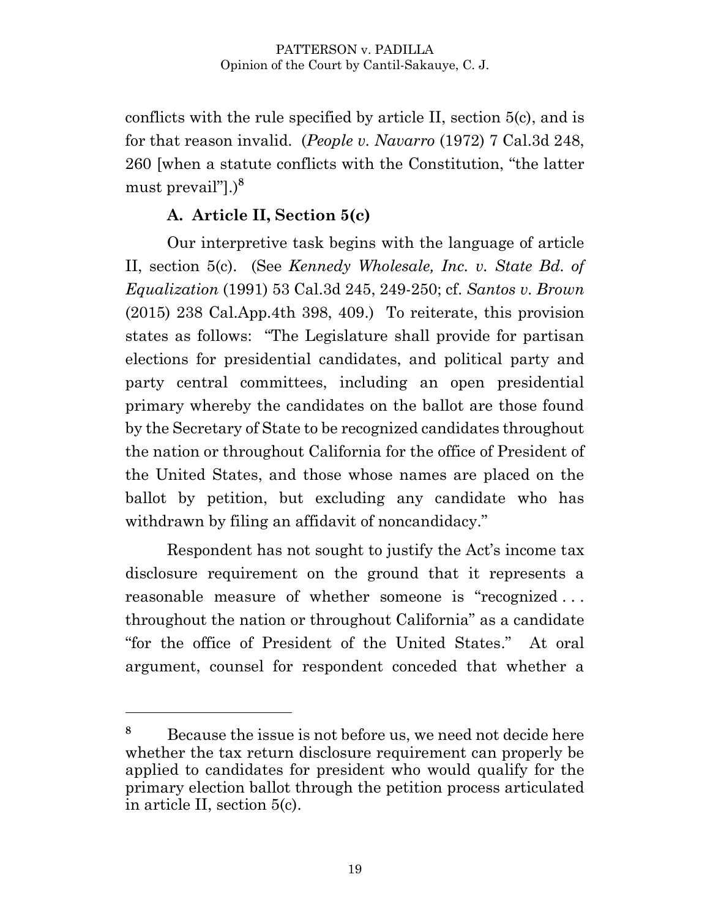conflicts with the rule specified by article II, section 5(c), and is for that reason invalid. (*People v. Navarro* (1972) 7 Cal.3d 248, 260 [when a statute conflicts with the Constitution, "the latter must prevail"].)[8]

### A. Article II, Section 5(c)

Our interpretive task begins with the language of article II, section 5(c). (See *Kennedy Wholesale, Inc. v. State Bd. of Equalization* (1991) 53 Cal.3d 245, 249-250; cf. *Santos v. Brown* (2015) 238 Cal.App.4th 398, 409.) To reiterate, this provision states as follows: "The Legislature shall provide for partisan elections for presidential candidates, and political party and party central committees, including an open presidential primary whereby the candidates on the ballot are those found by the Secretary of State to be recognized candidates throughout the nation or throughout California for the office of President of the United States, and those whose names are placed on the ballot by petition, but excluding any candidate who has withdrawn by filing an affidavit of noncandidacy."

Respondent has not sought to justify the Act's income tax disclosure requirement on the ground that it represents a reasonable measure of whether someone is "recognized . . . throughout the nation or throughout California" as a candidate "for the office of President of the United States." At oral argument, counsel for respondent conceded that whether a

---

[8] Because the issue is not before us, we need not decide here whether the tax return disclosure requirement can properly be applied to candidates for president who would qualify for the primary election ballot through the petition process articulated in article II, section 5(c).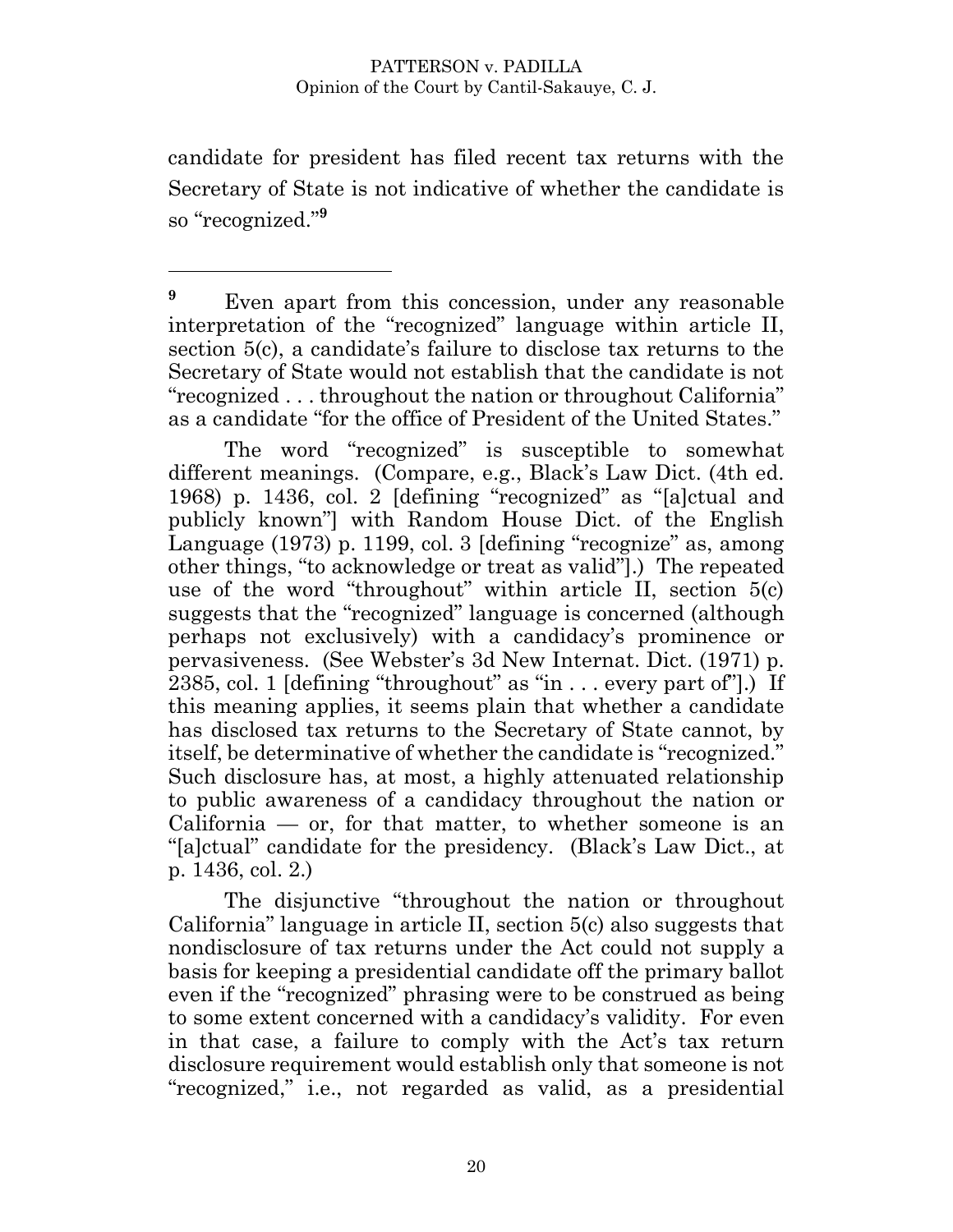candidate for president has filed recent tax returns with the Secretary of State is not indicative of whether the candidate is so "recognized."[9]

---

[9] Even apart from this concession, under any reasonable interpretation of the "recognized" language within article II, section 5(c), a candidate's failure to disclose tax returns to the Secretary of State would not establish that the candidate is not "recognized . . . throughout the nation or throughout California" as a candidate "for the office of President of the United States."

The word "recognized" is susceptible to somewhat different meanings. (Compare, e.g., Black's Law Dict. (4th ed. 1968) p. 1436, col. 2 [defining "recognized" as "[a]ctual and publicly known"] with Random House Dict. of the English Language (1973) p. 1199, col. 3 [defining "recognize" as, among other things, "to acknowledge or treat as valid"].) The repeated use of the word "throughout" within article II, section 5(c) suggests that the "recognized" language is concerned (although perhaps not exclusively) with a candidacy's prominence or pervasiveness. (See Webster's 3d New Internat. Dict. (1971) p. 2385, col. 1 [defining "throughout" as "in . . . every part of"].) If this meaning applies, it seems plain that whether a candidate has disclosed tax returns to the Secretary of State cannot, by itself, be determinative of whether the candidate is "recognized." Such disclosure has, at most, a highly attenuated relationship to public awareness of a candidacy throughout the nation or California — or, for that matter, to whether someone is an "[a]ctual" candidate for the presidency. (Black's Law Dict., at p. 1436, col. 2.)

The disjunctive "throughout the nation or throughout California" language in article II, section 5(c) also suggests that nondisclosure of tax returns under the Act could not supply a basis for keeping a presidential candidate off the primary ballot even if the "recognized" phrasing were to be construed as being to some extent concerned with a candidacy's validity. For even in that case, a failure to comply with the Act's tax return disclosure requirement would establish only that someone is not "recognized," i.e., not regarded as valid, as a presidential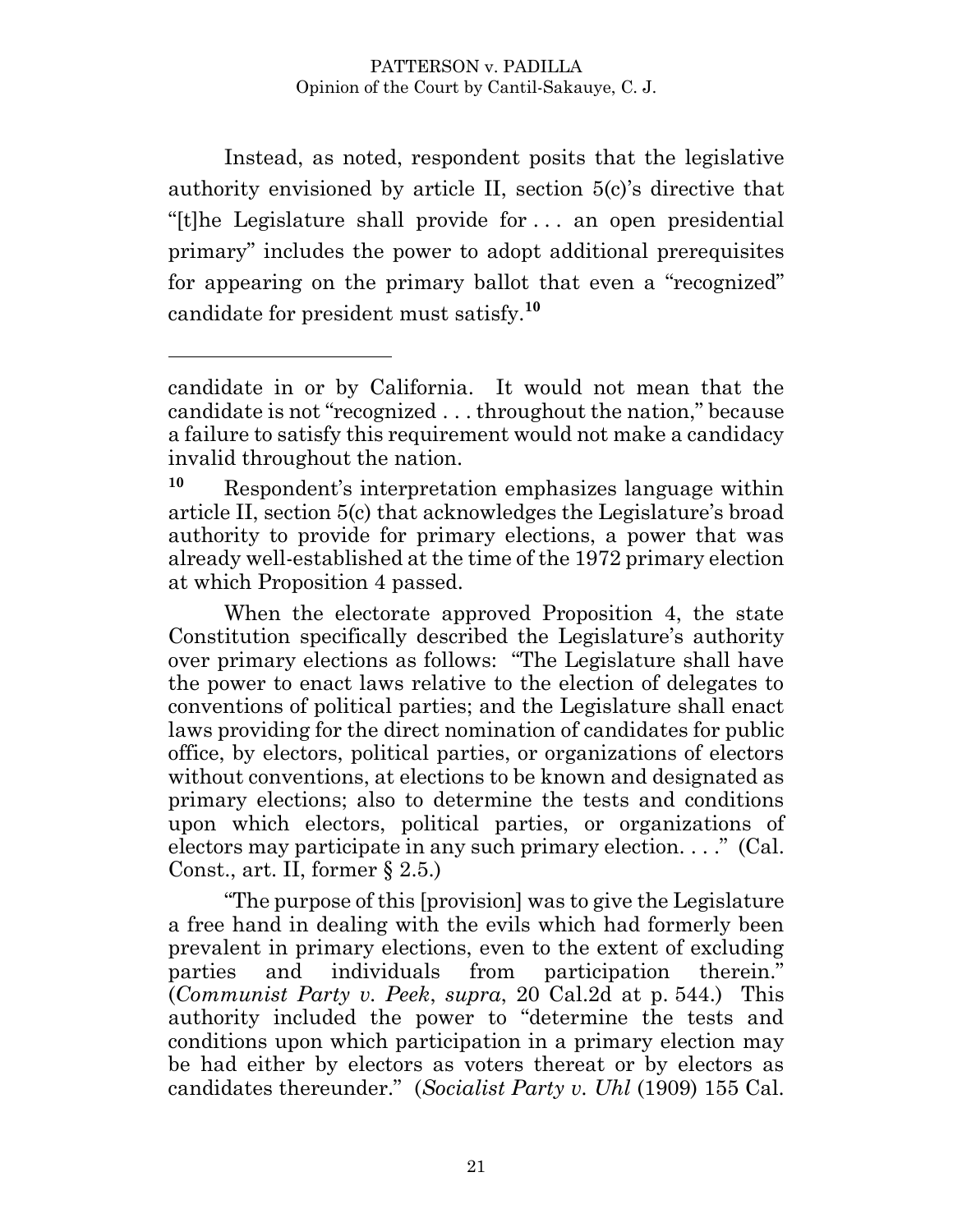Instead, as noted, respondent posits that the legislative authority envisioned by article II, section 5(c)'s directive that "[t]he Legislature shall provide for . . . an open presidential primary" includes the power to adopt additional prerequisites for appearing on the primary ballot that even a "recognized" candidate for president must satisfy.[10]

---

candidate in or by California. It would not mean that the candidate is not "recognized . . . throughout the nation," because a failure to satisfy this requirement would not make a candidacy invalid throughout the nation.

[10] Respondent's interpretation emphasizes language within article II, section 5(c) that acknowledges the Legislature's broad authority to provide for primary elections, a power that was already well-established at the time of the 1972 primary election at which Proposition 4 passed.

When the electorate approved Proposition 4, the state Constitution specifically described the Legislature's authority over primary elections as follows: "The Legislature shall have the power to enact laws relative to the election of delegates to conventions of political parties; and the Legislature shall enact laws providing for the direct nomination of candidates for public office, by electors, political parties, or organizations of electors without conventions, at elections to be known and designated as primary elections; also to determine the tests and conditions upon which electors, political parties, or organizations of electors may participate in any such primary election. . . ." (Cal. Const., art. II, former § 2.5.)

"The purpose of this [provision] was to give the Legislature a free hand in dealing with the evils which had formerly been prevalent in primary elections, even to the extent of excluding parties and individuals from participation therein." (*Communist Party v. Peek*, *supra*, 20 Cal.2d at p. 544.) This authority included the power to "determine the tests and conditions upon which participation in a primary election may be had either by electors as voters thereat or by electors as candidates thereunder." (*Socialist Party v. Uhl* (1909) 155 Cal.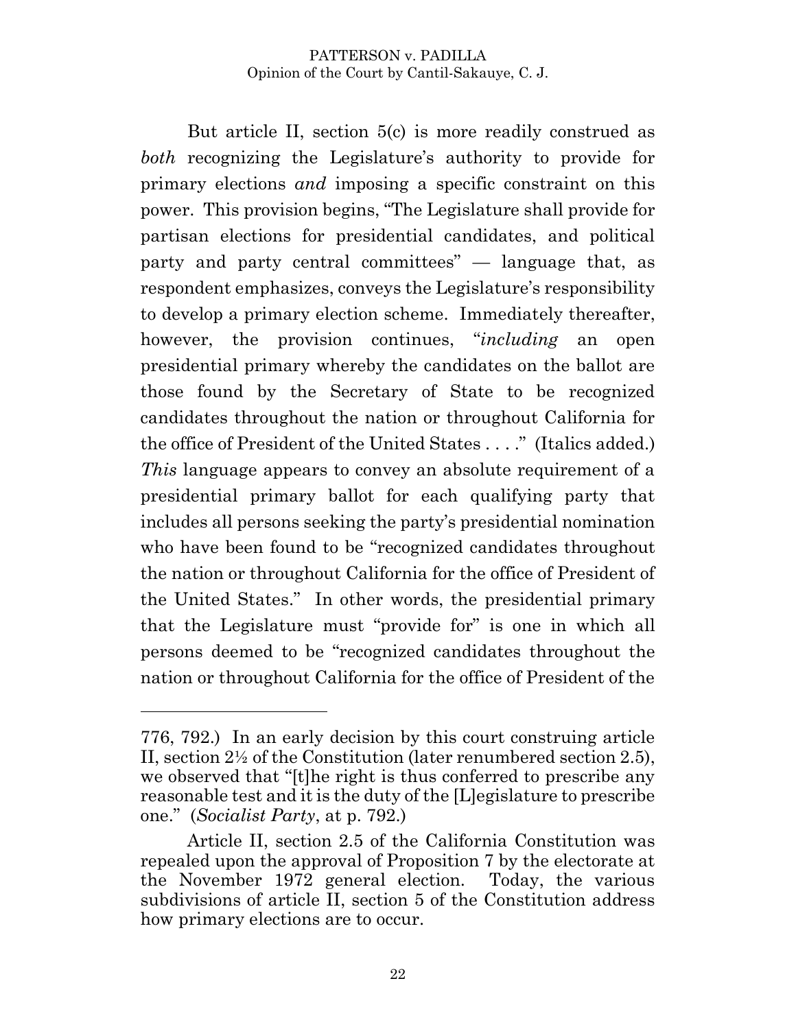But article II, section 5(c) is more readily construed as *both* recognizing the Legislature's authority to provide for primary elections *and* imposing a specific constraint on this power. This provision begins, "The Legislature shall provide for partisan elections for presidential candidates, and political party and party central committees" — language that, as respondent emphasizes, conveys the Legislature's responsibility to develop a primary election scheme. Immediately thereafter, however, the provision continues, "*including* an open presidential primary whereby the candidates on the ballot are those found by the Secretary of State to be recognized candidates throughout the nation or throughout California for the office of President of the United States . . . ." (Italics added.) *This* language appears to convey an absolute requirement of a presidential primary ballot for each qualifying party that includes all persons seeking the party's presidential nomination who have been found to be "recognized candidates throughout the nation or throughout California for the office of President of the United States." In other words, the presidential primary that the Legislature must "provide for" is one in which all persons deemed to be "recognized candidates throughout the nation or throughout California for the office of President of the

---

776, 792.) In an early decision by this court construing article II, section 2½ of the Constitution (later renumbered section 2.5), we observed that "[t]he right is thus conferred to prescribe any reasonable test and it is the duty of the [L]egislature to prescribe one." (*Socialist Party*, at p. 792.)

Article II, section 2.5 of the California Constitution was repealed upon the approval of Proposition 7 by the electorate at the November 1972 general election. Today, the various subdivisions of article II, section 5 of the Constitution address how primary elections are to occur.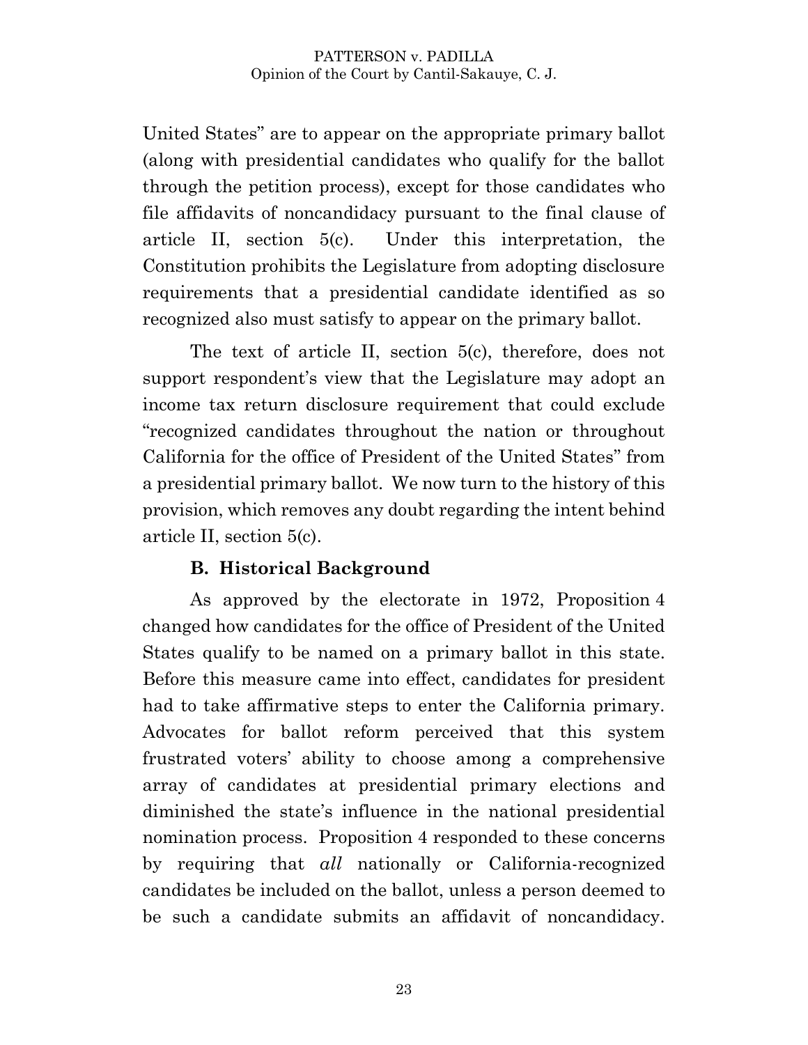United States" are to appear on the appropriate primary ballot (along with presidential candidates who qualify for the ballot through the petition process), except for those candidates who file affidavits of noncandidacy pursuant to the final clause of article II, section 5(c). Under this interpretation, the Constitution prohibits the Legislature from adopting disclosure requirements that a presidential candidate identified as so recognized also must satisfy to appear on the primary ballot.

The text of article II, section 5(c), therefore, does not support respondent's view that the Legislature may adopt an income tax return disclosure requirement that could exclude "recognized candidates throughout the nation or throughout California for the office of President of the United States" from a presidential primary ballot. We now turn to the history of this provision, which removes any doubt regarding the intent behind article II, section 5(c).

### B. Historical Background

As approved by the electorate in 1972, Proposition 4 changed how candidates for the office of President of the United States qualify to be named on a primary ballot in this state. Before this measure came into effect, candidates for president had to take affirmative steps to enter the California primary. Advocates for ballot reform perceived that this system frustrated voters' ability to choose among a comprehensive array of candidates at presidential primary elections and diminished the state's influence in the national presidential nomination process. Proposition 4 responded to these concerns by requiring that *all* nationally or California-recognized candidates be included on the ballot, unless a person deemed to be such a candidate submits an affidavit of noncandidacy.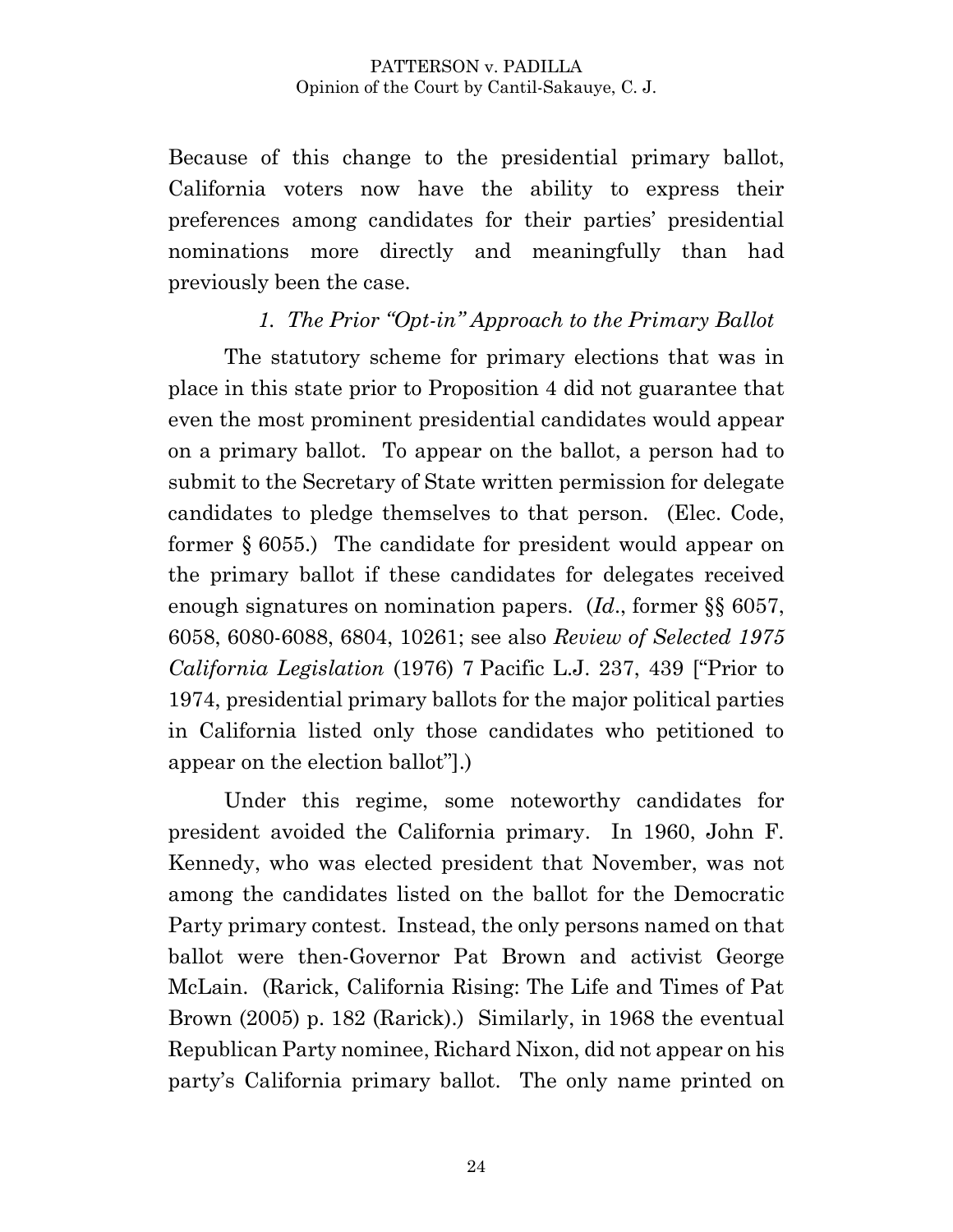Because of this change to the presidential primary ballot, California voters now have the ability to express their preferences among candidates for their parties' presidential nominations more directly and meaningfully than had previously been the case.

### *1. The Prior "Opt-in" Approach to the Primary Ballot*

The statutory scheme for primary elections that was in place in this state prior to Proposition 4 did not guarantee that even the most prominent presidential candidates would appear on a primary ballot. To appear on the ballot, a person had to submit to the Secretary of State written permission for delegate candidates to pledge themselves to that person. (Elec. Code, former § 6055.) The candidate for president would appear on the primary ballot if these candidates for delegates received enough signatures on nomination papers. (*Id*., former §§ 6057, 6058, 6080-6088, 6804, 10261; see also *Review of Selected 1975 California Legislation* (1976) 7 Pacific L.J. 237, 439 ["Prior to 1974, presidential primary ballots for the major political parties in California listed only those candidates who petitioned to appear on the election ballot"].)

Under this regime, some noteworthy candidates for president avoided the California primary. In 1960, John F. Kennedy, who was elected president that November, was not among the candidates listed on the ballot for the Democratic Party primary contest. Instead, the only persons named on that ballot were then-Governor Pat Brown and activist George McLain. (Rarick, California Rising: The Life and Times of Pat Brown (2005) p. 182 (Rarick).) Similarly, in 1968 the eventual Republican Party nominee, Richard Nixon, did not appear on his party's California primary ballot. The only name printed on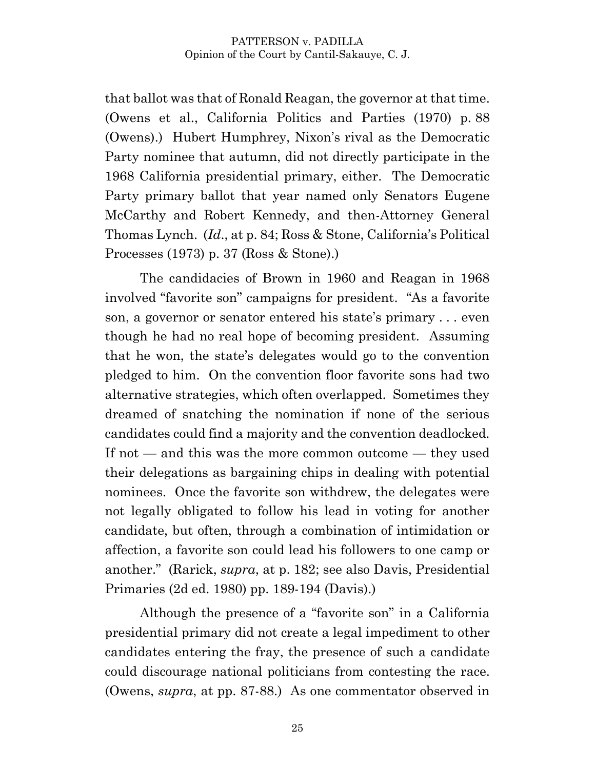that ballot was that of Ronald Reagan, the governor at that time. (Owens et al., California Politics and Parties (1970) p. 88 (Owens).) Hubert Humphrey, Nixon's rival as the Democratic Party nominee that autumn, did not directly participate in the 1968 California presidential primary, either. The Democratic Party primary ballot that year named only Senators Eugene McCarthy and Robert Kennedy, and then-Attorney General Thomas Lynch. (*Id*., at p. 84; Ross & Stone, California's Political Processes (1973) p. 37 (Ross & Stone).)

The candidacies of Brown in 1960 and Reagan in 1968 involved "favorite son" campaigns for president. "As a favorite son, a governor or senator entered his state's primary . . . even though he had no real hope of becoming president. Assuming that he won, the state's delegates would go to the convention pledged to him. On the convention floor favorite sons had two alternative strategies, which often overlapped. Sometimes they dreamed of snatching the nomination if none of the serious candidates could find a majority and the convention deadlocked. If not — and this was the more common outcome — they used their delegations as bargaining chips in dealing with potential nominees. Once the favorite son withdrew, the delegates were not legally obligated to follow his lead in voting for another candidate, but often, through a combination of intimidation or affection, a favorite son could lead his followers to one camp or another." (Rarick, *supra*, at p. 182; see also Davis, Presidential Primaries (2d ed. 1980) pp. 189-194 (Davis).)

Although the presence of a "favorite son" in a California presidential primary did not create a legal impediment to other candidates entering the fray, the presence of such a candidate could discourage national politicians from contesting the race. (Owens, *supra*, at pp. 87-88.) As one commentator observed in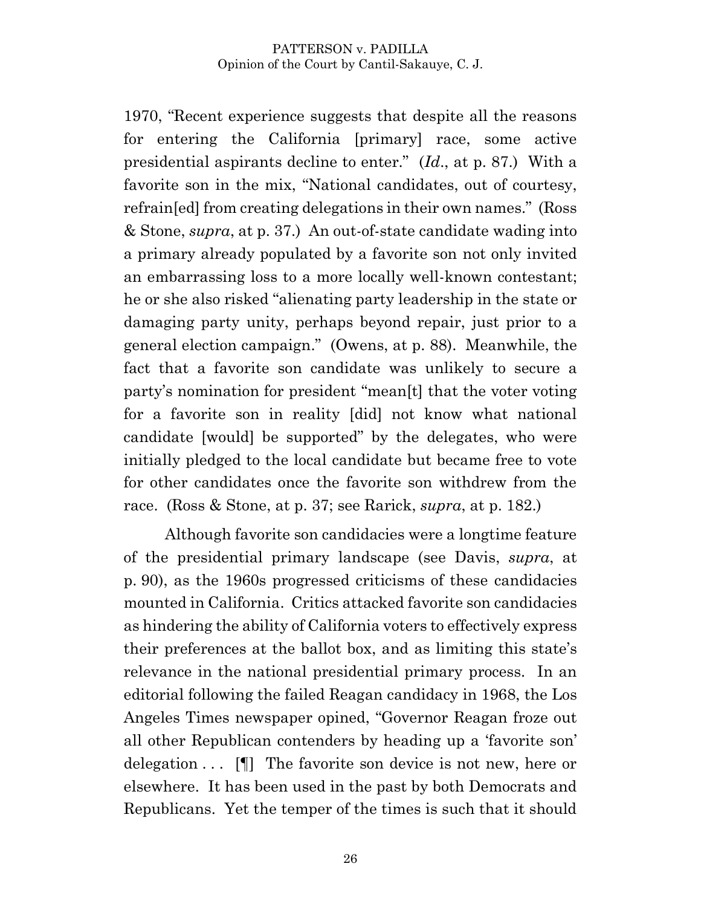1970, "Recent experience suggests that despite all the reasons for entering the California [primary] race, some active presidential aspirants decline to enter." (*Id*., at p. 87.) With a favorite son in the mix, "National candidates, out of courtesy, refrain[ed] from creating delegations in their own names." (Ross & Stone, *supra*, at p. 37.) An out-of-state candidate wading into a primary already populated by a favorite son not only invited an embarrassing loss to a more locally well-known contestant; he or she also risked "alienating party leadership in the state or damaging party unity, perhaps beyond repair, just prior to a general election campaign." (Owens, at p. 88). Meanwhile, the fact that a favorite son candidate was unlikely to secure a party's nomination for president "mean[t] that the voter voting for a favorite son in reality [did] not know what national candidate [would] be supported" by the delegates, who were initially pledged to the local candidate but became free to vote for other candidates once the favorite son withdrew from the race. (Ross & Stone, at p. 37; see Rarick, *supra*, at p. 182.)

Although favorite son candidacies were a longtime feature of the presidential primary landscape (see Davis, *supra*, at p. 90), as the 1960s progressed criticisms of these candidacies mounted in California. Critics attacked favorite son candidacies as hindering the ability of California voters to effectively express their preferences at the ballot box, and as limiting this state's relevance in the national presidential primary process. In an editorial following the failed Reagan candidacy in 1968, the Los Angeles Times newspaper opined, "Governor Reagan froze out all other Republican contenders by heading up a 'favorite son' delegation . . . [¶] The favorite son device is not new, here or elsewhere. It has been used in the past by both Democrats and Republicans. Yet the temper of the times is such that it should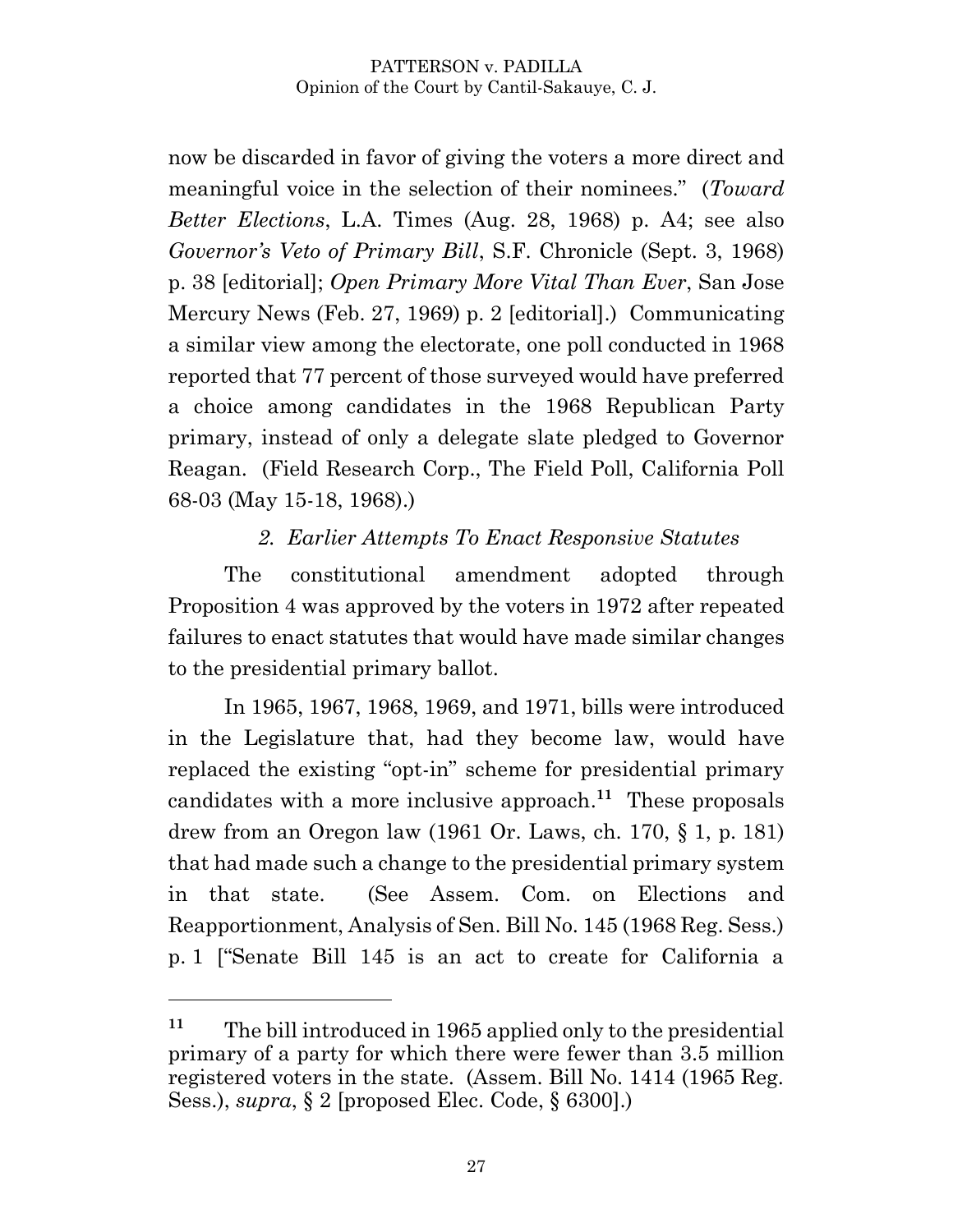now be discarded in favor of giving the voters a more direct and meaningful voice in the selection of their nominees." (*Toward Better Elections*, L.A. Times (Aug. 28, 1968) p. A4; see also *Governor's Veto of Primary Bill*, S.F. Chronicle (Sept. 3, 1968) p. 38 [editorial]; *Open Primary More Vital Than Ever*, San Jose Mercury News (Feb. 27, 1969) p. 2 [editorial].) Communicating a similar view among the electorate, one poll conducted in 1968 reported that 77 percent of those surveyed would have preferred a choice among candidates in the 1968 Republican Party primary, instead of only a delegate slate pledged to Governor Reagan. (Field Research Corp., The Field Poll, California Poll 68-03 (May 15-18, 1968).)

*2. Earlier Attempts To Enact Responsive Statutes*

The constitutional amendment adopted through Proposition 4 was approved by the voters in 1972 after repeated failures to enact statutes that would have made similar changes to the presidential primary ballot.

In 1965, 1967, 1968, 1969, and 1971, bills were introduced in the Legislature that, had they become law, would have replaced the existing "opt-in" scheme for presidential primary candidates with a more inclusive approach.[11] These proposals drew from an Oregon law (1961 Or. Laws, ch. 170, § 1, p. 181) that had made such a change to the presidential primary system in that state. (See Assem. Com. on Elections and Reapportionment, Analysis of Sen. Bill No. 145 (1968 Reg. Sess.) p. 1 ["Senate Bill 145 is an act to create for California a

---

[11] The bill introduced in 1965 applied only to the presidential primary of a party for which there were fewer than 3.5 million registered voters in the state. (Assem. Bill No. 1414 (1965 Reg. Sess.), *supra*, § 2 [proposed Elec. Code, § 6300].)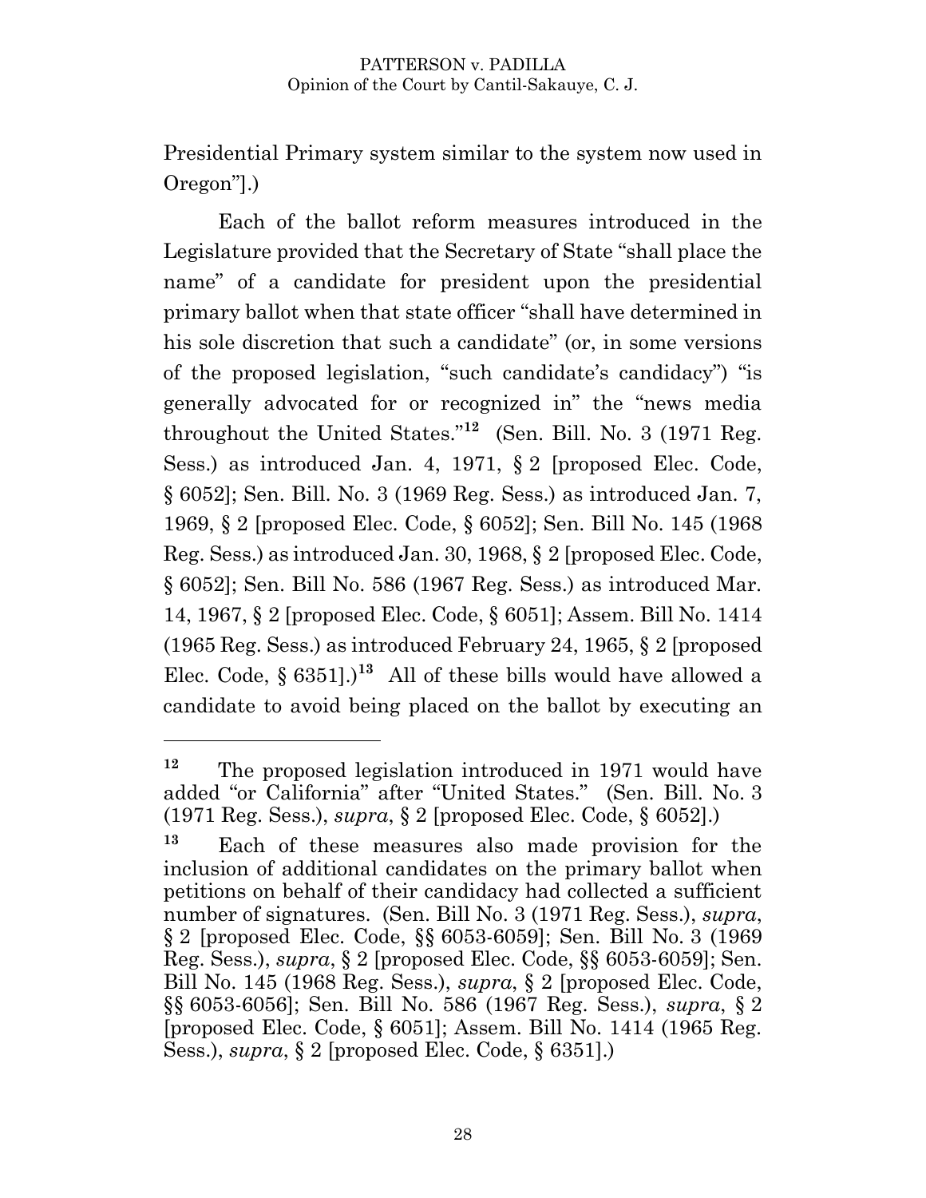Presidential Primary system similar to the system now used in Oregon"].)

Each of the ballot reform measures introduced in the Legislature provided that the Secretary of State "shall place the name" of a candidate for president upon the presidential primary ballot when that state officer "shall have determined in his sole discretion that such a candidate" (or, in some versions of the proposed legislation, "such candidate's candidacy") "is generally advocated for or recognized in" the "news media throughout the United States."[12] (Sen. Bill. No. 3 (1971 Reg. Sess.) as introduced Jan. 4, 1971, § 2 [proposed Elec. Code, § 6052]; Sen. Bill. No. 3 (1969 Reg. Sess.) as introduced Jan. 7, 1969, § 2 [proposed Elec. Code, § 6052]; Sen. Bill No. 145 (1968 Reg. Sess.) as introduced Jan. 30, 1968, § 2 [proposed Elec. Code, § 6052]; Sen. Bill No. 586 (1967 Reg. Sess.) as introduced Mar. 14, 1967, § 2 [proposed Elec. Code, § 6051]; Assem. Bill No. 1414 (1965 Reg. Sess.) as introduced February 24, 1965, § 2 [proposed Elec. Code, § 6351].)[13] All of these bills would have allowed a candidate to avoid being placed on the ballot by executing an

---

[12] The proposed legislation introduced in 1971 would have added "or California" after "United States." (Sen. Bill. No. 3 (1971 Reg. Sess.), *supra*, § 2 [proposed Elec. Code, § 6052].)

[13] Each of these measures also made provision for the inclusion of additional candidates on the primary ballot when petitions on behalf of their candidacy had collected a sufficient number of signatures. (Sen. Bill No. 3 (1971 Reg. Sess.), *supra*, § 2 [proposed Elec. Code, §§ 6053-6059]; Sen. Bill No. 3 (1969 Reg. Sess.), *supra*, § 2 [proposed Elec. Code, §§ 6053-6059]; Sen. Bill No. 145 (1968 Reg. Sess.), *supra*, § 2 [proposed Elec. Code, §§ 6053-6056]; Sen. Bill No. 586 (1967 Reg. Sess.), *supra*, § 2 [proposed Elec. Code, § 6051]; Assem. Bill No. 1414 (1965 Reg. Sess.), *supra*, § 2 [proposed Elec. Code, § 6351].)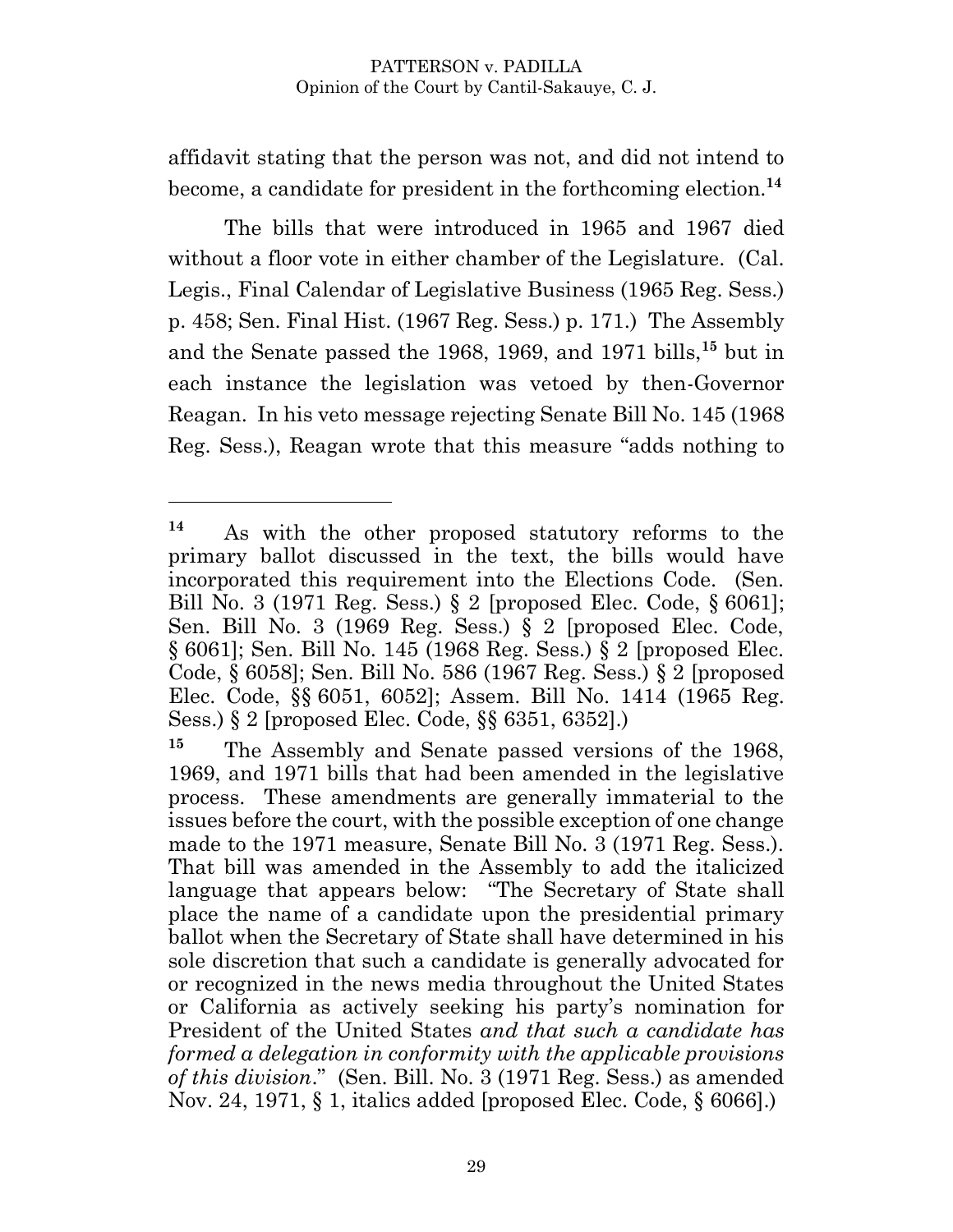affidavit stating that the person was not, and did not intend to become, a candidate for president in the forthcoming election.[14]

The bills that were introduced in 1965 and 1967 died without a floor vote in either chamber of the Legislature. (Cal. Legis., Final Calendar of Legislative Business (1965 Reg. Sess.) p. 458; Sen. Final Hist. (1967 Reg. Sess.) p. 171.) The Assembly and the Senate passed the 1968, 1969, and 1971 bills,[15] but in each instance the legislation was vetoed by then-Governor Reagan. In his veto message rejecting Senate Bill No. 145 (1968 Reg. Sess.), Reagan wrote that this measure "adds nothing to

---

[14] As with the other proposed statutory reforms to the primary ballot discussed in the text, the bills would have incorporated this requirement into the Elections Code. (Sen. Bill No. 3 (1971 Reg. Sess.) § 2 [proposed Elec. Code, § 6061]; Sen. Bill No. 3 (1969 Reg. Sess.) § 2 [proposed Elec. Code, § 6061]; Sen. Bill No. 145 (1968 Reg. Sess.) § 2 [proposed Elec. Code, § 6058]; Sen. Bill No. 586 (1967 Reg. Sess.) § 2 [proposed Elec. Code, §§ 6051, 6052]; Assem. Bill No. 1414 (1965 Reg. Sess.) § 2 [proposed Elec. Code, §§ 6351, 6352].)

[15] The Assembly and Senate passed versions of the 1968, 1969, and 1971 bills that had been amended in the legislative process. These amendments are generally immaterial to the issues before the court, with the possible exception of one change made to the 1971 measure, Senate Bill No. 3 (1971 Reg. Sess.). That bill was amended in the Assembly to add the italicized language that appears below: "The Secretary of State shall place the name of a candidate upon the presidential primary ballot when the Secretary of State shall have determined in his sole discretion that such a candidate is generally advocated for or recognized in the news media throughout the United States or California as actively seeking his party's nomination for President of the United States *and that such a candidate has formed a delegation in conformity with the applicable provisions of this division*." (Sen. Bill. No. 3 (1971 Reg. Sess.) as amended Nov. 24, 1971, § 1, italics added [proposed Elec. Code, § 6066].)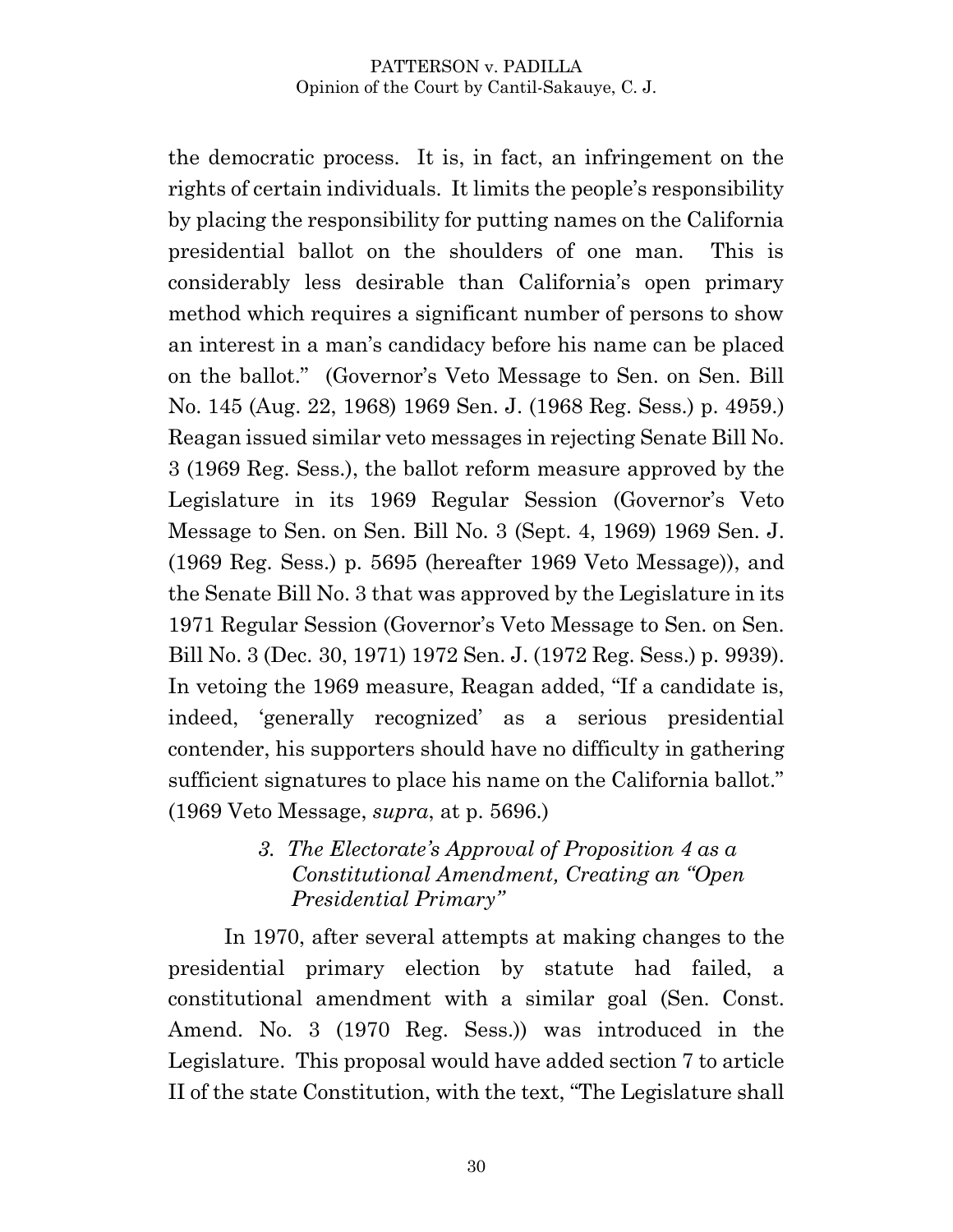the democratic process. It is, in fact, an infringement on the rights of certain individuals. It limits the people's responsibility by placing the responsibility for putting names on the California presidential ballot on the shoulders of one man. This is considerably less desirable than California's open primary method which requires a significant number of persons to show an interest in a man's candidacy before his name can be placed on the ballot." (Governor's Veto Message to Sen. on Sen. Bill No. 145 (Aug. 22, 1968) 1969 Sen. J. (1968 Reg. Sess.) p. 4959.) Reagan issued similar veto messages in rejecting Senate Bill No. 3 (1969 Reg. Sess.), the ballot reform measure approved by the Legislature in its 1969 Regular Session (Governor's Veto Message to Sen. on Sen. Bill No. 3 (Sept. 4, 1969) 1969 Sen. J. (1969 Reg. Sess.) p. 5695 (hereafter 1969 Veto Message)), and the Senate Bill No. 3 that was approved by the Legislature in its 1971 Regular Session (Governor's Veto Message to Sen. on Sen. Bill No. 3 (Dec. 30, 1971) 1972 Sen. J. (1972 Reg. Sess.) p. 9939). In vetoing the 1969 measure, Reagan added, "If a candidate is, indeed, 'generally recognized' as a serious presidential contender, his supporters should have no difficulty in gathering sufficient signatures to place his name on the California ballot." (1969 Veto Message, *supra*, at p. 5696.)

### *3. The Electorate's Approval of Proposition 4 as a Constitutional Amendment, Creating an "Open Presidential Primary"*

In 1970, after several attempts at making changes to the presidential primary election by statute had failed, a constitutional amendment with a similar goal (Sen. Const. Amend. No. 3 (1970 Reg. Sess.)) was introduced in the Legislature. This proposal would have added section 7 to article II of the state Constitution, with the text, "The Legislature shall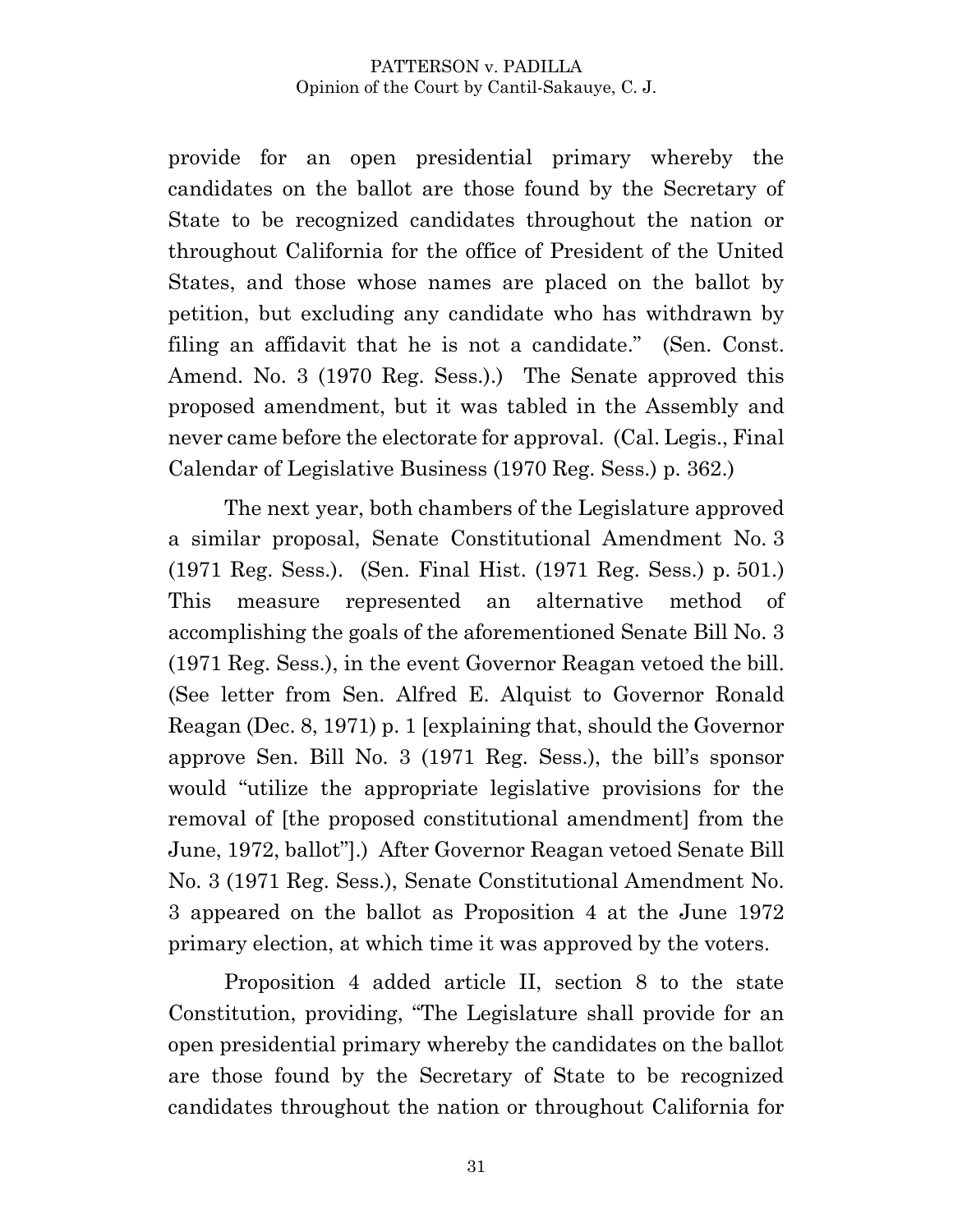provide for an open presidential primary whereby the candidates on the ballot are those found by the Secretary of State to be recognized candidates throughout the nation or throughout California for the office of President of the United States, and those whose names are placed on the ballot by petition, but excluding any candidate who has withdrawn by filing an affidavit that he is not a candidate." (Sen. Const. Amend. No. 3 (1970 Reg. Sess.).) The Senate approved this proposed amendment, but it was tabled in the Assembly and never came before the electorate for approval. (Cal. Legis., Final Calendar of Legislative Business (1970 Reg. Sess.) p. 362.)

The next year, both chambers of the Legislature approved a similar proposal, Senate Constitutional Amendment No. 3 (1971 Reg. Sess.). (Sen. Final Hist. (1971 Reg. Sess.) p. 501.) This measure represented an alternative method of accomplishing the goals of the aforementioned Senate Bill No. 3 (1971 Reg. Sess.), in the event Governor Reagan vetoed the bill. (See letter from Sen. Alfred E. Alquist to Governor Ronald Reagan (Dec. 8, 1971) p. 1 [explaining that, should the Governor approve Sen. Bill No. 3 (1971 Reg. Sess.), the bill's sponsor would "utilize the appropriate legislative provisions for the removal of [the proposed constitutional amendment] from the June, 1972, ballot"].) After Governor Reagan vetoed Senate Bill No. 3 (1971 Reg. Sess.), Senate Constitutional Amendment No. 3 appeared on the ballot as Proposition 4 at the June 1972 primary election, at which time it was approved by the voters.

Proposition 4 added article II, section 8 to the state Constitution, providing, "The Legislature shall provide for an open presidential primary whereby the candidates on the ballot are those found by the Secretary of State to be recognized candidates throughout the nation or throughout California for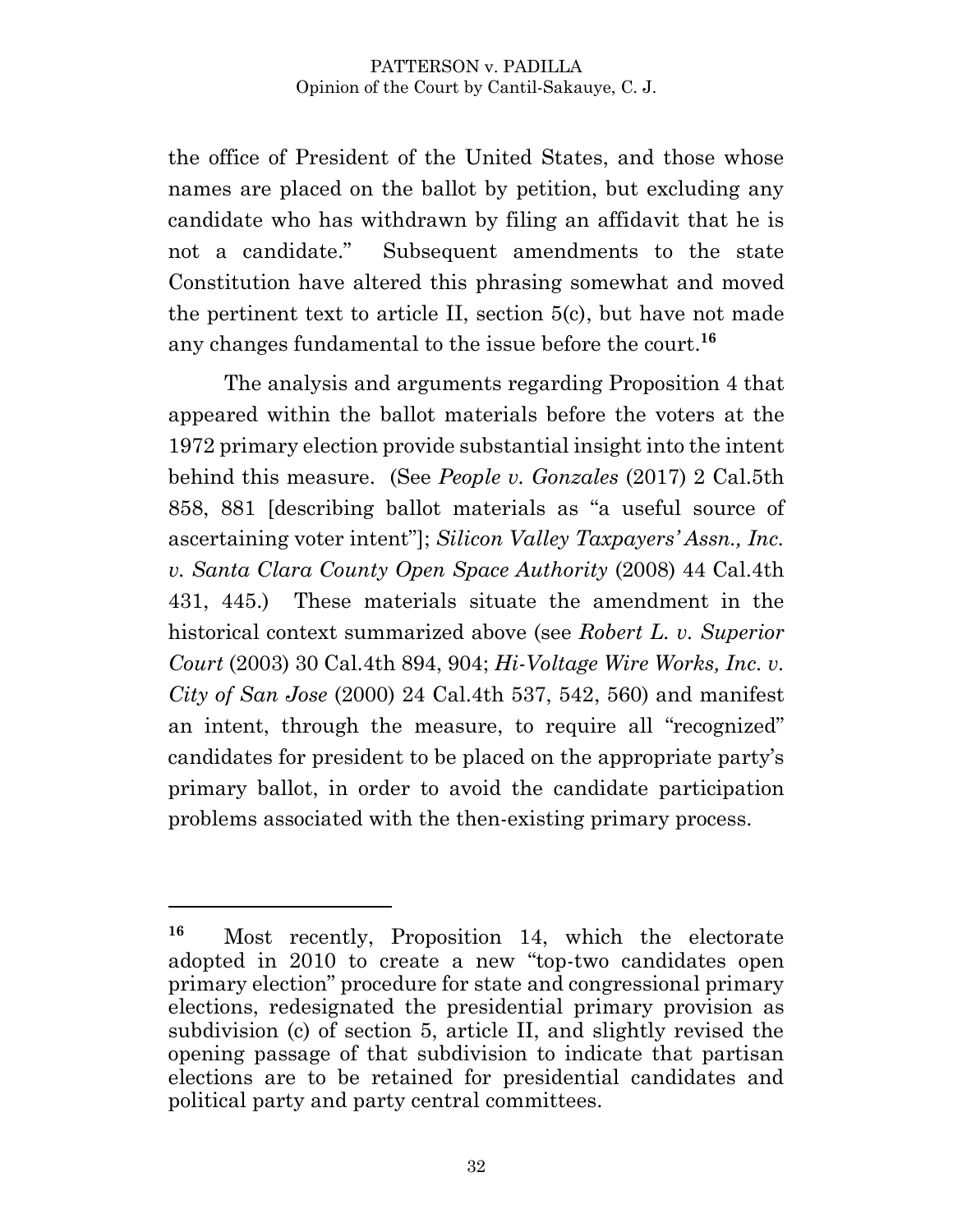the office of President of the United States, and those whose names are placed on the ballot by petition, but excluding any candidate who has withdrawn by filing an affidavit that he is not a candidate." Subsequent amendments to the state Constitution have altered this phrasing somewhat and moved the pertinent text to article II, section 5(c), but have not made any changes fundamental to the issue before the court.[16]

The analysis and arguments regarding Proposition 4 that appeared within the ballot materials before the voters at the 1972 primary election provide substantial insight into the intent behind this measure. (See *People v. Gonzales* (2017) 2 Cal.5th 858, 881 [describing ballot materials as "a useful source of ascertaining voter intent"]; *Silicon Valley Taxpayers' Assn., Inc. v. Santa Clara County Open Space Authority* (2008) 44 Cal.4th 431, 445.) These materials situate the amendment in the historical context summarized above (see *Robert L. v. Superior Court* (2003) 30 Cal.4th 894, 904; *Hi-Voltage Wire Works, Inc. v. City of San Jose* (2000) 24 Cal.4th 537, 542, 560) and manifest an intent, through the measure, to require all "recognized" candidates for president to be placed on the appropriate party's primary ballot, in order to avoid the candidate participation problems associated with the then-existing primary process.

---

[16] Most recently, Proposition 14, which the electorate adopted in 2010 to create a new "top-two candidates open primary election" procedure for state and congressional primary elections, redesignated the presidential primary provision as subdivision (c) of section 5, article II, and slightly revised the opening passage of that subdivision to indicate that partisan elections are to be retained for presidential candidates and political party and party central committees.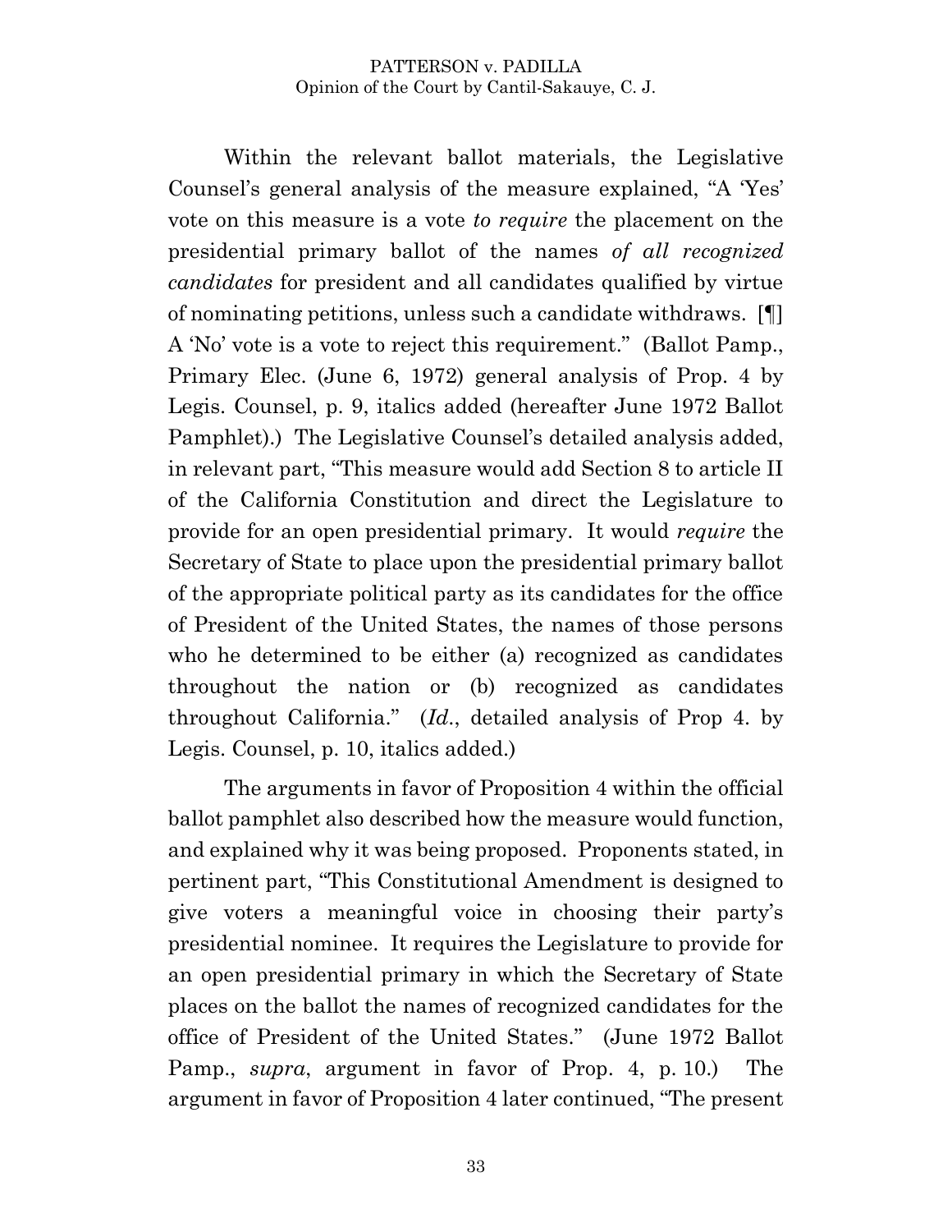Within the relevant ballot materials, the Legislative Counsel's general analysis of the measure explained, "A 'Yes' vote on this measure is a vote *to require* the placement on the presidential primary ballot of the names *of all recognized candidates* for president and all candidates qualified by virtue of nominating petitions, unless such a candidate withdraws. [¶] A 'No' vote is a vote to reject this requirement." (Ballot Pamp., Primary Elec. (June 6, 1972) general analysis of Prop. 4 by Legis. Counsel, p. 9, italics added (hereafter June 1972 Ballot Pamphlet).) The Legislative Counsel's detailed analysis added, in relevant part, "This measure would add Section 8 to article II of the California Constitution and direct the Legislature to provide for an open presidential primary. It would *require* the Secretary of State to place upon the presidential primary ballot of the appropriate political party as its candidates for the office of President of the United States, the names of those persons who he determined to be either (a) recognized as candidates throughout the nation or (b) recognized as candidates throughout California." (*Id.*, detailed analysis of Prop 4. by Legis. Counsel, p. 10, italics added.)

The arguments in favor of Proposition 4 within the official ballot pamphlet also described how the measure would function, and explained why it was being proposed. Proponents stated, in pertinent part, "This Constitutional Amendment is designed to give voters a meaningful voice in choosing their party's presidential nominee. It requires the Legislature to provide for an open presidential primary in which the Secretary of State places on the ballot the names of recognized candidates for the office of President of the United States." (June 1972 Ballot Pamp., *supra*, argument in favor of Prop. 4, p. 10.) The argument in favor of Proposition 4 later continued, "The present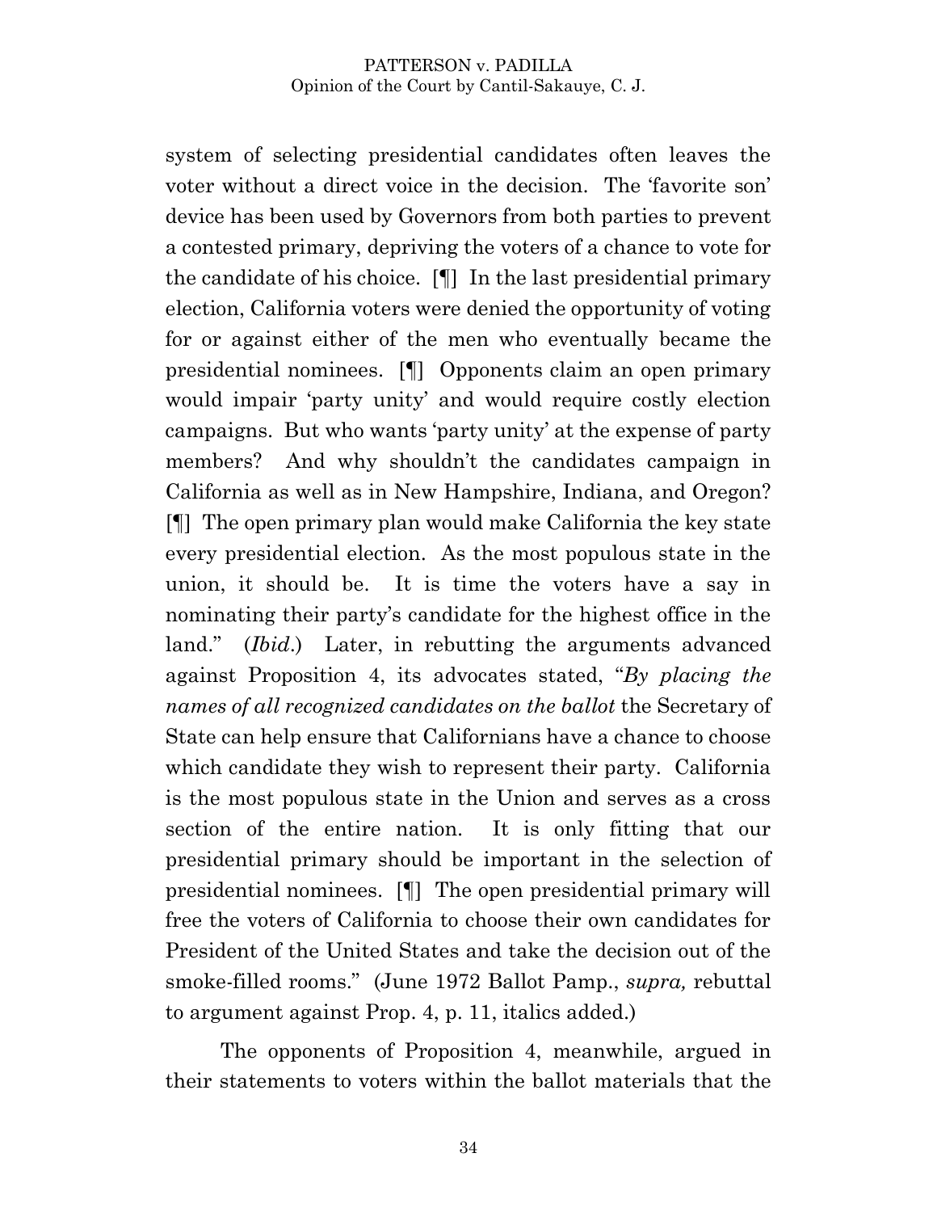system of selecting presidential candidates often leaves the voter without a direct voice in the decision. The 'favorite son' device has been used by Governors from both parties to prevent a contested primary, depriving the voters of a chance to vote for the candidate of his choice. [¶] In the last presidential primary election, California voters were denied the opportunity of voting for or against either of the men who eventually became the presidential nominees. [¶] Opponents claim an open primary would impair 'party unity' and would require costly election campaigns. But who wants 'party unity' at the expense of party members? And why shouldn't the candidates campaign in California as well as in New Hampshire, Indiana, and Oregon? [¶] The open primary plan would make California the key state every presidential election. As the most populous state in the union, it should be. It is time the voters have a say in nominating their party's candidate for the highest office in the land." (*Ibid*.) Later, in rebutting the arguments advanced against Proposition 4, its advocates stated, "*By placing the names of all recognized candidates on the ballot* the Secretary of State can help ensure that Californians have a chance to choose which candidate they wish to represent their party. California is the most populous state in the Union and serves as a cross section of the entire nation. It is only fitting that our presidential primary should be important in the selection of presidential nominees. [¶] The open presidential primary will free the voters of California to choose their own candidates for President of the United States and take the decision out of the smoke-filled rooms." (June 1972 Ballot Pamp., *supra,* rebuttal to argument against Prop. 4, p. 11, italics added.)

The opponents of Proposition 4, meanwhile, argued in their statements to voters within the ballot materials that the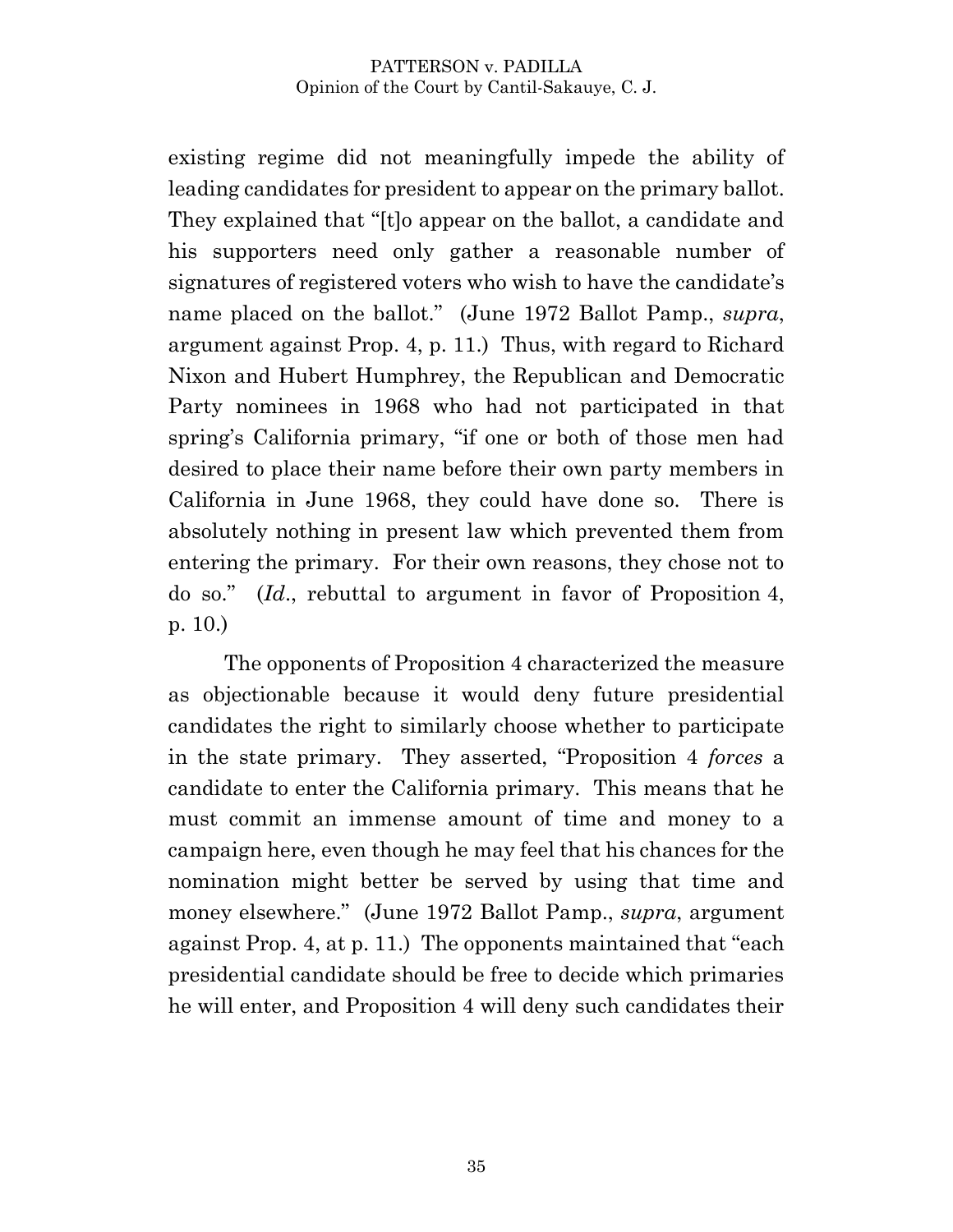existing regime did not meaningfully impede the ability of leading candidates for president to appear on the primary ballot. They explained that "[t]o appear on the ballot, a candidate and his supporters need only gather a reasonable number of signatures of registered voters who wish to have the candidate's name placed on the ballot." (June 1972 Ballot Pamp., *supra*, argument against Prop. 4, p. 11.) Thus, with regard to Richard Nixon and Hubert Humphrey, the Republican and Democratic Party nominees in 1968 who had not participated in that spring's California primary, "if one or both of those men had desired to place their name before their own party members in California in June 1968, they could have done so. There is absolutely nothing in present law which prevented them from entering the primary. For their own reasons, they chose not to do so." (*Id*., rebuttal to argument in favor of Proposition 4, p. 10.)

The opponents of Proposition 4 characterized the measure as objectionable because it would deny future presidential candidates the right to similarly choose whether to participate in the state primary. They asserted, "Proposition 4 *forces* a candidate to enter the California primary. This means that he must commit an immense amount of time and money to a campaign here, even though he may feel that his chances for the nomination might better be served by using that time and money elsewhere." (June 1972 Ballot Pamp., *supra*, argument against Prop. 4, at p. 11.) The opponents maintained that "each presidential candidate should be free to decide which primaries he will enter, and Proposition 4 will deny such candidates their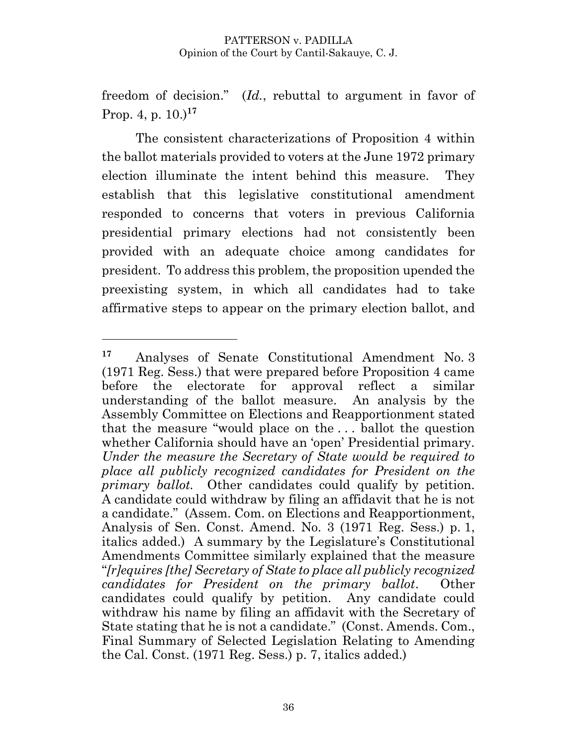freedom of decision." (*Id.*, rebuttal to argument in favor of Prop. 4, p. 10.)[17]

The consistent characterizations of Proposition 4 within the ballot materials provided to voters at the June 1972 primary election illuminate the intent behind this measure. They establish that this legislative constitutional amendment responded to concerns that voters in previous California presidential primary elections had not consistently been provided with an adequate choice among candidates for president. To address this problem, the proposition upended the preexisting system, in which all candidates had to take affirmative steps to appear on the primary election ballot, and

---

[17] Analyses of Senate Constitutional Amendment No. 3 (1971 Reg. Sess.) that were prepared before Proposition 4 came before the electorate for approval reflect a similar understanding of the ballot measure. An analysis by the Assembly Committee on Elections and Reapportionment stated that the measure "would place on the . . . ballot the question whether California should have an 'open' Presidential primary. *Under the measure the Secretary of State would be required to place all publicly recognized candidates for President on the primary ballot.* Other candidates could qualify by petition. A candidate could withdraw by filing an affidavit that he is not a candidate." (Assem. Com. on Elections and Reapportionment, Analysis of Sen. Const. Amend. No. 3 (1971 Reg. Sess.) p. 1, italics added.) A summary by the Legislature's Constitutional Amendments Committee similarly explained that the measure "*[r]equires [the] Secretary of State to place all publicly recognized candidates for President on the primary ballot*. Other candidates could qualify by petition. Any candidate could withdraw his name by filing an affidavit with the Secretary of State stating that he is not a candidate." (Const. Amends. Com., Final Summary of Selected Legislation Relating to Amending the Cal. Const. (1971 Reg. Sess.) p. 7, italics added.)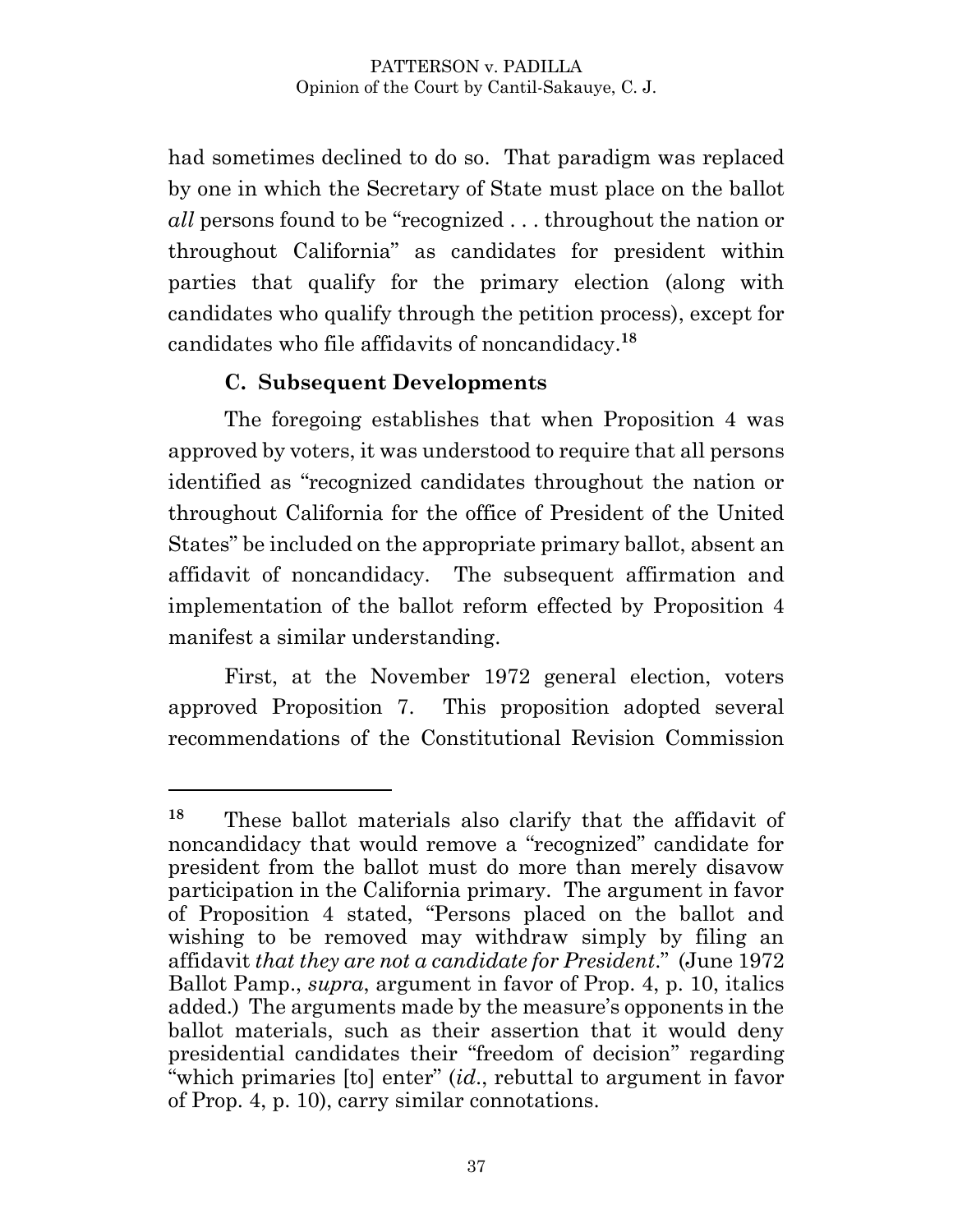had sometimes declined to do so. That paradigm was replaced by one in which the Secretary of State must place on the ballot *all* persons found to be "recognized . . . throughout the nation or throughout California" as candidates for president within parties that qualify for the primary election (along with candidates who qualify through the petition process), except for candidates who file affidavits of noncandidacy.[18]

### C. Subsequent Developments

The foregoing establishes that when Proposition 4 was approved by voters, it was understood to require that all persons identified as "recognized candidates throughout the nation or throughout California for the office of President of the United States" be included on the appropriate primary ballot, absent an affidavit of noncandidacy. The subsequent affirmation and implementation of the ballot reform effected by Proposition 4 manifest a similar understanding.

First, at the November 1972 general election, voters approved Proposition 7. This proposition adopted several recommendations of the Constitutional Revision Commission

---

[18] These ballot materials also clarify that the affidavit of noncandidacy that would remove a "recognized" candidate for president from the ballot must do more than merely disavow participation in the California primary. The argument in favor of Proposition 4 stated, "Persons placed on the ballot and wishing to be removed may withdraw simply by filing an affidavit *that they are not a candidate for President*." (June 1972 Ballot Pamp., *supra*, argument in favor of Prop. 4, p. 10, italics added.) The arguments made by the measure's opponents in the ballot materials, such as their assertion that it would deny presidential candidates their "freedom of decision" regarding "which primaries [to] enter" (*id*., rebuttal to argument in favor of Prop. 4, p. 10), carry similar connotations.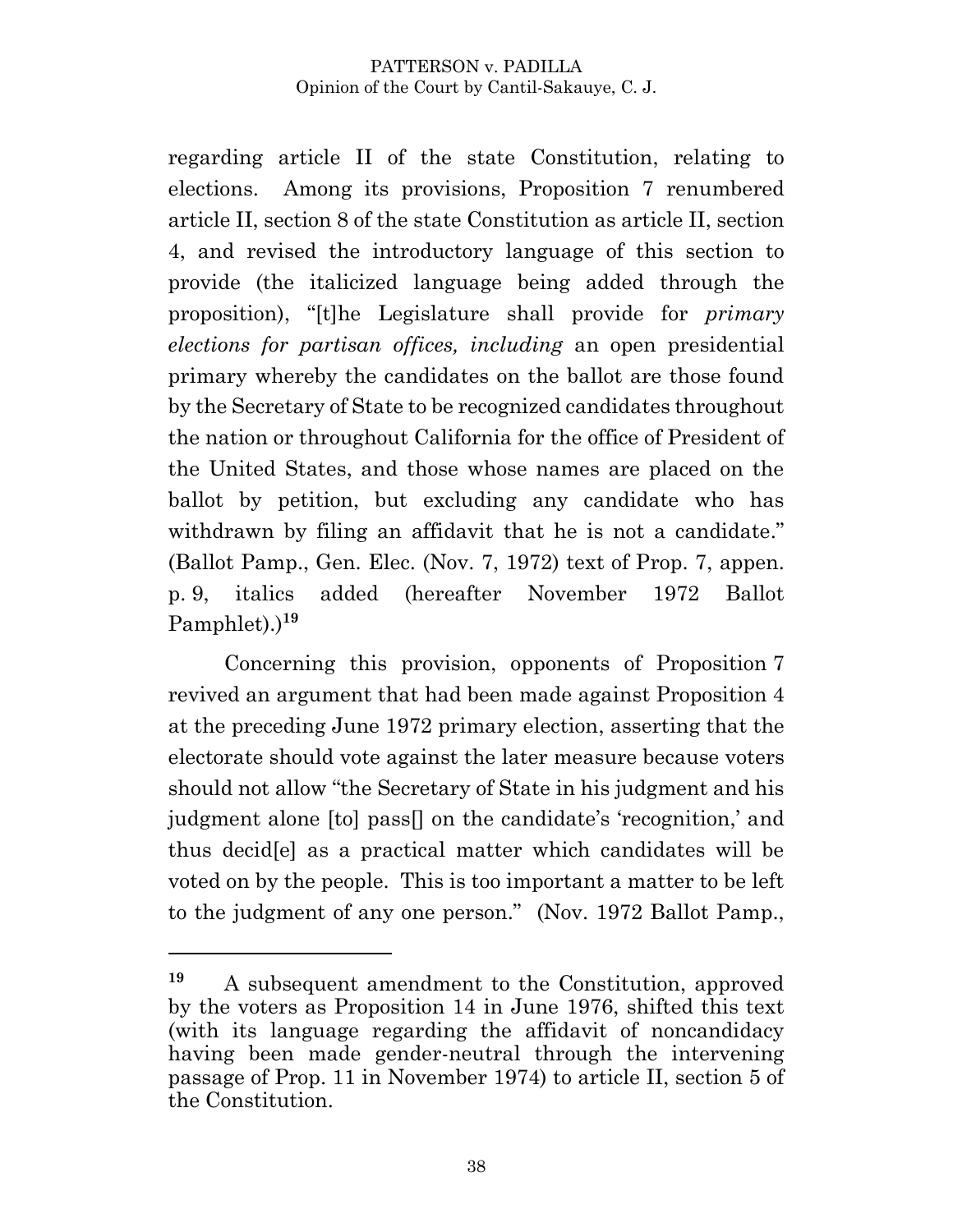regarding article II of the state Constitution, relating to elections. Among its provisions, Proposition 7 renumbered article II, section 8 of the state Constitution as article II, section 4, and revised the introductory language of this section to provide (the italicized language being added through the proposition), "[t]he Legislature shall provide for *primary elections for partisan offices, including* an open presidential primary whereby the candidates on the ballot are those found by the Secretary of State to be recognized candidates throughout the nation or throughout California for the office of President of the United States, and those whose names are placed on the ballot by petition, but excluding any candidate who has withdrawn by filing an affidavit that he is not a candidate." (Ballot Pamp., Gen. Elec. (Nov. 7, 1972) text of Prop. 7, appen. p. 9, italics added (hereafter November 1972 Ballot Pamphlet).)[19]

Concerning this provision, opponents of Proposition 7 revived an argument that had been made against Proposition 4 at the preceding June 1972 primary election, asserting that the electorate should vote against the later measure because voters should not allow "the Secretary of State in his judgment and his judgment alone [to] pass[] on the candidate's 'recognition,' and thus decid[e] as a practical matter which candidates will be voted on by the people. This is too important a matter to be left to the judgment of any one person." (Nov. 1972 Ballot Pamp.,

---

[19] A subsequent amendment to the Constitution, approved by the voters as Proposition 14 in June 1976, shifted this text (with its language regarding the affidavit of noncandidacy having been made gender-neutral through the intervening passage of Prop. 11 in November 1974) to article II, section 5 of the Constitution.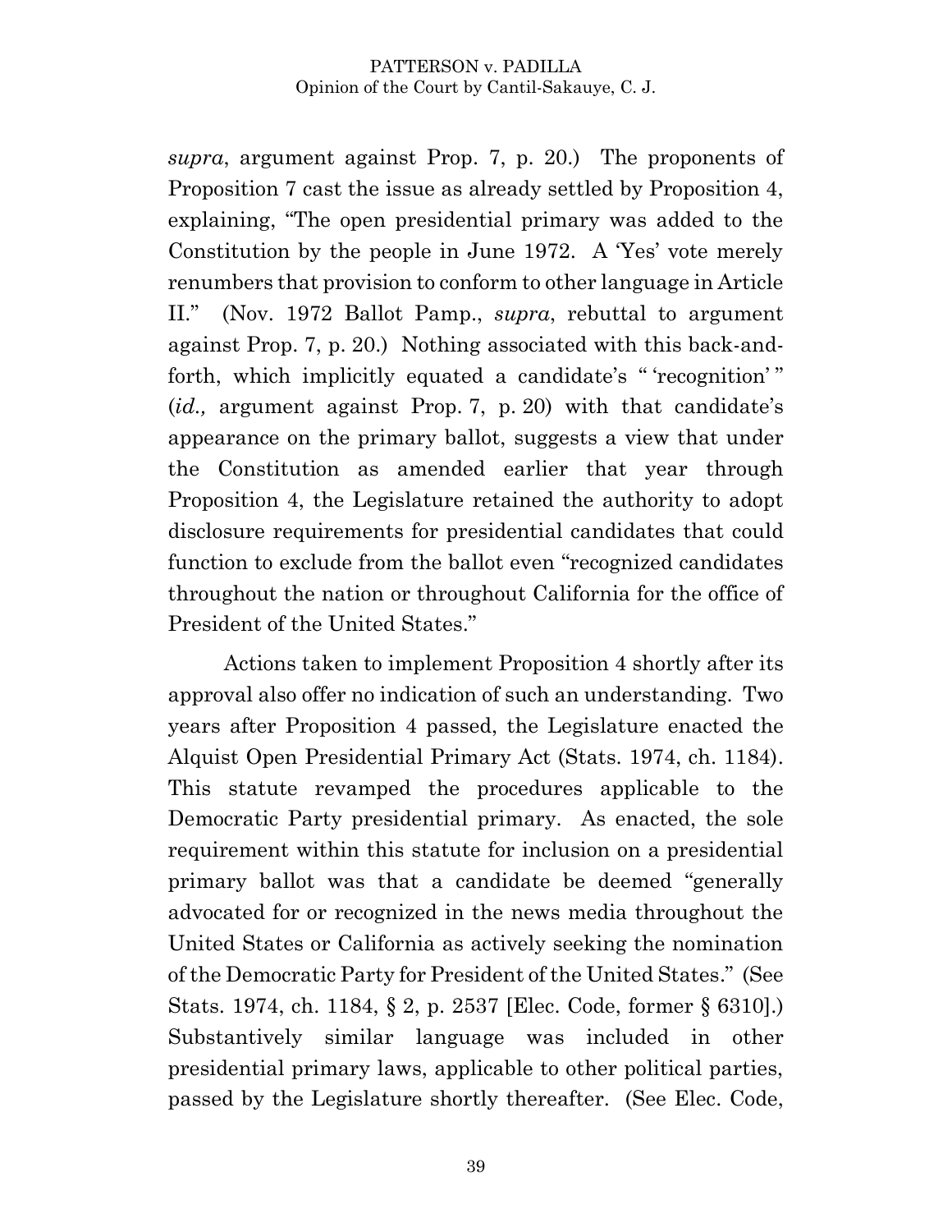*supra*, argument against Prop. 7, p. 20.) The proponents of Proposition 7 cast the issue as already settled by Proposition 4, explaining, "The open presidential primary was added to the Constitution by the people in June 1972. A 'Yes' vote merely renumbers that provision to conform to other language in Article II." (Nov. 1972 Ballot Pamp., *supra*, rebuttal to argument against Prop. 7, p. 20.) Nothing associated with this back-and-forth, which implicitly equated a candidate's " 'recognition' " (*id.,* argument against Prop. 7, p. 20) with that candidate's appearance on the primary ballot, suggests a view that under the Constitution as amended earlier that year through Proposition 4, the Legislature retained the authority to adopt disclosure requirements for presidential candidates that could function to exclude from the ballot even "recognized candidates throughout the nation or throughout California for the office of President of the United States."

Actions taken to implement Proposition 4 shortly after its approval also offer no indication of such an understanding. Two years after Proposition 4 passed, the Legislature enacted the Alquist Open Presidential Primary Act (Stats. 1974, ch. 1184). This statute revamped the procedures applicable to the Democratic Party presidential primary. As enacted, the sole requirement within this statute for inclusion on a presidential primary ballot was that a candidate be deemed "generally advocated for or recognized in the news media throughout the United States or California as actively seeking the nomination of the Democratic Party for President of the United States." (See Stats. 1974, ch. 1184, § 2, p. 2537 [Elec. Code, former § 6310].) Substantively similar language was included in other presidential primary laws, applicable to other political parties, passed by the Legislature shortly thereafter. (See Elec. Code,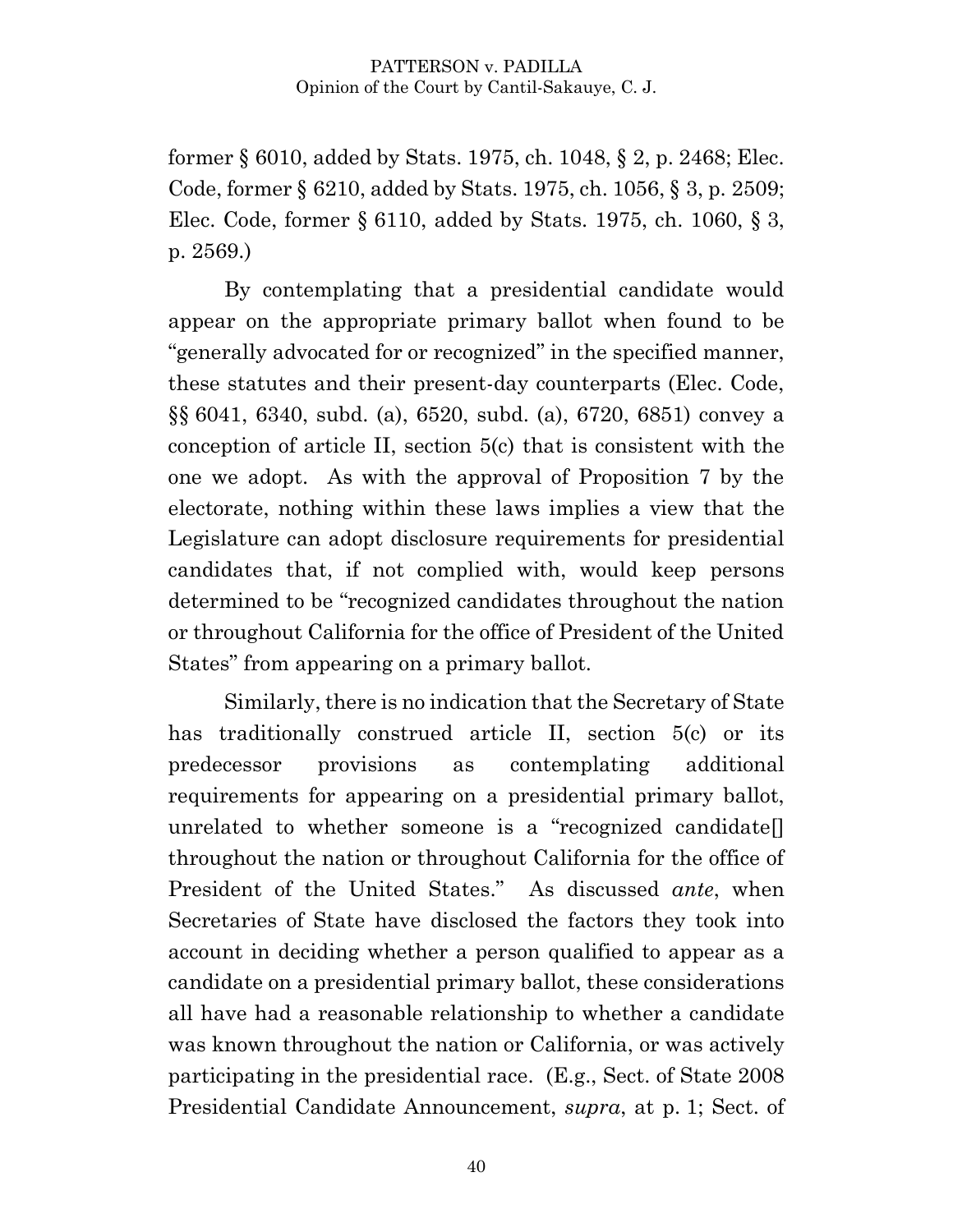former § 6010, added by Stats. 1975, ch. 1048, § 2, p. 2468; Elec. Code, former § 6210, added by Stats. 1975, ch. 1056, § 3, p. 2509; Elec. Code, former § 6110, added by Stats. 1975, ch. 1060, § 3, p. 2569.)

By contemplating that a presidential candidate would appear on the appropriate primary ballot when found to be "generally advocated for or recognized" in the specified manner, these statutes and their present-day counterparts (Elec. Code, §§ 6041, 6340, subd. (a), 6520, subd. (a), 6720, 6851) convey a conception of article II, section 5(c) that is consistent with the one we adopt. As with the approval of Proposition 7 by the electorate, nothing within these laws implies a view that the Legislature can adopt disclosure requirements for presidential candidates that, if not complied with, would keep persons determined to be "recognized candidates throughout the nation or throughout California for the office of President of the United States" from appearing on a primary ballot.

Similarly, there is no indication that the Secretary of State has traditionally construed article II, section 5(c) or its predecessor provisions as contemplating additional requirements for appearing on a presidential primary ballot, unrelated to whether someone is a "recognized candidate[] throughout the nation or throughout California for the office of President of the United States." As discussed *ante*, when Secretaries of State have disclosed the factors they took into account in deciding whether a person qualified to appear as a candidate on a presidential primary ballot, these considerations all have had a reasonable relationship to whether a candidate was known throughout the nation or California, or was actively participating in the presidential race. (E.g., Sect. of State 2008 Presidential Candidate Announcement, *supra*, at p. 1; Sect. of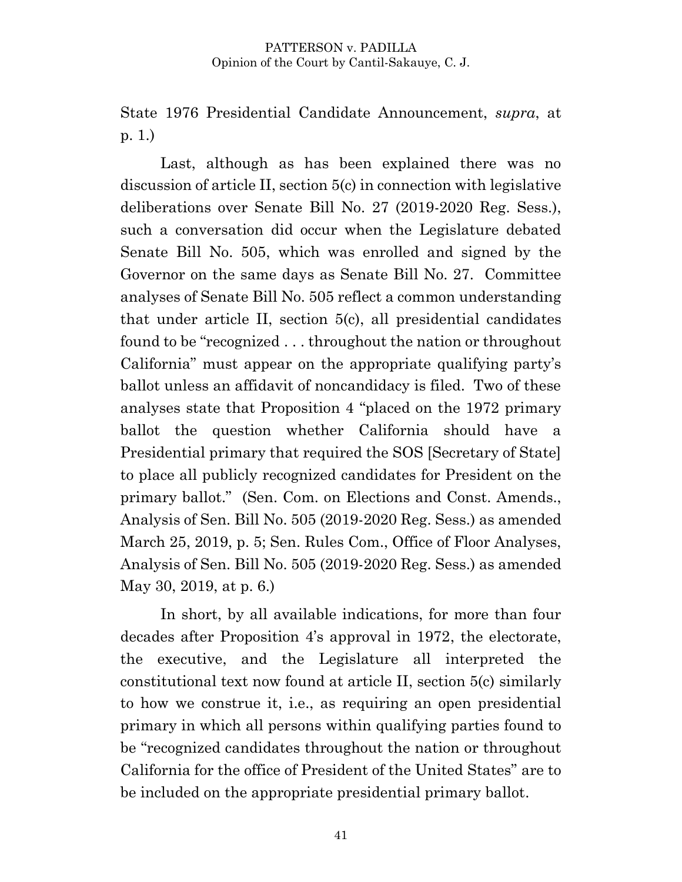State 1976 Presidential Candidate Announcement, *supra*, at p. 1.)

Last, although as has been explained there was no discussion of article II, section 5(c) in connection with legislative deliberations over Senate Bill No. 27 (2019-2020 Reg. Sess.), such a conversation did occur when the Legislature debated Senate Bill No. 505, which was enrolled and signed by the Governor on the same days as Senate Bill No. 27. Committee analyses of Senate Bill No. 505 reflect a common understanding that under article II, section 5(c), all presidential candidates found to be "recognized . . . throughout the nation or throughout California" must appear on the appropriate qualifying party's ballot unless an affidavit of noncandidacy is filed. Two of these analyses state that Proposition 4 "placed on the 1972 primary ballot the question whether California should have a Presidential primary that required the SOS [Secretary of State] to place all publicly recognized candidates for President on the primary ballot." (Sen. Com. on Elections and Const. Amends., Analysis of Sen. Bill No. 505 (2019-2020 Reg. Sess.) as amended March 25, 2019, p. 5; Sen. Rules Com., Office of Floor Analyses, Analysis of Sen. Bill No. 505 (2019-2020 Reg. Sess.) as amended May 30, 2019, at p. 6.)

In short, by all available indications, for more than four decades after Proposition 4's approval in 1972, the electorate, the executive, and the Legislature all interpreted the constitutional text now found at article II, section 5(c) similarly to how we construe it, i.e., as requiring an open presidential primary in which all persons within qualifying parties found to be "recognized candidates throughout the nation or throughout California for the office of President of the United States" are to be included on the appropriate presidential primary ballot.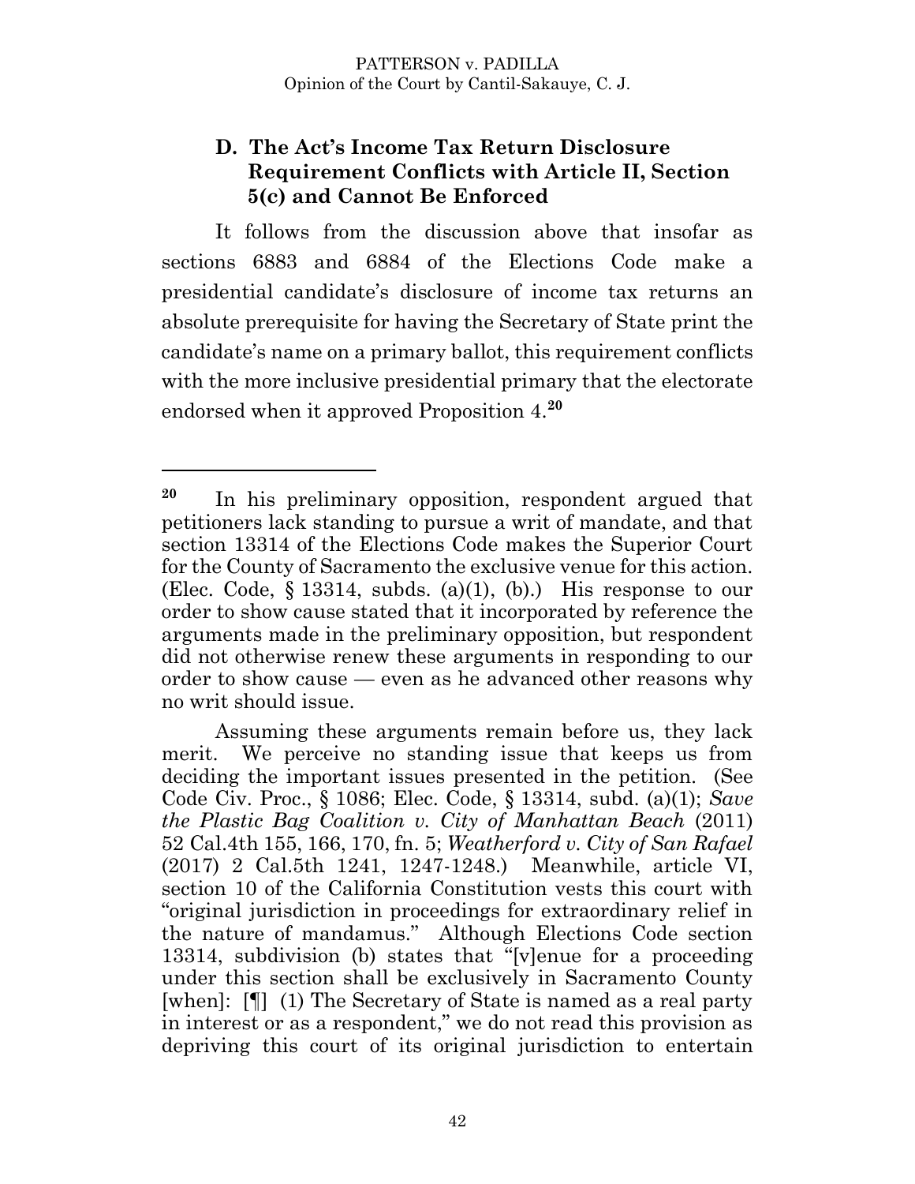### D. The Act's Income Tax Return Disclosure Requirement Conflicts with Article II, Section 5(c) and Cannot Be Enforced

It follows from the discussion above that insofar as sections 6883 and 6884 of the Elections Code make a presidential candidate's disclosure of income tax returns an absolute prerequisite for having the Secretary of State print the candidate's name on a primary ballot, this requirement conflicts with the more inclusive presidential primary that the electorate endorsed when it approved Proposition 4.[20]

---

[20] In his preliminary opposition, respondent argued that petitioners lack standing to pursue a writ of mandate, and that section 13314 of the Elections Code makes the Superior Court for the County of Sacramento the exclusive venue for this action. (Elec. Code, § 13314, subds. (a)(1), (b).) His response to our order to show cause stated that it incorporated by reference the arguments made in the preliminary opposition, but respondent did not otherwise renew these arguments in responding to our order to show cause — even as he advanced other reasons why no writ should issue.

Assuming these arguments remain before us, they lack merit. We perceive no standing issue that keeps us from deciding the important issues presented in the petition. (See Code Civ. Proc., § 1086; Elec. Code, § 13314, subd. (a)(1); *Save the Plastic Bag Coalition v. City of Manhattan Beach* (2011) 52 Cal.4th 155, 166, 170, fn. 5; *Weatherford v. City of San Rafael* (2017) 2 Cal.5th 1241, 1247-1248.) Meanwhile, article VI, section 10 of the California Constitution vests this court with "original jurisdiction in proceedings for extraordinary relief in the nature of mandamus." Although Elections Code section 13314, subdivision (b) states that "[v]enue for a proceeding under this section shall be exclusively in Sacramento County [when]: [¶] (1) The Secretary of State is named as a real party in interest or as a respondent," we do not read this provision as depriving this court of its original jurisdiction to entertain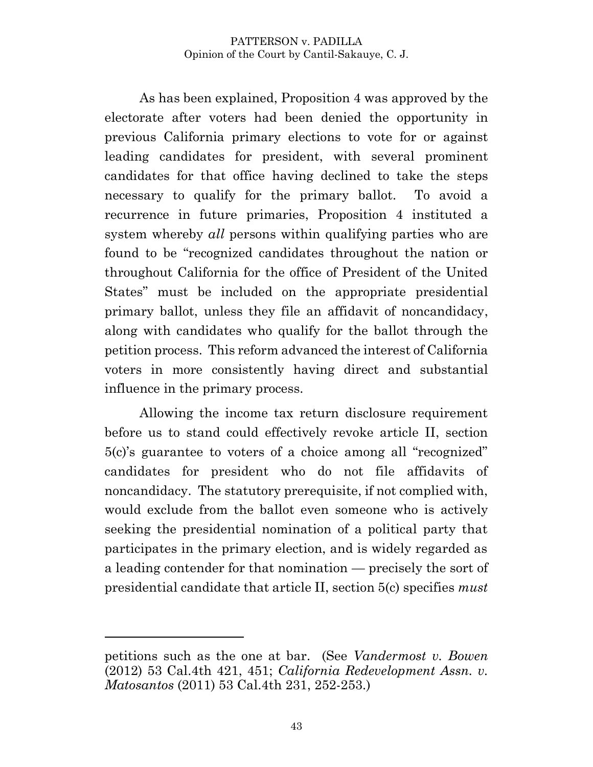As has been explained, Proposition 4 was approved by the electorate after voters had been denied the opportunity in previous California primary elections to vote for or against leading candidates for president, with several prominent candidates for that office having declined to take the steps necessary to qualify for the primary ballot. To avoid a recurrence in future primaries, Proposition 4 instituted a system whereby *all* persons within qualifying parties who are found to be "recognized candidates throughout the nation or throughout California for the office of President of the United States" must be included on the appropriate presidential primary ballot, unless they file an affidavit of noncandidacy, along with candidates who qualify for the ballot through the petition process. This reform advanced the interest of California voters in more consistently having direct and substantial influence in the primary process.

Allowing the income tax return disclosure requirement before us to stand could effectively revoke article II, section 5(c)'s guarantee to voters of a choice among all "recognized" candidates for president who do not file affidavits of noncandidacy. The statutory prerequisite, if not complied with, would exclude from the ballot even someone who is actively seeking the presidential nomination of a political party that participates in the primary election, and is widely regarded as a leading contender for that nomination — precisely the sort of presidential candidate that article II, section 5(c) specifies *must*

---

petitions such as the one at bar. (See *Vandermost v. Bowen* (2012) 53 Cal.4th 421, 451; *California Redevelopment Assn. v. Matosantos* (2011) 53 Cal.4th 231, 252-253.)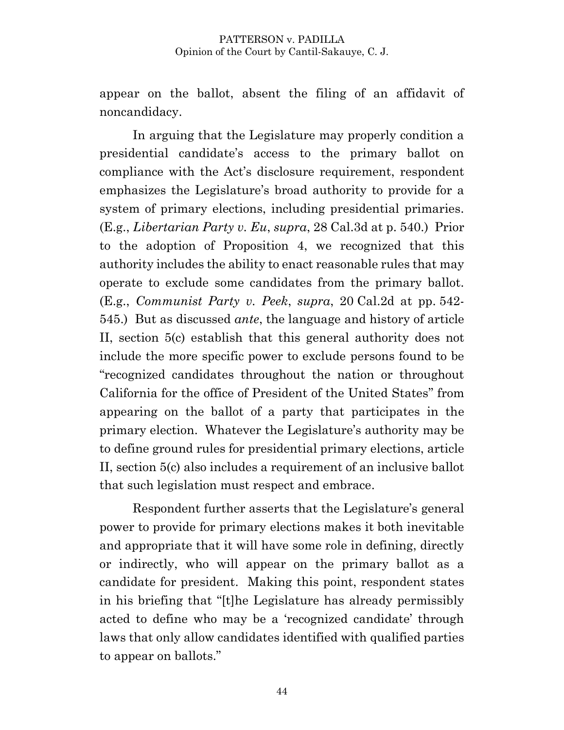appear on the ballot, absent the filing of an affidavit of noncandidacy.

In arguing that the Legislature may properly condition a presidential candidate's access to the primary ballot on compliance with the Act's disclosure requirement, respondent emphasizes the Legislature's broad authority to provide for a system of primary elections, including presidential primaries. (E.g., *Libertarian Party v. Eu*, *supra*, 28 Cal.3d at p. 540.) Prior to the adoption of Proposition 4, we recognized that this authority includes the ability to enact reasonable rules that may operate to exclude some candidates from the primary ballot. (E.g., *Communist Party v. Peek*, *supra*, 20 Cal.2d at pp. 542-545.) But as discussed *ante*, the language and history of article II, section 5(c) establish that this general authority does not include the more specific power to exclude persons found to be "recognized candidates throughout the nation or throughout California for the office of President of the United States" from appearing on the ballot of a party that participates in the primary election. Whatever the Legislature's authority may be to define ground rules for presidential primary elections, article II, section 5(c) also includes a requirement of an inclusive ballot that such legislation must respect and embrace.

Respondent further asserts that the Legislature's general power to provide for primary elections makes it both inevitable and appropriate that it will have some role in defining, directly or indirectly, who will appear on the primary ballot as a candidate for president. Making this point, respondent states in his briefing that "[t]he Legislature has already permissibly acted to define who may be a 'recognized candidate' through laws that only allow candidates identified with qualified parties to appear on ballots."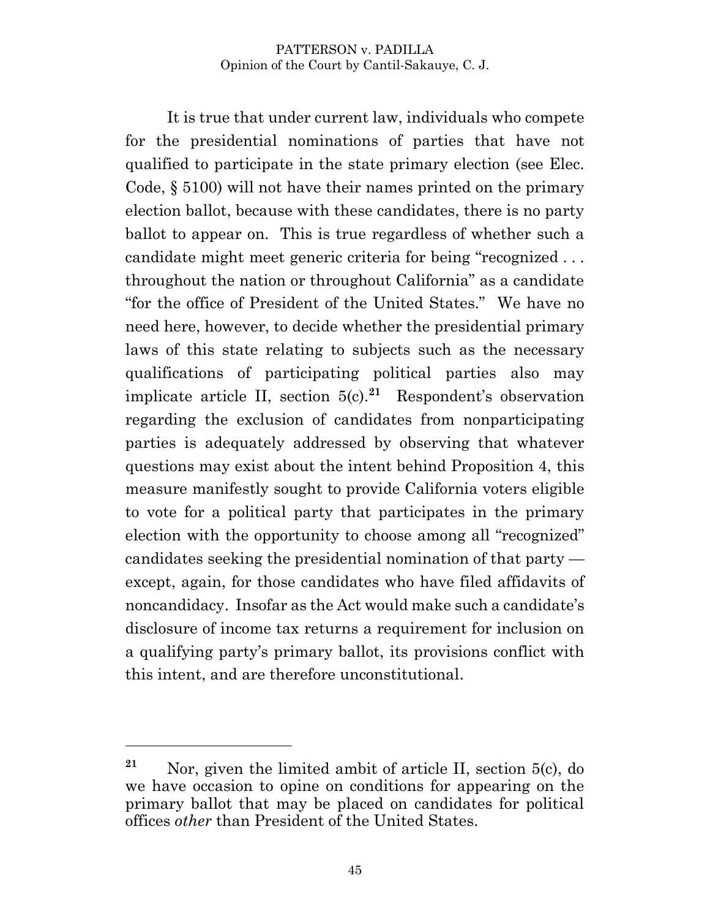It is true that under current law, individuals who compete for the presidential nominations of parties that have not qualified to participate in the state primary election (see Elec. Code, § 5100) will not have their names printed on the primary election ballot, because with these candidates, there is no party ballot to appear on. This is true regardless of whether such a candidate might meet generic criteria for being "recognized . . . throughout the nation or throughout California" as a candidate "for the office of President of the United States." We have no need here, however, to decide whether the presidential primary laws of this state relating to subjects such as the necessary qualifications of participating political parties also may implicate article II, section 5(c).[21] Respondent's observation regarding the exclusion of candidates from nonparticipating parties is adequately addressed by observing that whatever questions may exist about the intent behind Proposition 4, this measure manifestly sought to provide California voters eligible to vote for a political party that participates in the primary election with the opportunity to choose among all "recognized" candidates seeking the presidential nomination of that party — except, again, for those candidates who have filed affidavits of noncandidacy. Insofar as the Act would make such a candidate's disclosure of income tax returns a requirement for inclusion on a qualifying party's primary ballot, its provisions conflict with this intent, and are therefore unconstitutional.

---

[21] Nor, given the limited ambit of article II, section 5(c), do we have occasion to opine on conditions for appearing on the primary ballot that may be placed on candidates for political offices *other* than President of the United States.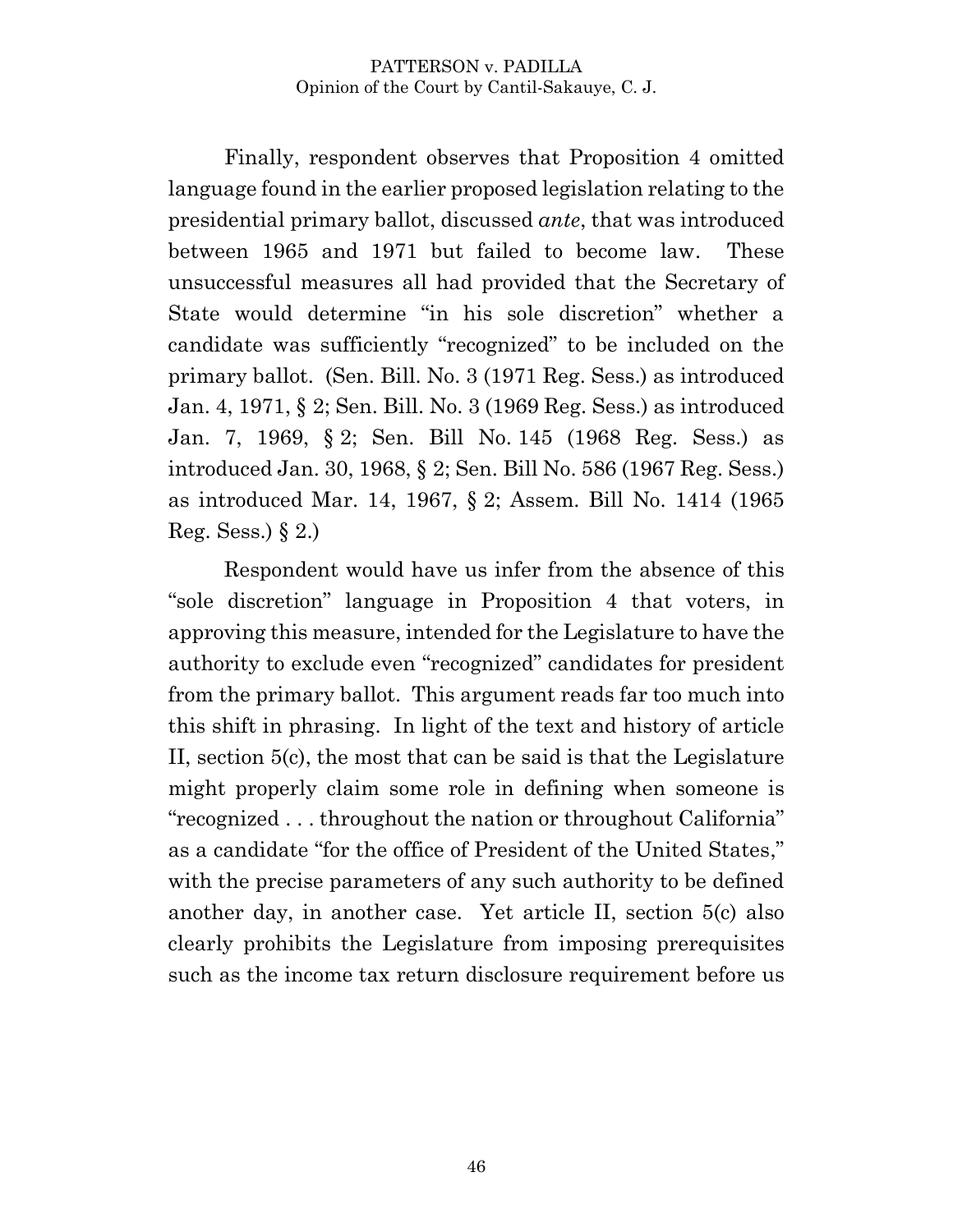Finally, respondent observes that Proposition 4 omitted language found in the earlier proposed legislation relating to the presidential primary ballot, discussed *ante*, that was introduced between 1965 and 1971 but failed to become law. These unsuccessful measures all had provided that the Secretary of State would determine "in his sole discretion" whether a candidate was sufficiently "recognized" to be included on the primary ballot. (Sen. Bill. No. 3 (1971 Reg. Sess.) as introduced Jan. 4, 1971, § 2; Sen. Bill. No. 3 (1969 Reg. Sess.) as introduced Jan. 7, 1969, § 2; Sen. Bill No. 145 (1968 Reg. Sess.) as introduced Jan. 30, 1968, § 2; Sen. Bill No. 586 (1967 Reg. Sess.) as introduced Mar. 14, 1967, § 2; Assem. Bill No. 1414 (1965 Reg. Sess.) § 2.)

Respondent would have us infer from the absence of this "sole discretion" language in Proposition 4 that voters, in approving this measure, intended for the Legislature to have the authority to exclude even "recognized" candidates for president from the primary ballot. This argument reads far too much into this shift in phrasing. In light of the text and history of article II, section 5(c), the most that can be said is that the Legislature might properly claim some role in defining when someone is "recognized . . . throughout the nation or throughout California" as a candidate "for the office of President of the United States," with the precise parameters of any such authority to be defined another day, in another case. Yet article II, section 5(c) also clearly prohibits the Legislature from imposing prerequisites such as the income tax return disclosure requirement before us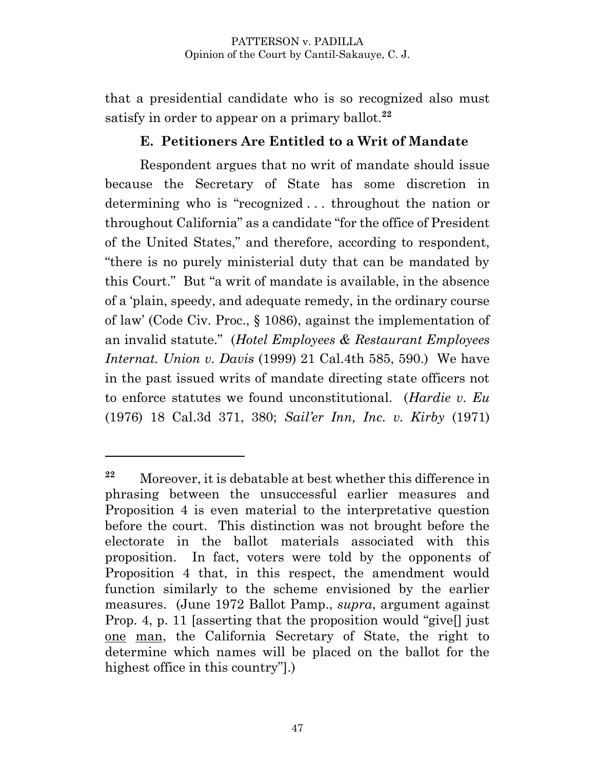that a presidential candidate who is so recognized also must satisfy in order to appear on a primary ballot.[22]

### E. Petitioners Are Entitled to a Writ of Mandate

Respondent argues that no writ of mandate should issue because the Secretary of State has some discretion in determining who is "recognized . . . throughout the nation or throughout California" as a candidate "for the office of President of the United States," and therefore, according to respondent, "there is no purely ministerial duty that can be mandated by this Court." But "a writ of mandate is available, in the absence of a 'plain, speedy, and adequate remedy, in the ordinary course of law' (Code Civ. Proc., § 1086), against the implementation of an invalid statute." (*Hotel Employees & Restaurant Employees Internat. Union v. Davis* (1999) 21 Cal.4th 585, 590.) We have in the past issued writs of mandate directing state officers not to enforce statutes we found unconstitutional. (*Hardie v. Eu* (1976) 18 Cal.3d 371, 380; *Sail'er Inn, Inc. v. Kirby* (1971)

---

[22] Moreover, it is debatable at best whether this difference in phrasing between the unsuccessful earlier measures and Proposition 4 is even material to the interpretative question before the court. This distinction was not brought before the electorate in the ballot materials associated with this proposition. In fact, voters were told by the opponents of Proposition 4 that, in this respect, the amendment would function similarly to the scheme envisioned by the earlier measures. (June 1972 Ballot Pamp., *supra*, argument against Prop. 4, p. 11 [asserting that the proposition would "give[] just <u>one</u> <u>man</u>, the California Secretary of State, the right to determine which names will be placed on the ballot for the highest office in this country"].)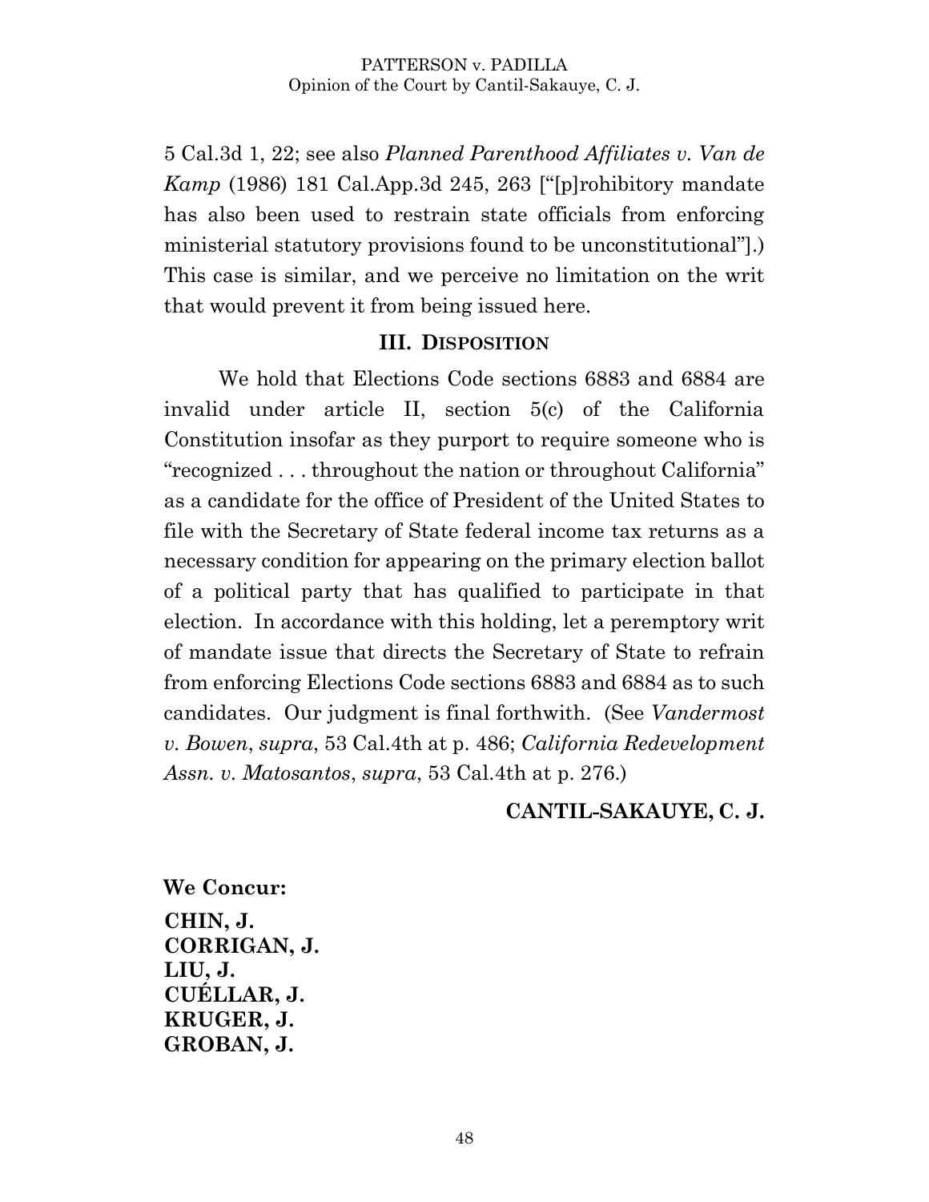5 Cal.3d 1, 22; see also *Planned Parenthood Affiliates v. Van de Kamp* (1986) 181 Cal.App.3d 245, 263 ["[p]rohibitory mandate has also been used to restrain state officials from enforcing ministerial statutory provisions found to be unconstitutional"].) This case is similar, and we perceive no limitation on the writ that would prevent it from being issued here.

### III. DISPOSITION

We hold that Elections Code sections 6883 and 6884 are invalid under article II, section 5(c) of the California Constitution insofar as they purport to require someone who is "recognized . . . throughout the nation or throughout California" as a candidate for the office of President of the United States to file with the Secretary of State federal income tax returns as a necessary condition for appearing on the primary election ballot of a political party that has qualified to participate in that election. In accordance with this holding, let a peremptory writ of mandate issue that directs the Secretary of State to refrain from enforcing Elections Code sections 6883 and 6884 as to such candidates. Our judgment is final forthwith. (See *Vandermost v. Bowen*, *supra*, 53 Cal.4th at p. 486; *California Redevelopment Assn. v. Matosantos*, *supra*, 53 Cal.4th at p. 276.)

**CANTIL-SAKAUYE, C. J.**

**We Concur:**

**CHIN, J.**
**CORRIGAN, J.**
**LIU, J.**
**CUÉLLAR, J.**
**KRUGER, J.**
**GROBAN, J.**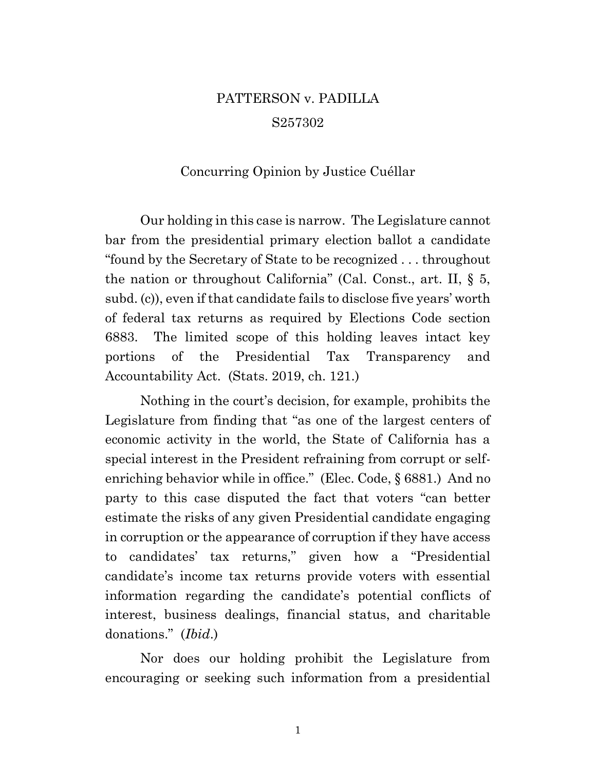PATTERSON v. PADILLA

S257302

Concurring Opinion by Justice Cuéllar

Our holding in this case is narrow. The Legislature cannot bar from the presidential primary election ballot a candidate "found by the Secretary of State to be recognized . . . throughout the nation or throughout California" (Cal. Const., art. II, § 5, subd. (c)), even if that candidate fails to disclose five years' worth of federal tax returns as required by Elections Code section 6883. The limited scope of this holding leaves intact key portions of the Presidential Tax Transparency and Accountability Act. (Stats. 2019, ch. 121.)

Nothing in the court's decision, for example, prohibits the Legislature from finding that "as one of the largest centers of economic activity in the world, the State of California has a special interest in the President refraining from corrupt or self-enriching behavior while in office." (Elec. Code, § 6881.) And no party to this case disputed the fact that voters "can better estimate the risks of any given Presidential candidate engaging in corruption or the appearance of corruption if they have access to candidates' tax returns," given how a "Presidential candidate's income tax returns provide voters with essential information regarding the candidate's potential conflicts of interest, business dealings, financial status, and charitable donations." (*Ibid.*)

Nor does our holding prohibit the Legislature from encouraging or seeking such information from a presidential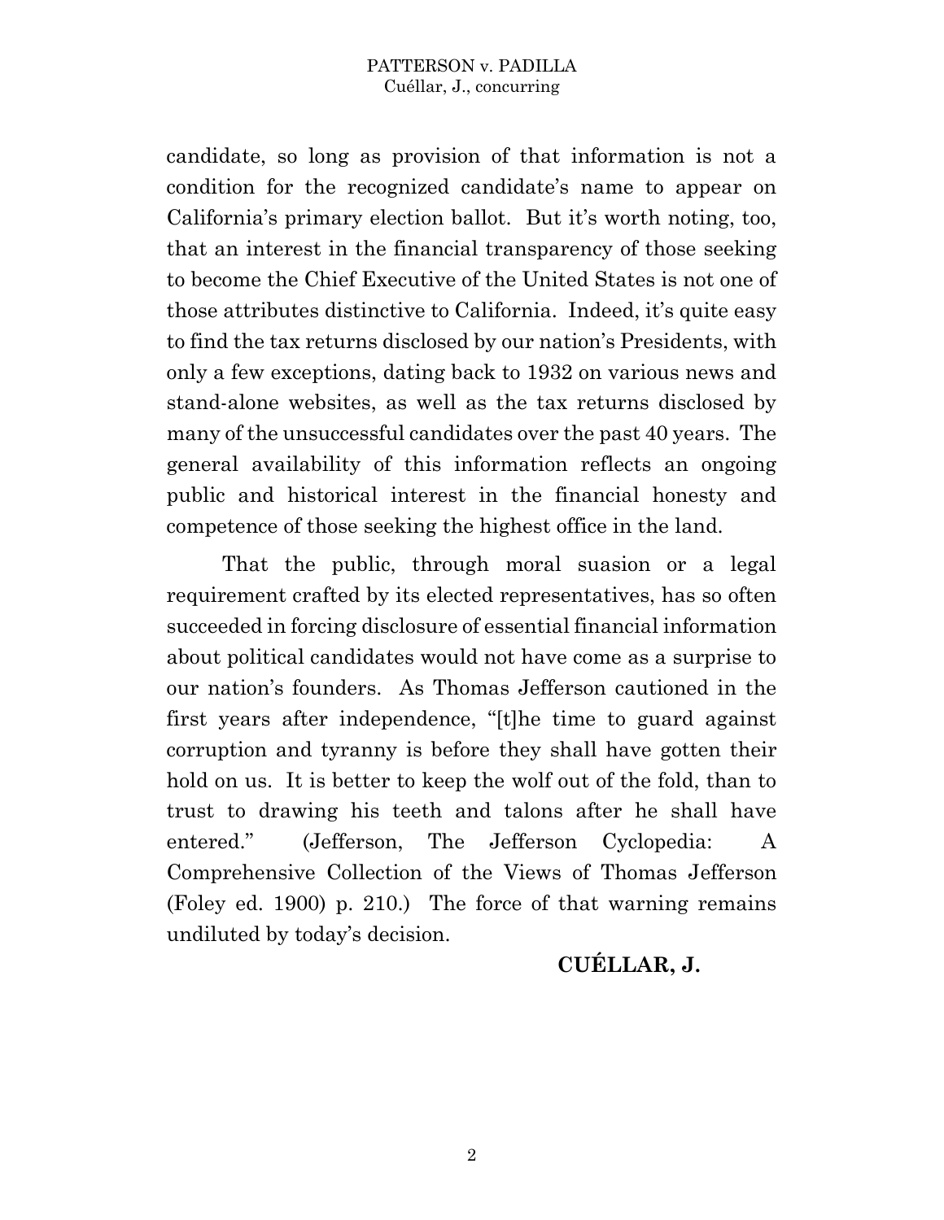candidate, so long as provision of that information is not a condition for the recognized candidate's name to appear on California's primary election ballot. But it's worth noting, too, that an interest in the financial transparency of those seeking to become the Chief Executive of the United States is not one of those attributes distinctive to California. Indeed, it's quite easy to find the tax returns disclosed by our nation's Presidents, with only a few exceptions, dating back to 1932 on various news and stand-alone websites, as well as the tax returns disclosed by many of the unsuccessful candidates over the past 40 years. The general availability of this information reflects an ongoing public and historical interest in the financial honesty and competence of those seeking the highest office in the land.

That the public, through moral suasion or a legal requirement crafted by its elected representatives, has so often succeeded in forcing disclosure of essential financial information about political candidates would not have come as a surprise to our nation's founders. As Thomas Jefferson cautioned in the first years after independence, "[t]he time to guard against corruption and tyranny is before they shall have gotten their hold on us. It is better to keep the wolf out of the fold, than to trust to drawing his teeth and talons after he shall have entered." (Jefferson, The Jefferson Cyclopedia: A Comprehensive Collection of the Views of Thomas Jefferson (Foley ed. 1900) p. 210.) The force of that warning remains undiluted by today's decision.

**CUÉLLAR, J.**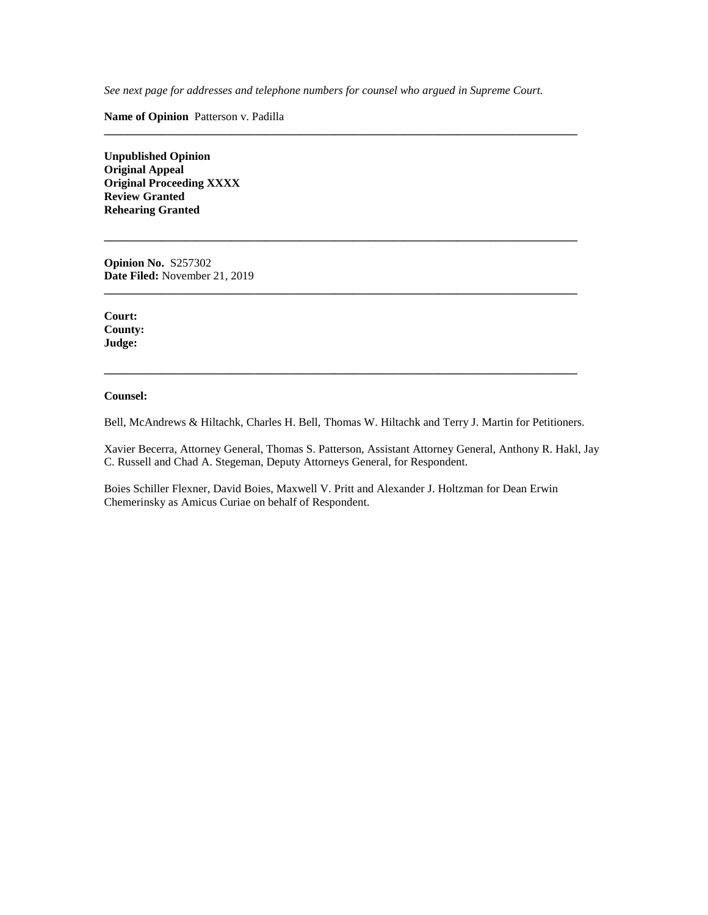*See next page for addresses and telephone numbers for counsel who argued in Supreme Court.*

**Name of Opinion** Patterson v. Padilla

---

**Unpublished Opinion**
**Original Appeal**
**Original Proceeding XXXX**
**Review Granted**
**Rehearing Granted**

---

**Opinion No.** S257302
**Date Filed:** November 21, 2019

---

**Court:**
**County:**
**Judge:**

---

**Counsel:**

Bell, McAndrews & Hiltachk, Charles H. Bell, Thomas W. Hiltachk and Terry J. Martin for Petitioners.

Xavier Becerra, Attorney General, Thomas S. Patterson, Assistant Attorney General, Anthony R. Hakl, Jay C. Russell and Chad A. Stegeman, Deputy Attorneys General, for Respondent.

Boies Schiller Flexner, David Boies, Maxwell V. Pritt and Alexander J. Holtzman for Dean Erwin Chemerinsky as Amicus Curiae on behalf of Respondent.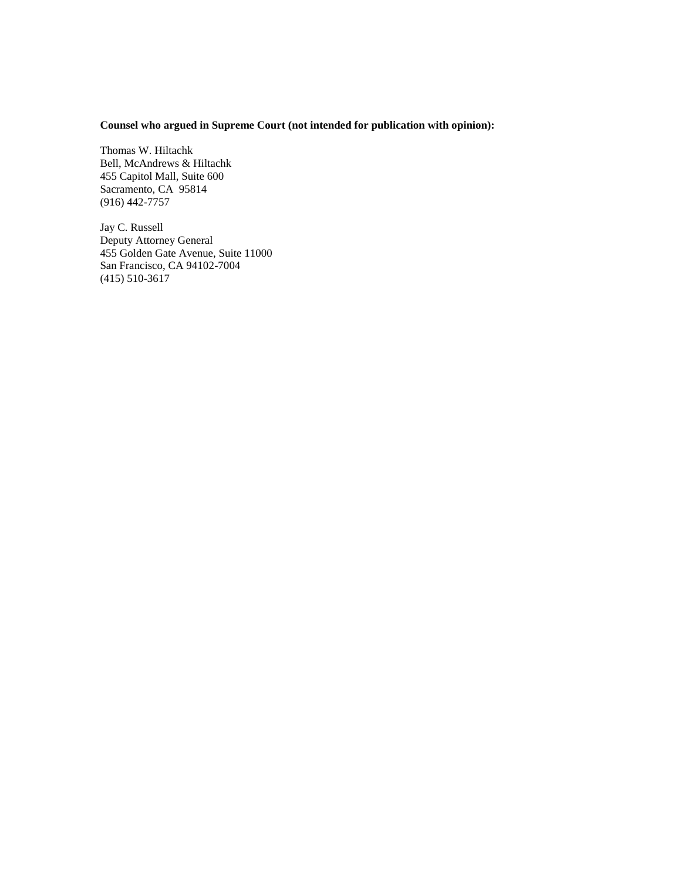**Counsel who argued in Supreme Court (not intended for publication with opinion):**

Thomas W. Hiltachk
Bell, McAndrews & Hiltachk
455 Capitol Mall, Suite 600
Sacramento, CA 95814
(916) 442-7757

Jay C. Russell
Deputy Attorney General
455 Golden Gate Avenue, Suite 11000
San Francisco, CA 94102-7004
(415) 510-3617